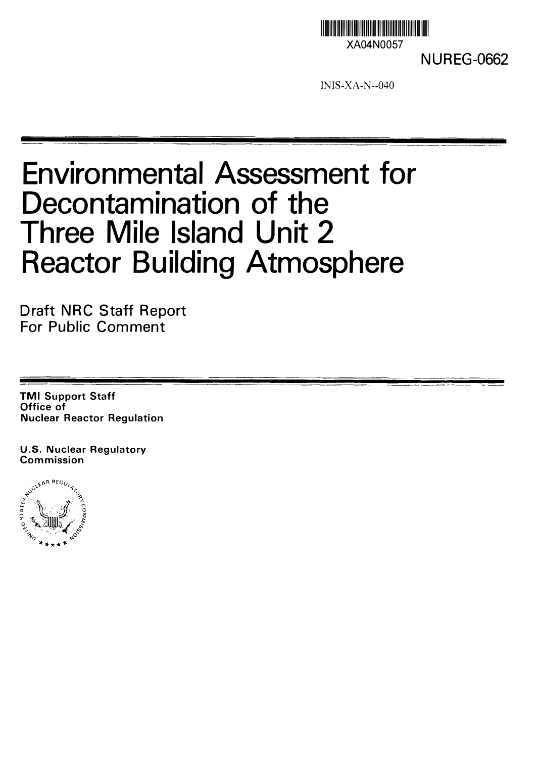XA04N0057

NUREG-0662

INIS-XA-N--040

# Environmental Assessment for Decontamination of the Three Mile Island Unit 2 Reactor Building Atmosphere

Draft NRC Staff Report
For Public Comment

**TMI Support Staff**
**Office of**
**Nuclear Reactor Regulation**

**U.S. Nuclear Regulatory Commission**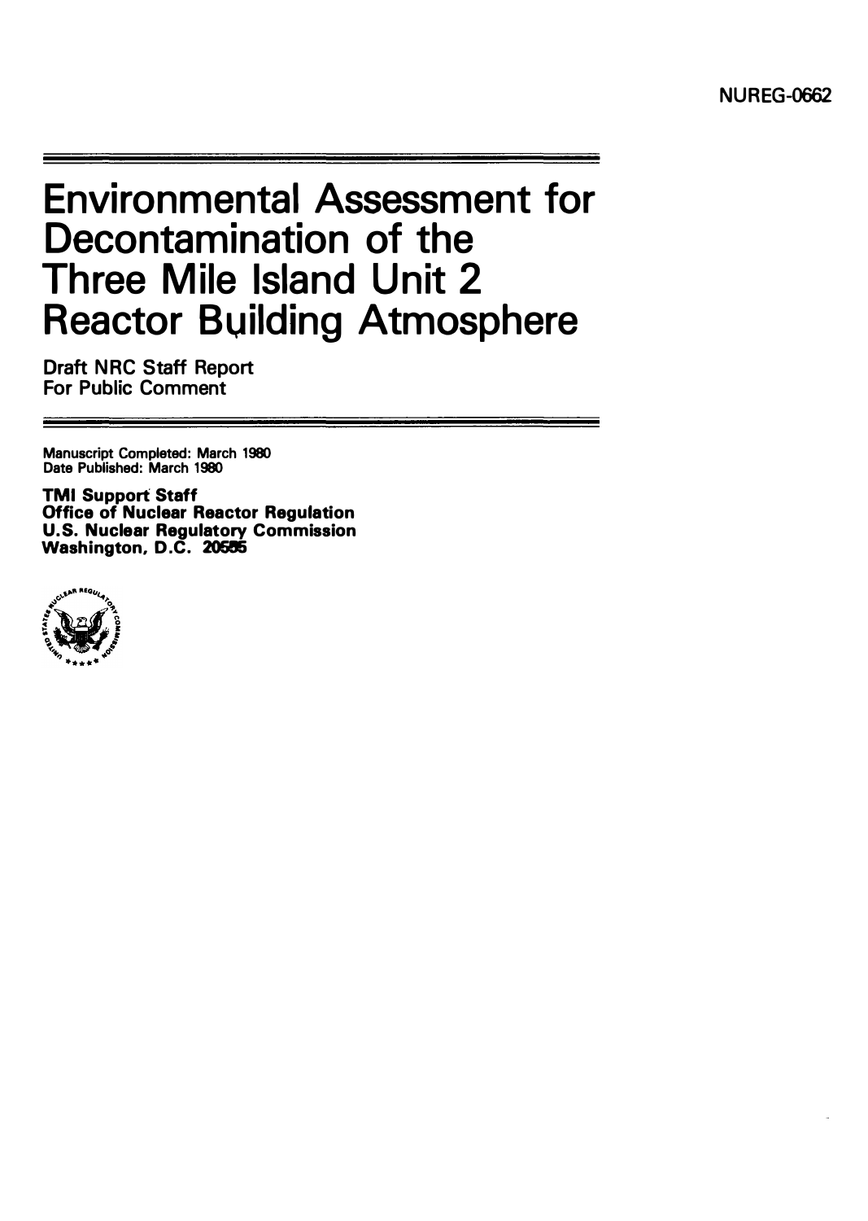NUREG-0662

# Environmental Assessment for Decontamination of the Three Mile Island Unit 2 Reactor Building Atmosphere

Draft NRC Staff Report
For Public Comment

Manuscript Completed: March 1980
Date Published: March 1980

**TMI Support Staff**
**Office of Nuclear Reactor Regulation**
**U.S. Nuclear Regulatory Commission**
**Washington, D.C. 20555**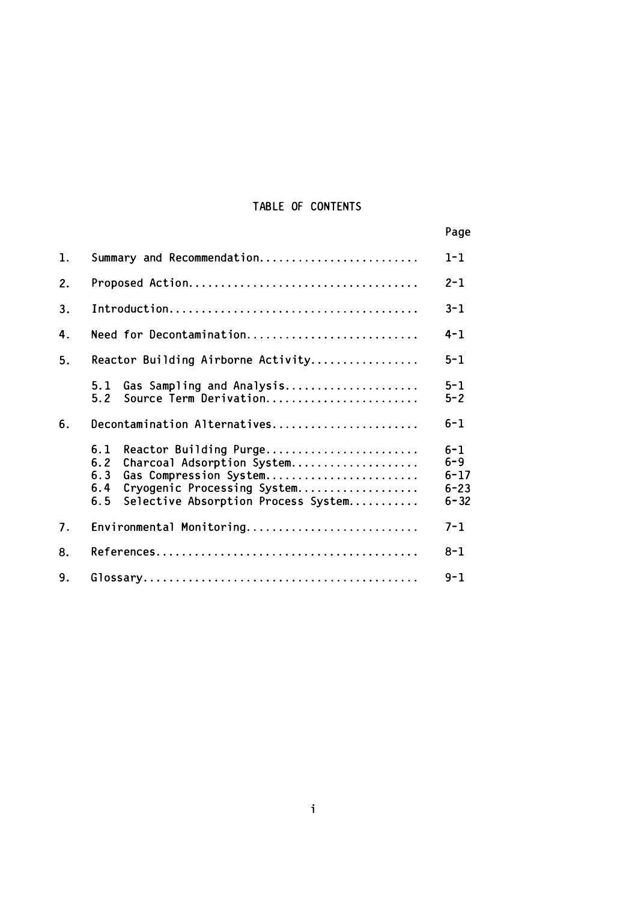# TABLE OF CONTENTS

| | | Page |
|---|---|---|
| 1. | Summary and Recommendation........................ | 1-1 |
| 2. | Proposed Action.................................. | 2-1 |
| 3. | Introduction..................................... | 3-1 |
| 4. | Need for Decontamination.......................... | 4-1 |
| 5. | Reactor Building Airborne Activity................ | 5-1 |
| | 5.1 Gas Sampling and Analysis.................... | 5-1 |
| | 5.2 Source Term Derivation....................... | 5-2 |
| 6. | Decontamination Alternatives...................... | 6-1 |
| | 6.1 Reactor Building Purge....................... | 6-1 |
| | 6.2 Charcoal Adsorption System................... | 6-9 |
| | 6.3 Gas Compression System....................... | 6-17 |
| | 6.4 Cryogenic Processing System.................. | 6-23 |
| | 6.5 Selective Absorption Process System.......... | 6-32 |
| 7. | Environmental Monitoring.......................... | 7-1 |
| 8. | References....................................... | 8-1 |
| 9. | Glossary......................................... | 9-1 |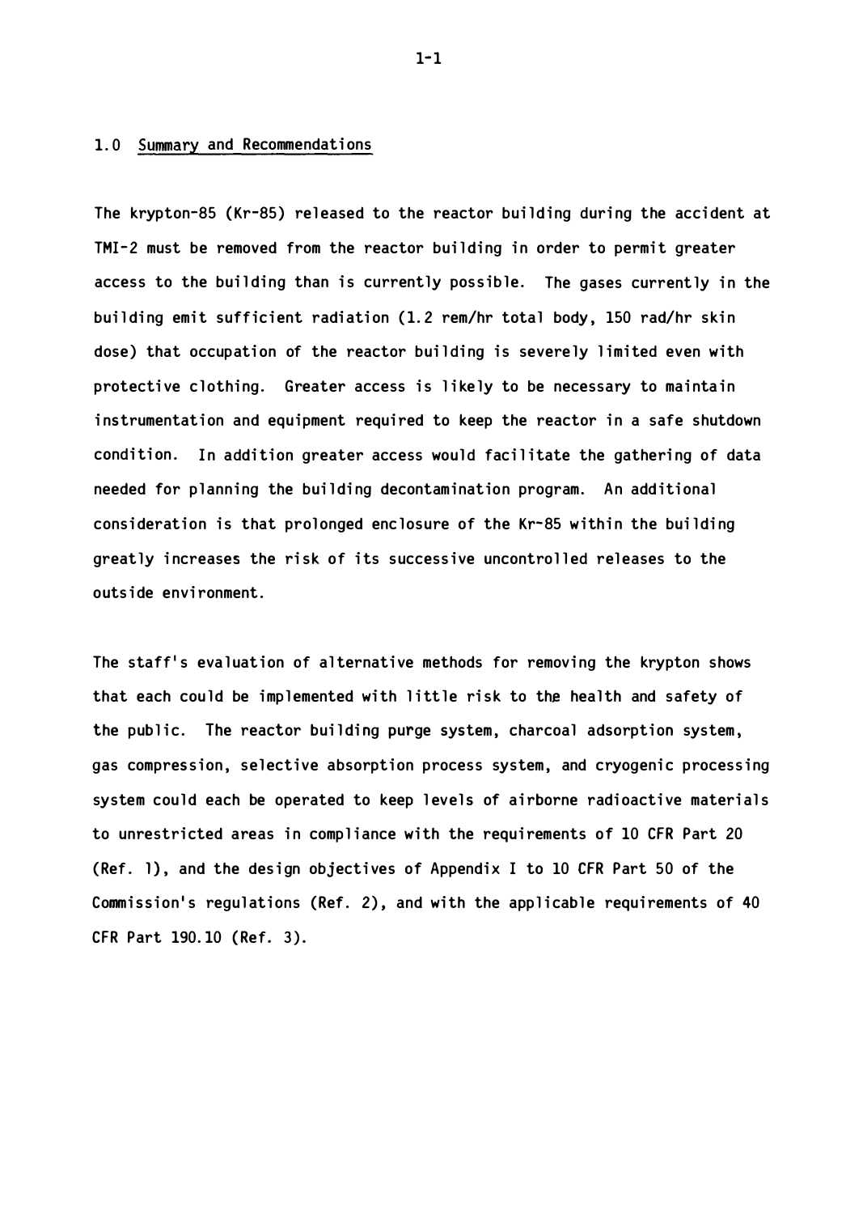## 1.0 Summary and Recommendations

The krypton-85 (Kr-85) released to the reactor building during the accident at TMI-2 must be removed from the reactor building in order to permit greater access to the building than is currently possible. The gases currently in the building emit sufficient radiation (1.2 rem/hr total body, 150 rad/hr skin dose) that occupation of the reactor building is severely limited even with protective clothing. Greater access is likely to be necessary to maintain instrumentation and equipment required to keep the reactor in a safe shutdown condition. In addition greater access would facilitate the gathering of data needed for planning the building decontamination program. An additional consideration is that prolonged enclosure of the Kr-85 within the building greatly increases the risk of its successive uncontrolled releases to the outside environment.

The staff's evaluation of alternative methods for removing the krypton shows that each could be implemented with little risk to the health and safety of the public. The reactor building purge system, charcoal adsorption system, gas compression, selective absorption process system, and cryogenic processing system could each be operated to keep levels of airborne radioactive materials to unrestricted areas in compliance with the requirements of 10 CFR Part 20 (Ref. 1), and the design objectives of Appendix I to 10 CFR Part 50 of the Commission's regulations (Ref. 2), and with the applicable requirements of 40 CFR Part 190.10 (Ref. 3).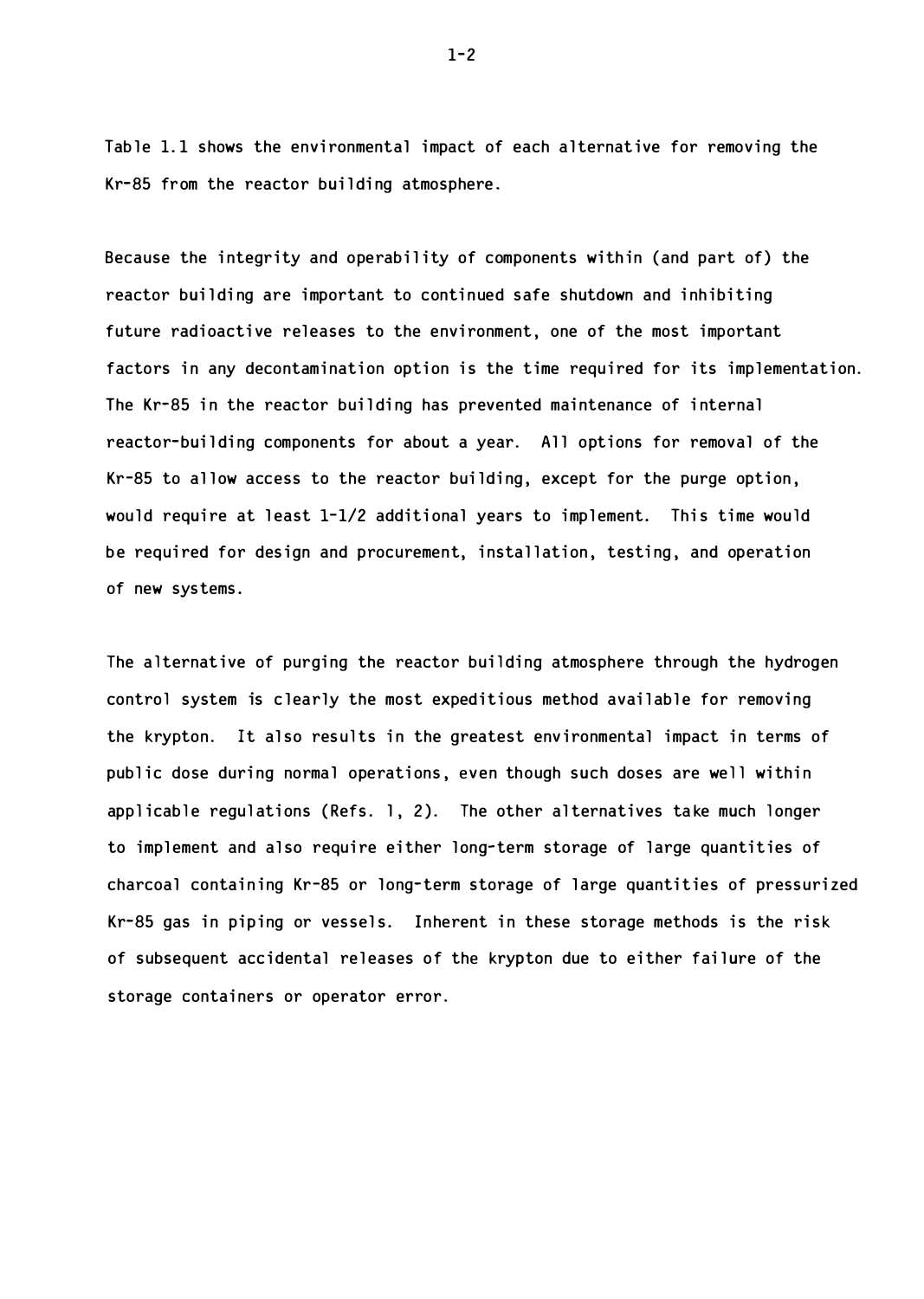Table 1.1 shows the environmental impact of each alternative for removing the Kr-85 from the reactor building atmosphere.

Because the integrity and operability of components within (and part of) the reactor building are important to continued safe shutdown and inhibiting future radioactive releases to the environment, one of the most important factors in any decontamination option is the time required for its implementation. The Kr-85 in the reactor building has prevented maintenance of internal reactor-building components for about a year. All options for removal of the Kr-85 to allow access to the reactor building, except for the purge option, would require at least 1-1/2 additional years to implement. This time would be required for design and procurement, installation, testing, and operation of new systems.

The alternative of purging the reactor building atmosphere through the hydrogen control system is clearly the most expeditious method available for removing the krypton. It also results in the greatest environmental impact in terms of public dose during normal operations, even though such doses are well within applicable regulations (Refs. 1, 2). The other alternatives take much longer to implement and also require either long-term storage of large quantities of charcoal containing Kr-85 or long-term storage of large quantities of pressurized Kr-85 gas in piping or vessels. Inherent in these storage methods is the risk of subsequent accidental releases of the krypton due to either failure of the storage containers or operator error.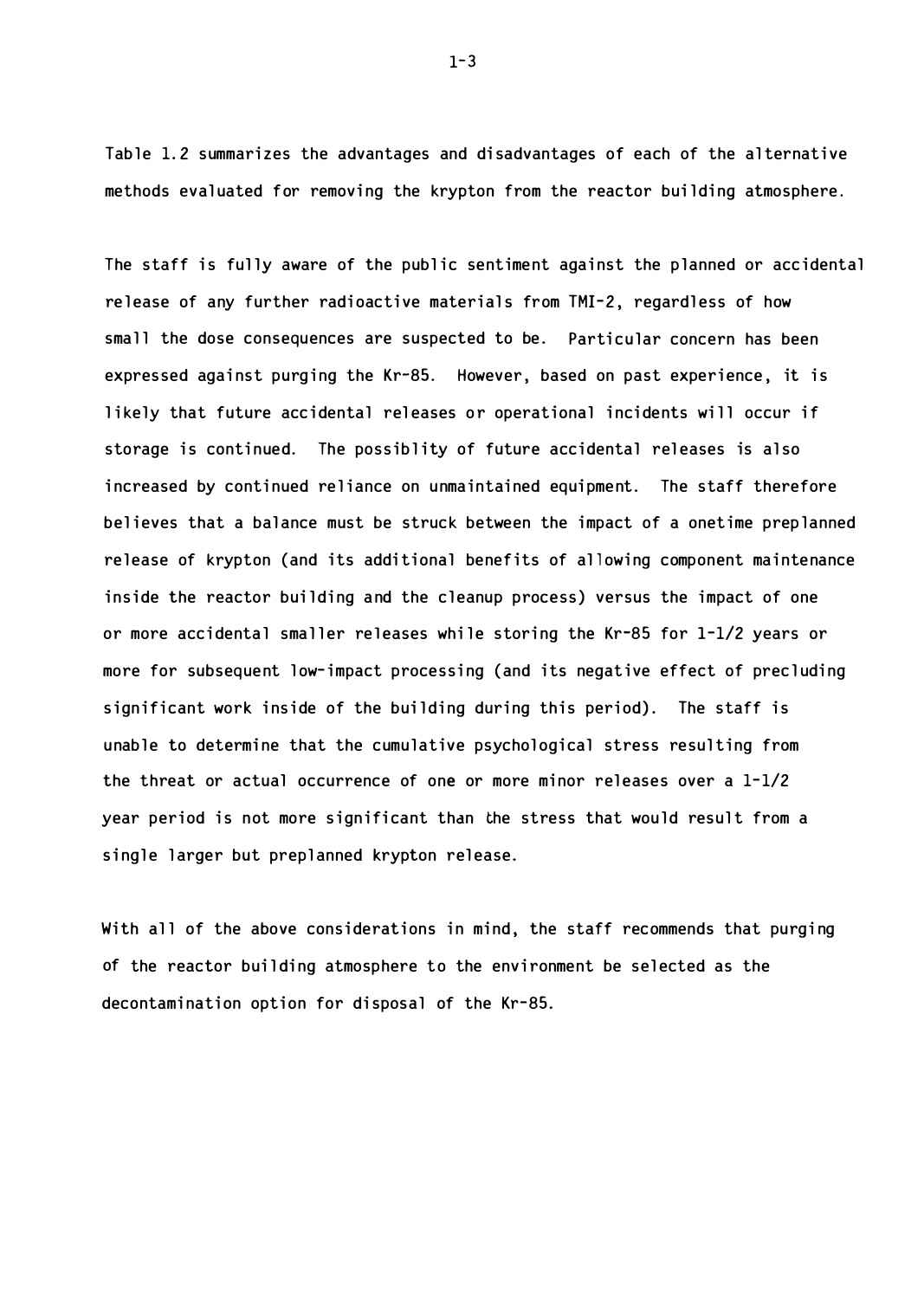Table 1.2 summarizes the advantages and disadvantages of each of the alternative methods evaluated for removing the krypton from the reactor building atmosphere.

The staff is fully aware of the public sentiment against the planned or accidental release of any further radioactive materials from TMI-2, regardless of how small the dose consequences are suspected to be. Particular concern has been expressed against purging the Kr-85. However, based on past experience, it is likely that future accidental releases or operational incidents will occur if storage is continued. The possiblity of future accidental releases is also increased by continued reliance on unmaintained equipment. The staff therefore believes that a balance must be struck between the impact of a onetime preplanned release of krypton (and its additional benefits of allowing component maintenance inside the reactor building and the cleanup process) versus the impact of one or more accidental smaller releases while storing the Kr-85 for 1-1/2 years or more for subsequent low-impact processing (and its negative effect of precluding significant work inside of the building during this period). The staff is unable to determine that the cumulative psychological stress resulting from the threat or actual occurrence of one or more minor releases over a 1-1/2 year period is not more significant than the stress that would result from a single larger but preplanned krypton release.

With all of the above considerations in mind, the staff recommends that purging of the reactor building atmosphere to the environment be selected as the decontamination option for disposal of the Kr-85.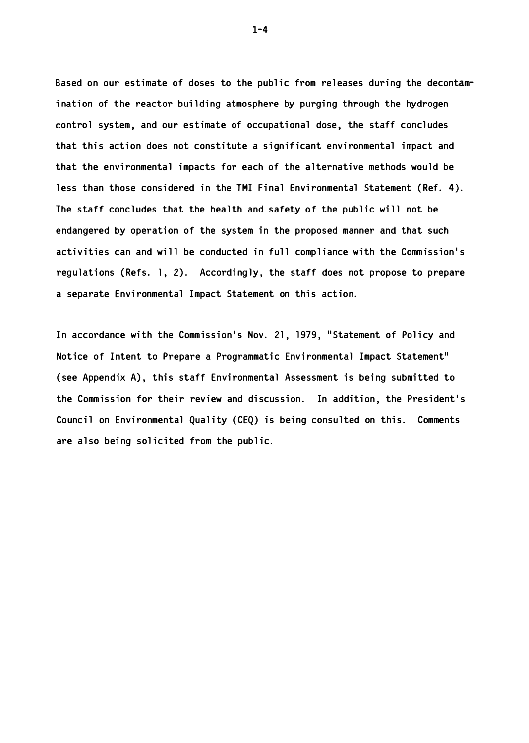Based on our estimate of doses to the public from releases during the decontamination of the reactor building atmosphere by purging through the hydrogen control system, and our estimate of occupational dose, the staff concludes that this action does not constitute a significant environmental impact and that the environmental impacts for each of the alternative methods would be less than those considered in the TMI Final Environmental Statement (Ref. 4). The staff concludes that the health and safety of the public will not be endangered by operation of the system in the proposed manner and that such activities can and will be conducted in full compliance with the Commission's regulations (Refs. 1, 2). Accordingly, the staff does not propose to prepare a separate Environmental Impact Statement on this action.

In accordance with the Commission's Nov. 21, 1979, "Statement of Policy and Notice of Intent to Prepare a Programmatic Environmental Impact Statement" (see Appendix A), this staff Environmental Assessment is being submitted to the Commission for their review and discussion. In addition, the President's Council on Environmental Quality (CEQ) is being consulted on this. Comments are also being solicited from the public.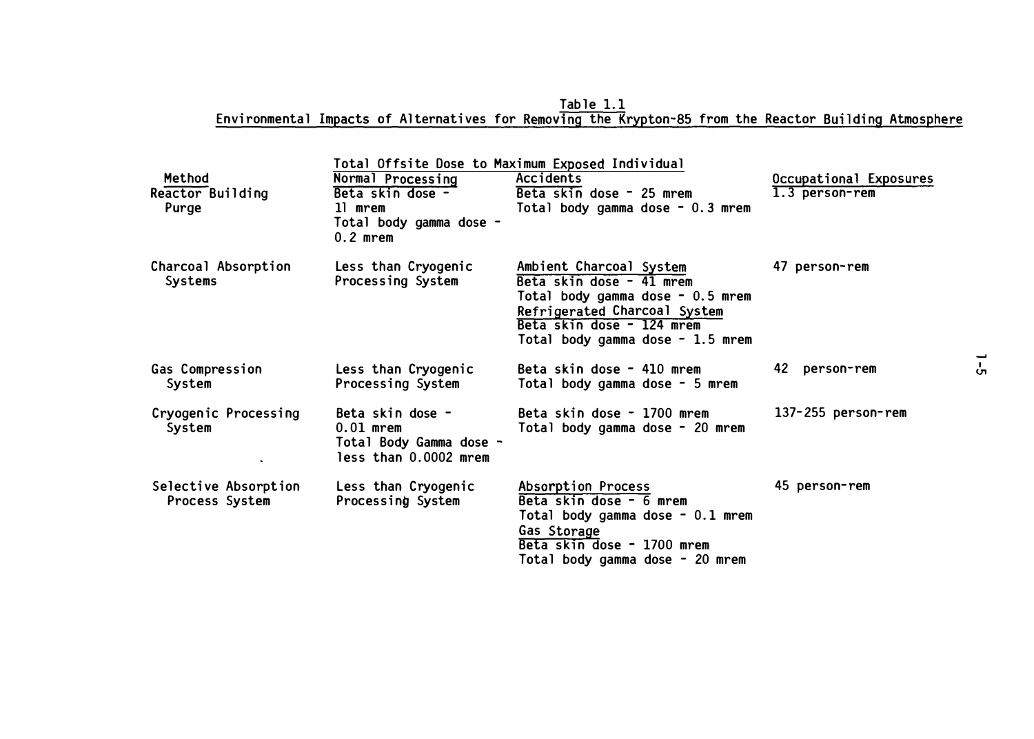Table 1.1
Environmental Impacts of Alternatives for Removing the Krypton-85 from the Reactor Building Atmosphere

| Method | Total Offsite Dose to Maximum Exposed Individual | | Occupational Exposures |
|---|---|---|---|
| | Normal Processing | Accidents | |
| Reactor Building Purge | Beta skin dose - 11 mrem<br>Total body gamma dose - 0.2 mrem | Beta skin dose - 25 mrem<br>Total body gamma dose - 0.3 mrem | 1.3 person-rem |
| Charcoal Absorption Systems | Less than Cryogenic Processing System | Ambient Charcoal System<br>Beta skin dose - 41 mrem<br>Total body gamma dose - 0.5 mrem<br>Refrigerated Charcoal System<br>Beta skin dose - 124 mrem<br>Total body gamma dose - 1.5 mrem | 47 person-rem |
| Gas Compression System | Less than Cryogenic Processing System | Beta skin dose - 410 mrem<br>Total body gamma dose - 5 mrem | 42 person-rem |
| Cryogenic Processing System | Beta skin dose - 0.01 mrem<br>Total Body Gamma dose - less than 0.0002 mrem | Beta skin dose - 1700 mrem<br>Total body gamma dose - 20 mrem | 137-255 person-rem |
| Selective Absorption Process System | Less than Cryogenic Processing System | Absorption Process<br>Beta skin dose - 6 mrem<br>Total body gamma dose - 0.1 mrem<br>Gas Storage<br>Beta skin dose - 1700 mrem<br>Total body gamma dose - 20 mrem | 45 person-rem |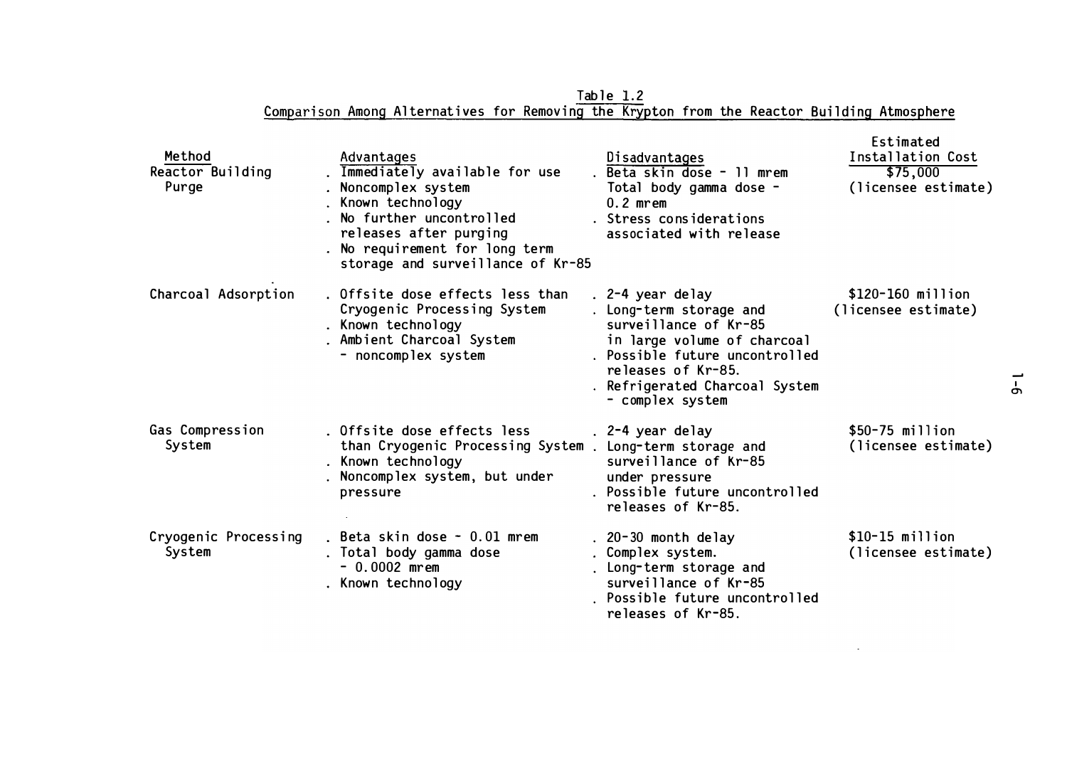Table 1.2
Comparison Among Alternatives for Removing the Krypton from the Reactor Building Atmosphere

| Method | Advantages | Disadvantages | Estimated Installation Cost |
|---|---|---|---|
| Reactor Building Purge | . Immediately available for use<br>. Noncomplex system<br>. Known technology<br>. No further uncontrolled releases after purging<br>. No requirement for long term storage and surveillance of Kr-85 | . Beta skin dose - 11 mrem<br>Total body gamma dose - 0.2 mrem<br>. Stress considerations associated with release | \$75,000 (licensee estimate) |
| Charcoal Adsorption | . Offsite dose effects less than Cryogenic Processing System<br>. Known technology<br>. Ambient Charcoal System - noncomplex system | . 2-4 year delay<br>. Long-term storage and surveillance of Kr-85 in large volume of charcoal<br>. Possible future uncontrolled releases of Kr-85.<br>. Refrigerated Charcoal System - complex system | \$120-160 million (licensee estimate) |
| Gas Compression System | . Offsite dose effects less than Cryogenic Processing System<br>. Known technology<br>. Noncomplex system, but under pressure | . 2-4 year delay<br>. Long-term storage and surveillance of Kr-85 under pressure<br>. Possible future uncontrolled releases of Kr-85. | \$50-75 million (licensee estimate) |
| Cryogenic Processing System | . Beta skin dose - 0.01 mrem<br>. Total body gamma dose - 0.0002 mrem<br>. Known technology | . 20-30 month delay<br>. Complex system.<br>. Long-term storage and surveillance of Kr-85<br>. Possible future uncontrolled releases of Kr-85. | \$10-15 million (licensee estimate) |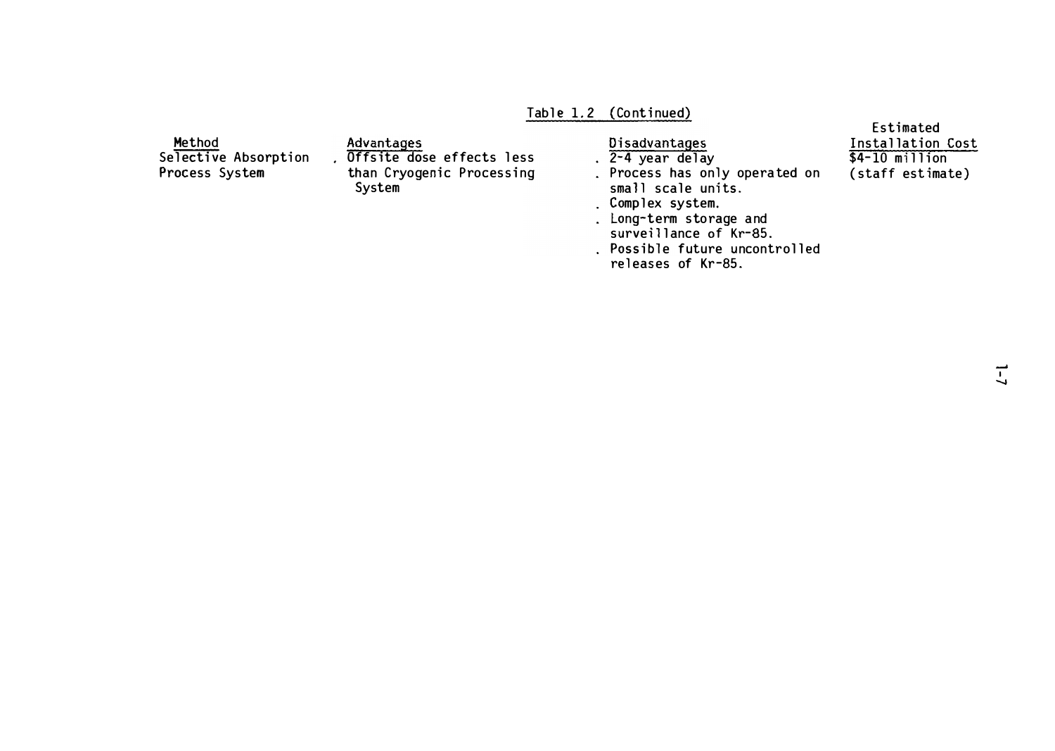Table 1.2 (Continued)

| Method | Advantages | Disadvantages | Estimated Installation Cost |
|---|---|---|---|
| Selective Absorption Process System | . Offsite dose effects less than Cryogenic Processing System | . 2-4 year delay<br>. Process has only operated on small scale units.<br>. Complex system.<br>. Long-term storage and surveillance of Kr-85.<br>. Possible future uncontrolled releases of Kr-85. | $4-10 million (staff estimate) |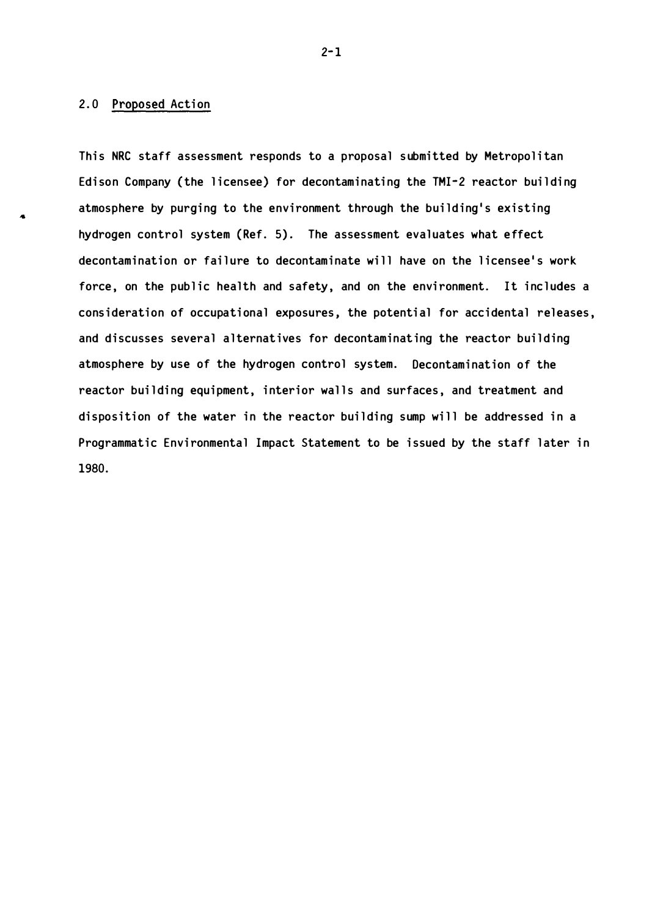## 2.0 Proposed Action

This NRC staff assessment responds to a proposal submitted by Metropolitan Edison Company (the licensee) for decontaminating the TMI-2 reactor building atmosphere by purging to the environment through the building's existing hydrogen control system (Ref. 5). The assessment evaluates what effect decontamination or failure to decontaminate will have on the licensee's work force, on the public health and safety, and on the environment. It includes a consideration of occupational exposures, the potential for accidental releases, and discusses several alternatives for decontaminating the reactor building atmosphere by use of the hydrogen control system. Decontamination of the reactor building equipment, interior walls and surfaces, and treatment and disposition of the water in the reactor building sump will be addressed in a Programmatic Environmental Impact Statement to be issued by the staff later in 1980.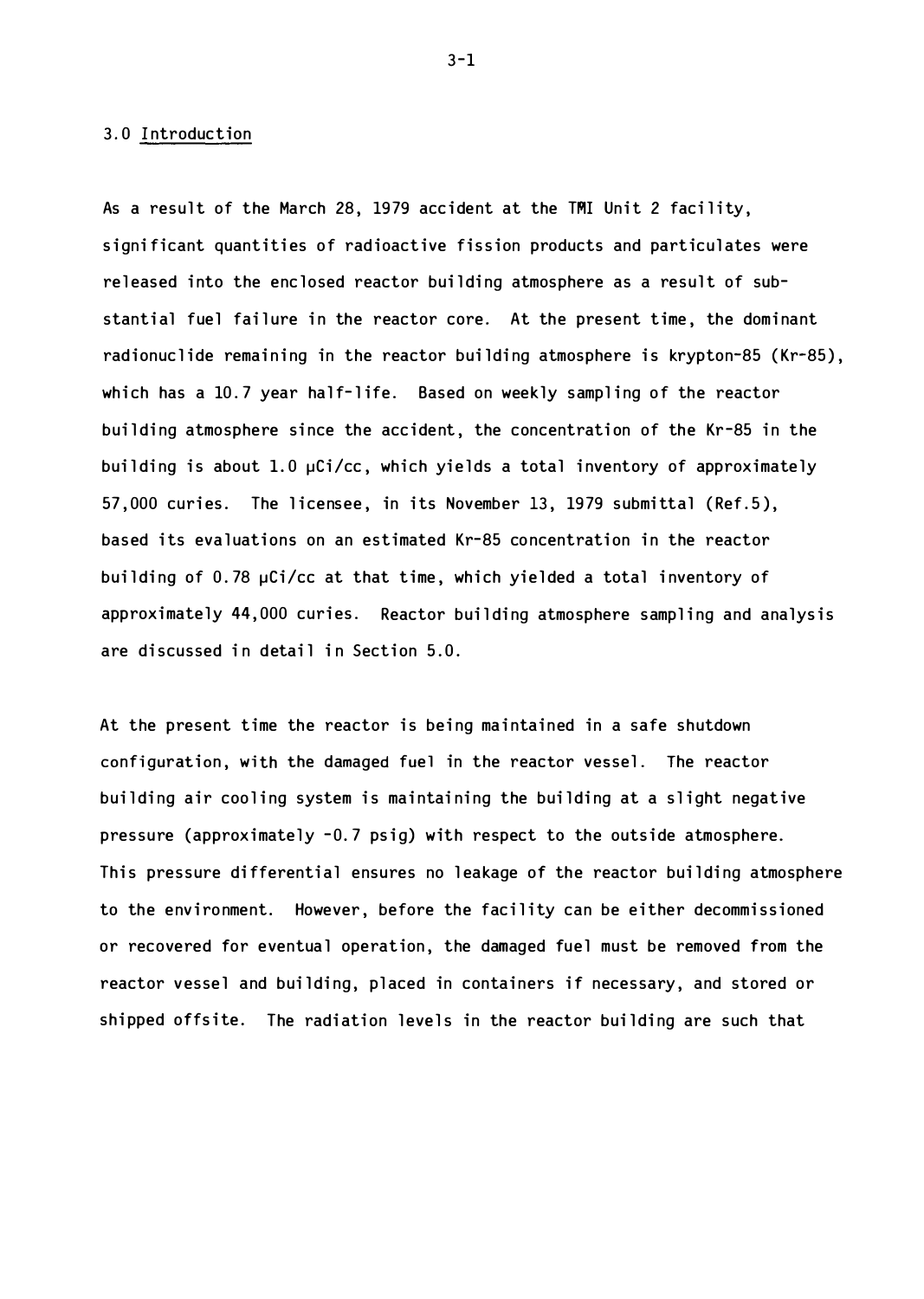## 3.0 Introduction

As a result of the March 28, 1979 accident at the TMI Unit 2 facility, significant quantities of radioactive fission products and particulates were released into the enclosed reactor building atmosphere as a result of substantial fuel failure in the reactor core. At the present time, the dominant radionuclide remaining in the reactor building atmosphere is krypton-85 (Kr-85), which has a 10.7 year half-life. Based on weekly sampling of the reactor building atmosphere since the accident, the concentration of the Kr-85 in the building is about 1.0 μCi/cc, which yields a total inventory of approximately 57,000 curies. The licensee, in its November 13, 1979 submittal (Ref.5), based its evaluations on an estimated Kr-85 concentration in the reactor building of 0.78 μCi/cc at that time, which yielded a total inventory of approximately 44,000 curies. Reactor building atmosphere sampling and analysis are discussed in detail in Section 5.0.

At the present time the reactor is being maintained in a safe shutdown configuration, with the damaged fuel in the reactor vessel. The reactor building air cooling system is maintaining the building at a slight negative pressure (approximately -0.7 psig) with respect to the outside atmosphere. This pressure differential ensures no leakage of the reactor building atmosphere to the environment. However, before the facility can be either decommissioned or recovered for eventual operation, the damaged fuel must be removed from the reactor vessel and building, placed in containers if necessary, and stored or shipped offsite. The radiation levels in the reactor building are such that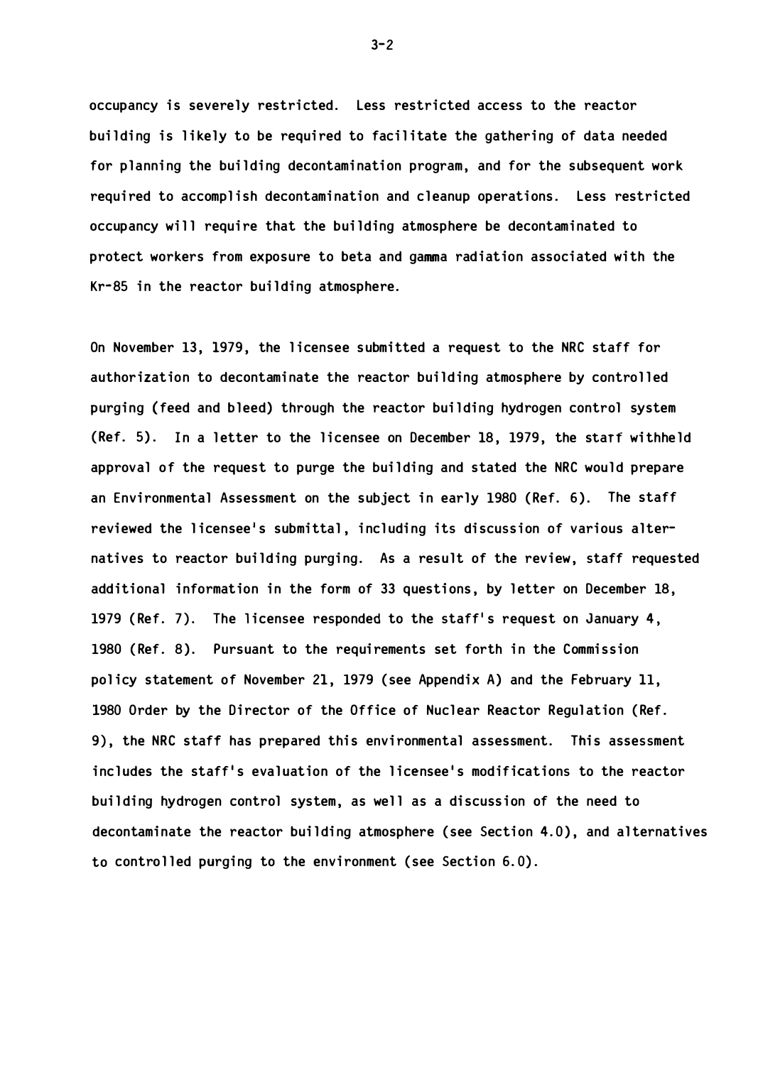occupancy is severely restricted. Less restricted access to the reactor building is likely to be required to facilitate the gathering of data needed for planning the building decontamination program, and for the subsequent work required to accomplish decontamination and cleanup operations. Less restricted occupancy will require that the building atmosphere be decontaminated to protect workers from exposure to beta and gamma radiation associated with the Kr-85 in the reactor building atmosphere.

On November 13, 1979, the licensee submitted a request to the NRC staff for authorization to decontaminate the reactor building atmosphere by controlled purging (feed and bleed) through the reactor building hydrogen control system (Ref. 5). In a letter to the licensee on December 18, 1979, the staff withheld approval of the request to purge the building and stated the NRC would prepare an Environmental Assessment on the subject in early 1980 (Ref. 6). The staff reviewed the licensee's submittal, including its discussion of various alternatives to reactor building purging. As a result of the review, staff requested additional information in the form of 33 questions, by letter on December 18, 1979 (Ref. 7). The licensee responded to the staff's request on January 4, 1980 (Ref. 8). Pursuant to the requirements set forth in the Commission policy statement of November 21, 1979 (see Appendix A) and the February 11, 1980 Order by the Director of the Office of Nuclear Reactor Regulation (Ref. 9), the NRC staff has prepared this environmental assessment. This assessment includes the staff's evaluation of the licensee's modifications to the reactor building hydrogen control system, as well as a discussion of the need to decontaminate the reactor building atmosphere (see Section 4.0), and alternatives to controlled purging to the environment (see Section 6.0).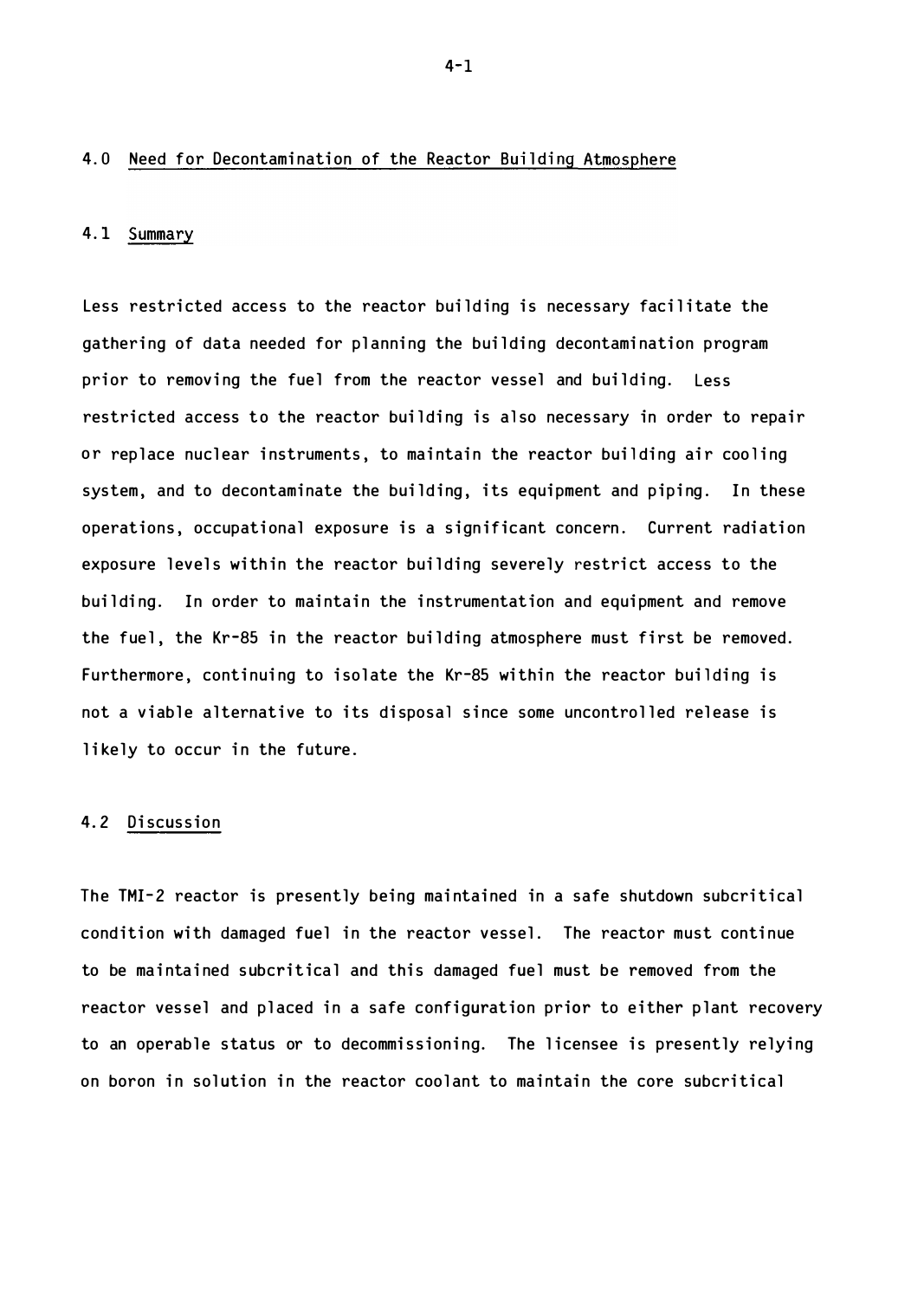## 4.0 Need for Decontamination of the Reactor Building Atmosphere

### 4.1 Summary

Less restricted access to the reactor building is necessary facilitate the gathering of data needed for planning the building decontamination program prior to removing the fuel from the reactor vessel and building. Less restricted access to the reactor building is also necessary in order to repair or replace nuclear instruments, to maintain the reactor building air cooling system, and to decontaminate the building, its equipment and piping. In these operations, occupational exposure is a significant concern. Current radiation exposure levels within the reactor building severely restrict access to the building. In order to maintain the instrumentation and equipment and remove the fuel, the Kr-85 in the reactor building atmosphere must first be removed. Furthermore, continuing to isolate the Kr-85 within the reactor building is not a viable alternative to its disposal since some uncontrolled release is likely to occur in the future.

### 4.2 Discussion

The TMI-2 reactor is presently being maintained in a safe shutdown subcritical condition with damaged fuel in the reactor vessel. The reactor must continue to be maintained subcritical and this damaged fuel must be removed from the reactor vessel and placed in a safe configuration prior to either plant recovery to an operable status or to decommissioning. The licensee is presently relying on boron in solution in the reactor coolant to maintain the core subcritical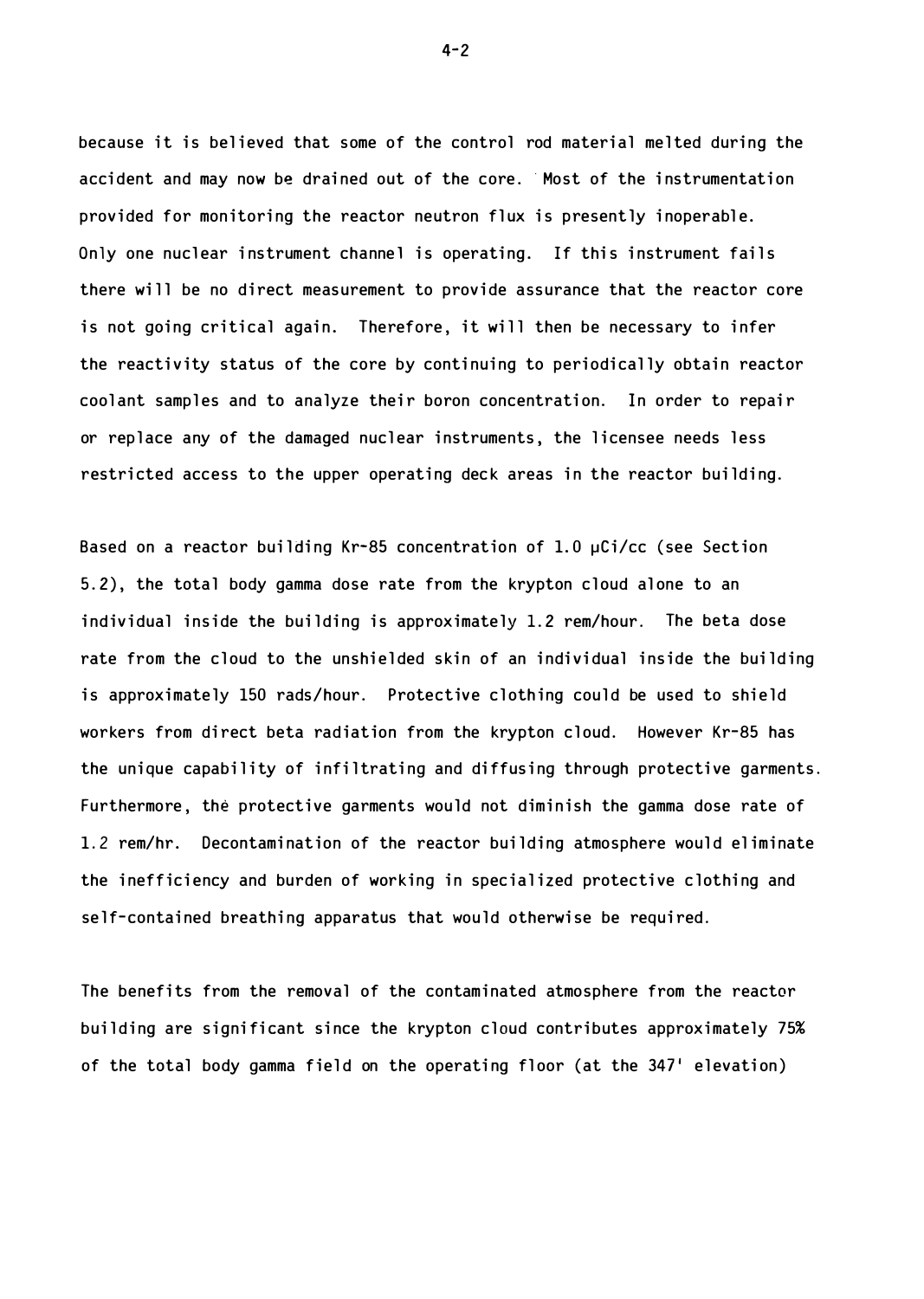because it is believed that some of the control rod material melted during the accident and may now be drained out of the core. Most of the instrumentation provided for monitoring the reactor neutron flux is presently inoperable. Only one nuclear instrument channel is operating. If this instrument fails there will be no direct measurement to provide assurance that the reactor core is not going critical again. Therefore, it will then be necessary to infer the reactivity status of the core by continuing to periodically obtain reactor coolant samples and to analyze their boron concentration. In order to repair or replace any of the damaged nuclear instruments, the licensee needs less restricted access to the upper operating deck areas in the reactor building.

Based on a reactor building Kr-85 concentration of 1.0 μCi/cc (see Section 5.2), the total body gamma dose rate from the krypton cloud alone to an individual inside the building is approximately 1.2 rem/hour. The beta dose rate from the cloud to the unshielded skin of an individual inside the building is approximately 150 rads/hour. Protective clothing could be used to shield workers from direct beta radiation from the krypton cloud. However Kr-85 has the unique capability of infiltrating and diffusing through protective garments. Furthermore, the protective garments would not diminish the gamma dose rate of 1.2 rem/hr. Decontamination of the reactor building atmosphere would eliminate the inefficiency and burden of working in specialized protective clothing and self-contained breathing apparatus that would otherwise be required.

The benefits from the removal of the contaminated atmosphere from the reactor building are significant since the krypton cloud contributes approximately 75% of the total body gamma field on the operating floor (at the 347' elevation)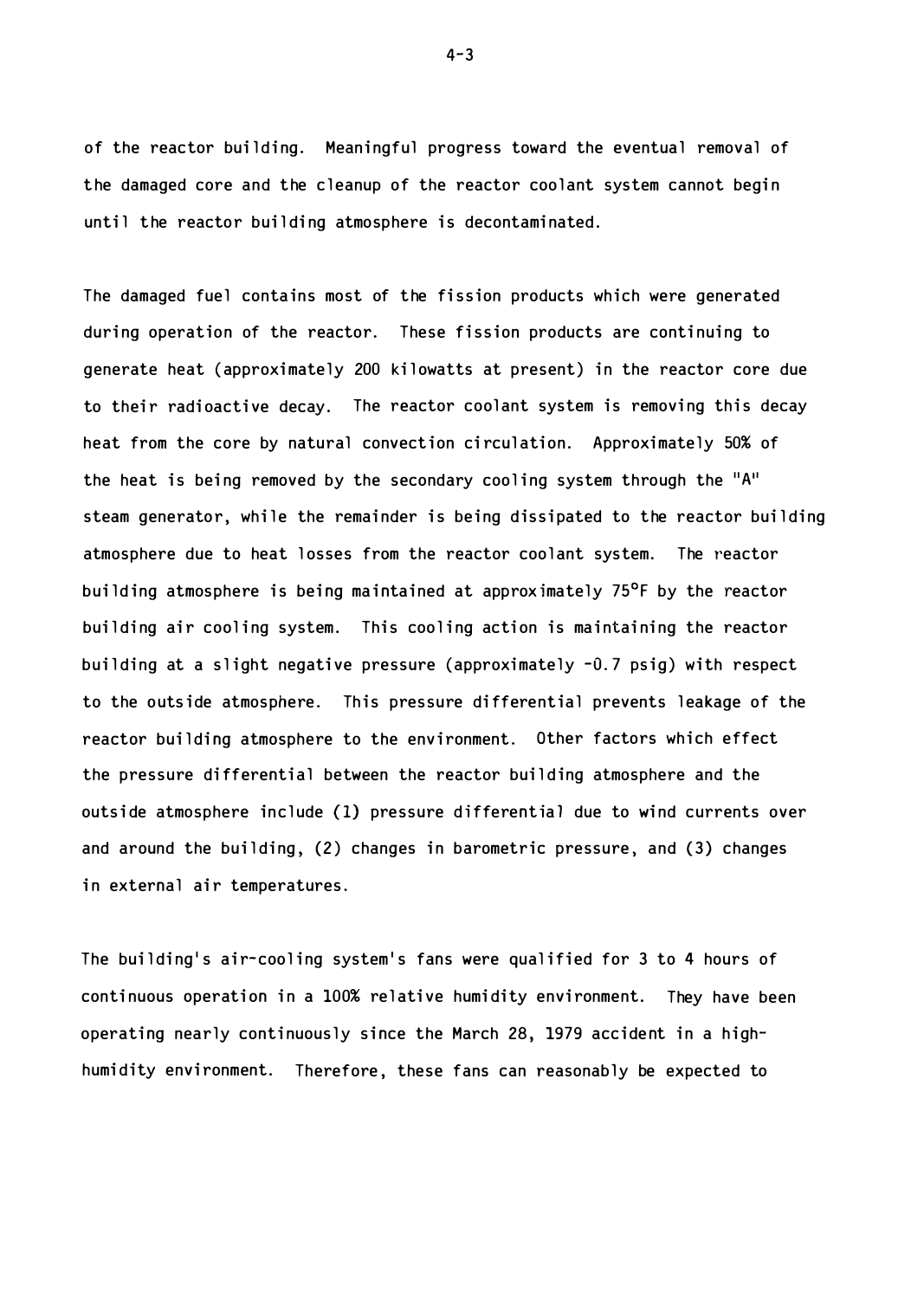of the reactor building. Meaningful progress toward the eventual removal of the damaged core and the cleanup of the reactor coolant system cannot begin until the reactor building atmosphere is decontaminated.

The damaged fuel contains most of the fission products which were generated during operation of the reactor. These fission products are continuing to generate heat (approximately 200 kilowatts at present) in the reactor core due to their radioactive decay. The reactor coolant system is removing this decay heat from the core by natural convection circulation. Approximately 50% of the heat is being removed by the secondary cooling system through the "A" steam generator, while the remainder is being dissipated to the reactor building atmosphere due to heat losses from the reactor coolant system. The reactor building atmosphere is being maintained at approximately 75°F by the reactor building air cooling system. This cooling action is maintaining the reactor building at a slight negative pressure (approximately -0.7 psig) with respect to the outside atmosphere. This pressure differential prevents leakage of the reactor building atmosphere to the environment. Other factors which effect the pressure differential between the reactor building atmosphere and the outside atmosphere include (1) pressure differential due to wind currents over and around the building, (2) changes in barometric pressure, and (3) changes in external air temperatures.

The building's air-cooling system's fans were qualified for 3 to 4 hours of continuous operation in a 100% relative humidity environment. They have been operating nearly continuously since the March 28, 1979 accident in a high-humidity environment. Therefore, these fans can reasonably be expected to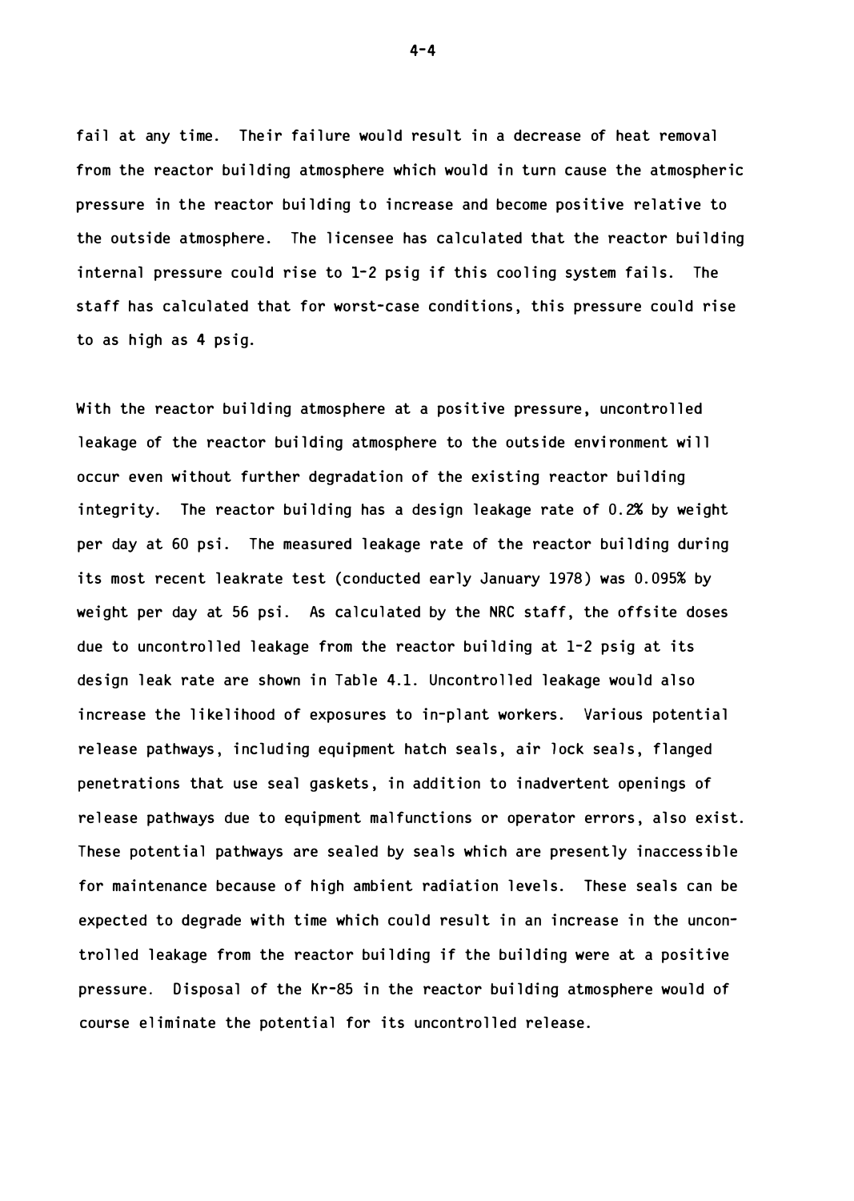fail at any time. Their failure would result in a decrease of heat removal from the reactor building atmosphere which would in turn cause the atmospheric pressure in the reactor building to increase and become positive relative to the outside atmosphere. The licensee has calculated that the reactor building internal pressure could rise to 1-2 psig if this cooling system fails. The staff has calculated that for worst-case conditions, this pressure could rise to as high as 4 psig.

With the reactor building atmosphere at a positive pressure, uncontrolled leakage of the reactor building atmosphere to the outside environment will occur even without further degradation of the existing reactor building integrity. The reactor building has a design leakage rate of 0.2% by weight per day at 60 psi. The measured leakage rate of the reactor building during its most recent leakrate test (conducted early January 1978) was 0.095% by weight per day at 56 psi. As calculated by the NRC staff, the offsite doses due to uncontrolled leakage from the reactor building at 1-2 psig at its design leak rate are shown in Table 4.1. Uncontrolled leakage would also increase the likelihood of exposures to in-plant workers. Various potential release pathways, including equipment hatch seals, air lock seals, flanged penetrations that use seal gaskets, in addition to inadvertent openings of release pathways due to equipment malfunctions or operator errors, also exist. These potential pathways are sealed by seals which are presently inaccessible for maintenance because of high ambient radiation levels. These seals can be expected to degrade with time which could result in an increase in the uncontrolled leakage from the reactor building if the building were at a positive pressure. Disposal of the Kr-85 in the reactor building atmosphere would of course eliminate the potential for its uncontrolled release.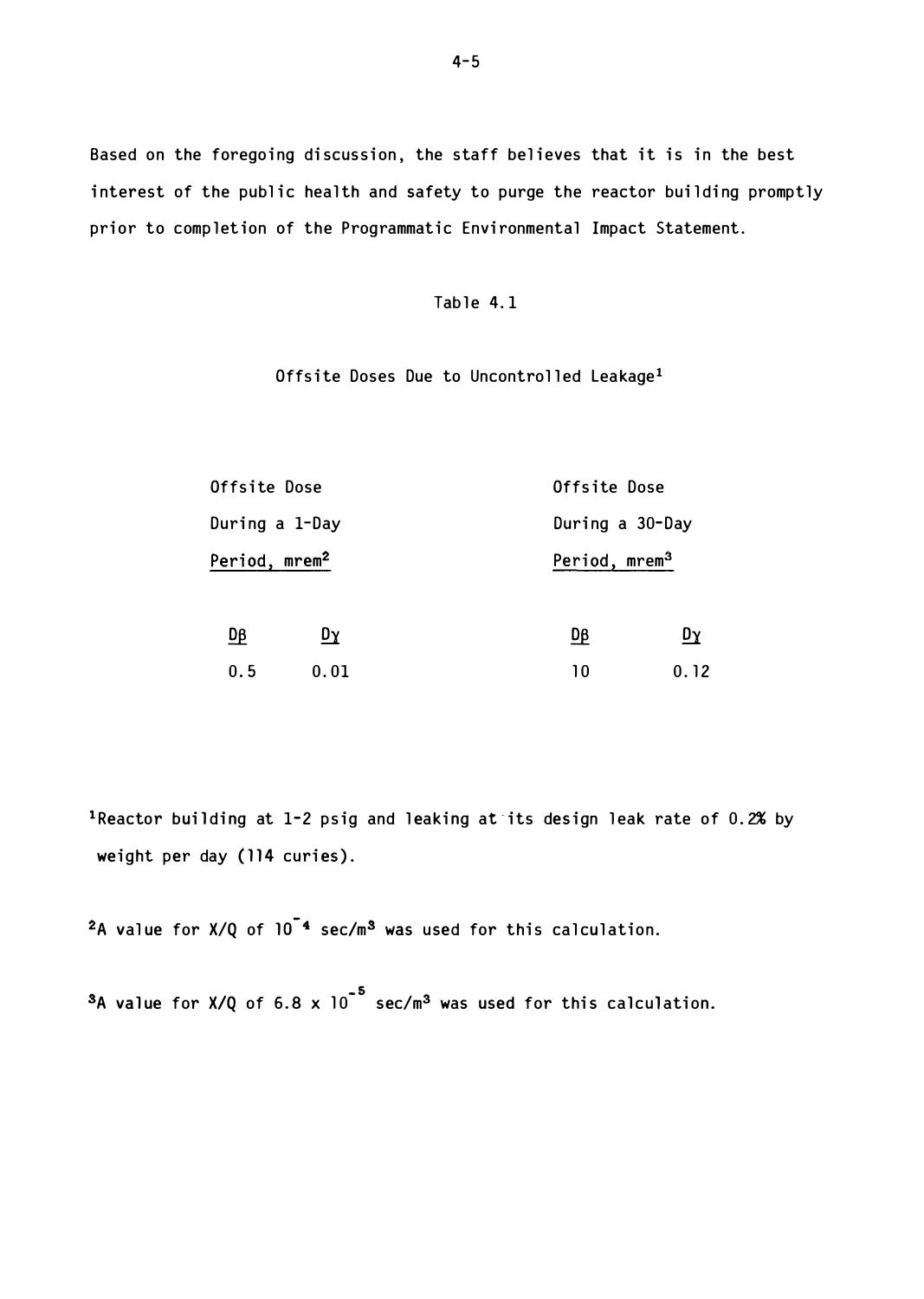Based on the foregoing discussion, the staff believes that it is in the best interest of the public health and safety to purge the reactor building promptly prior to completion of the Programmatic Environmental Impact Statement.

Table 4.1

Offsite Doses Due to Uncontrolled Leakage[1]

| Offsite Dose During a 1-Day Period, mrem[2] | | Offsite Dose During a 30-Day Period, mrem[3] | |
|---|---|---|---|
| $D_\beta$ | $D_\gamma$ | $D_\beta$ | $D_\gamma$ |
| 0.5 | 0.01 | 10 | 0.12 |

[1]Reactor building at 1-2 psig and leaking at its design leak rate of 0.2% by weight per day (114 curies).

[2]A value for X/Q of $10^{-4}$ sec/m³ was used for this calculation.

[3]A value for X/Q of $6.8 \times 10^{-5}$ sec/m³ was used for this calculation.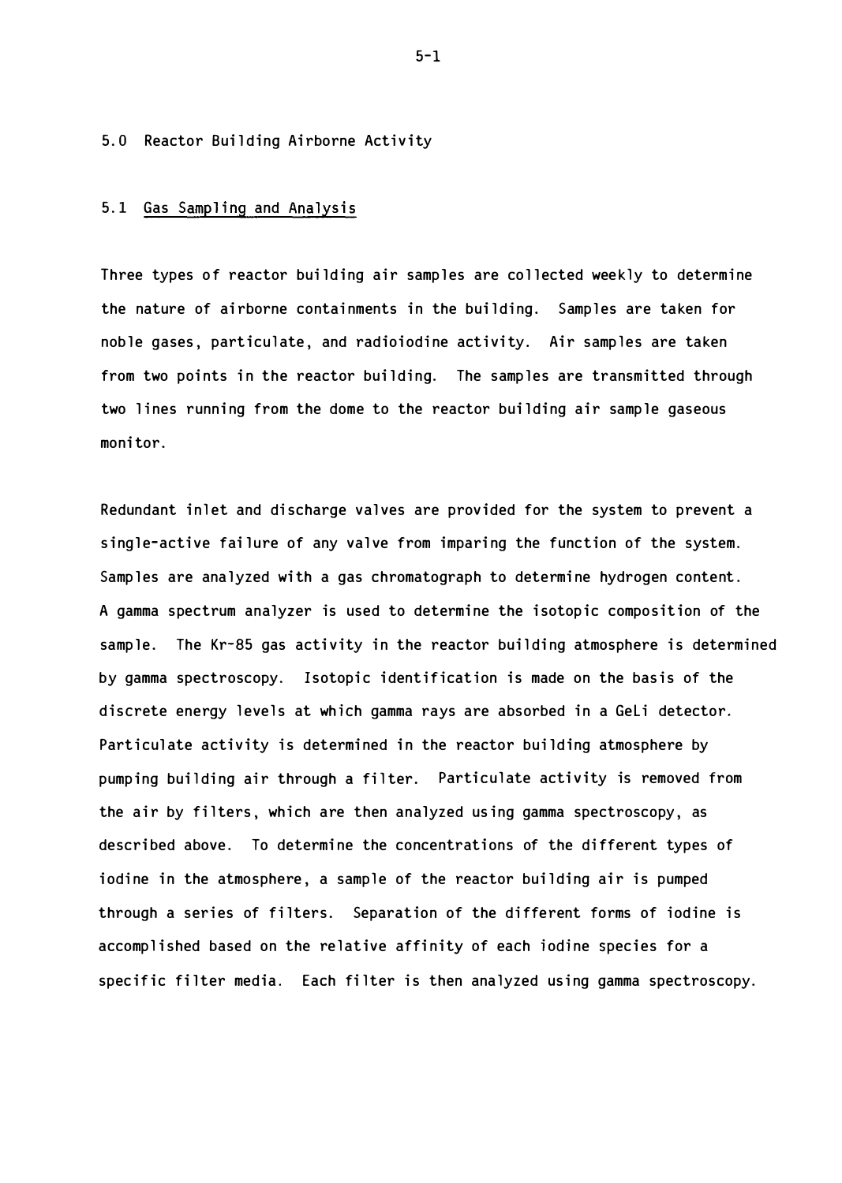# 5.0 Reactor Building Airborne Activity

## 5.1 Gas Sampling and Analysis

Three types of reactor building air samples are collected weekly to determine the nature of airborne containments in the building. Samples are taken for noble gases, particulate, and radioiodine activity. Air samples are taken from two points in the reactor building. The samples are transmitted through two lines running from the dome to the reactor building air sample gaseous monitor.

Redundant inlet and discharge valves are provided for the system to prevent a single-active failure of any valve from imparing the function of the system. Samples are analyzed with a gas chromatograph to determine hydrogen content. A gamma spectrum analyzer is used to determine the isotopic composition of the sample. The Kr-85 gas activity in the reactor building atmosphere is determined by gamma spectroscopy. Isotopic identification is made on the basis of the discrete energy levels at which gamma rays are absorbed in a GeLi detector. Particulate activity is determined in the reactor building atmosphere by pumping building air through a filter. Particulate activity is removed from the air by filters, which are then analyzed using gamma spectroscopy, as described above. To determine the concentrations of the different types of iodine in the atmosphere, a sample of the reactor building air is pumped through a series of filters. Separation of the different forms of iodine is accomplished based on the relative affinity of each iodine species for a specific filter media. Each filter is then analyzed using gamma spectroscopy.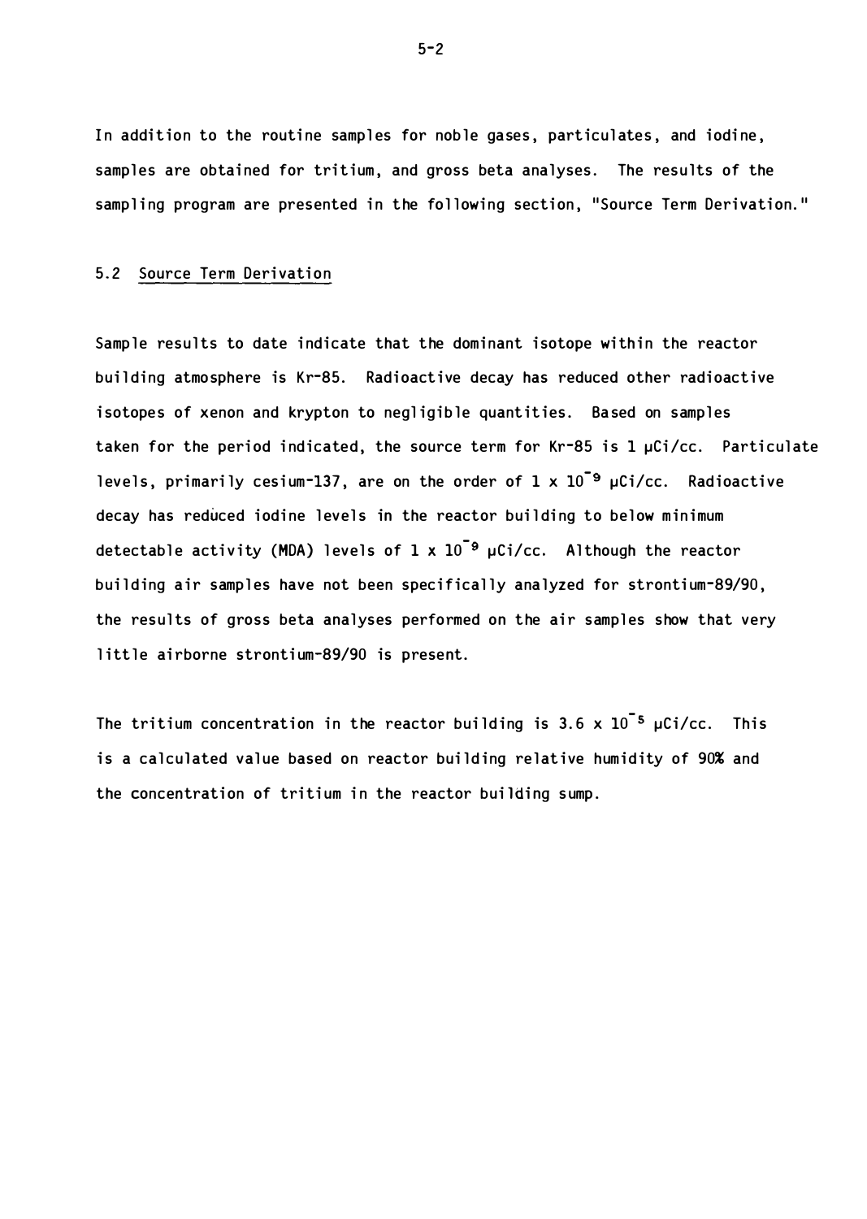In addition to the routine samples for noble gases, particulates, and iodine, samples are obtained for tritium, and gross beta analyses. The results of the sampling program are presented in the following section, "Source Term Derivation."

## 5.2 Source Term Derivation

Sample results to date indicate that the dominant isotope within the reactor building atmosphere is Kr-85. Radioactive decay has reduced other radioactive isotopes of xenon and krypton to negligible quantities. Based on samples taken for the period indicated, the source term for Kr-85 is 1 μCi/cc. Particulate levels, primarily cesium-137, are on the order of $1 \times 10^{-9}$ μCi/cc. Radioactive decay has reduced iodine levels in the reactor building to below minimum detectable activity (MDA) levels of $1 \times 10^{-9}$ μCi/cc. Although the reactor building air samples have not been specifically analyzed for strontium-89/90, the results of gross beta analyses performed on the air samples show that very little airborne strontium-89/90 is present.

The tritium concentration in the reactor building is $3.6 \times 10^{-5}$ μCi/cc. This is a calculated value based on reactor building relative humidity of 90% and the concentration of tritium in the reactor building sump.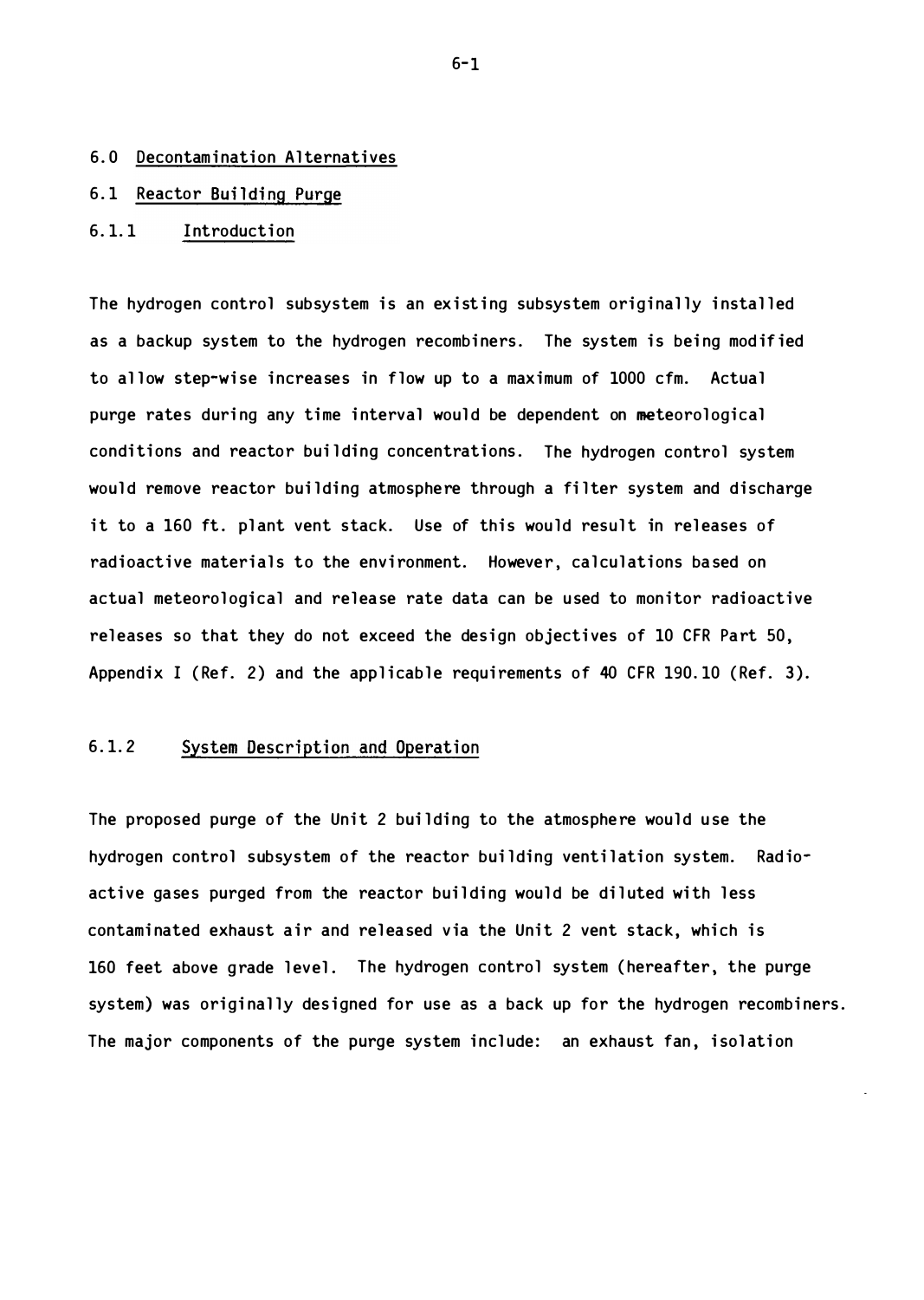# 6.0 Decontamination Alternatives

## 6.1 Reactor Building Purge

### 6.1.1 Introduction

The hydrogen control subsystem is an existing subsystem originally installed as a backup system to the hydrogen recombiners. The system is being modified to allow step-wise increases in flow up to a maximum of 1000 cfm. Actual purge rates during any time interval would be dependent on meteorological conditions and reactor building concentrations. The hydrogen control system would remove reactor building atmosphere through a filter system and discharge it to a 160 ft. plant vent stack. Use of this would result in releases of radioactive materials to the environment. However, calculations based on actual meteorological and release rate data can be used to monitor radioactive releases so that they do not exceed the design objectives of 10 CFR Part 50, Appendix I (Ref. 2) and the applicable requirements of 40 CFR 190.10 (Ref. 3).

### 6.1.2 System Description and Operation

The proposed purge of the Unit 2 building to the atmosphere would use the hydrogen control subsystem of the reactor building ventilation system. Radioactive gases purged from the reactor building would be diluted with less contaminated exhaust air and released via the Unit 2 vent stack, which is 160 feet above grade level. The hydrogen control system (hereafter, the purge system) was originally designed for use as a back up for the hydrogen recombiners. The major components of the purge system include: an exhaust fan, isolation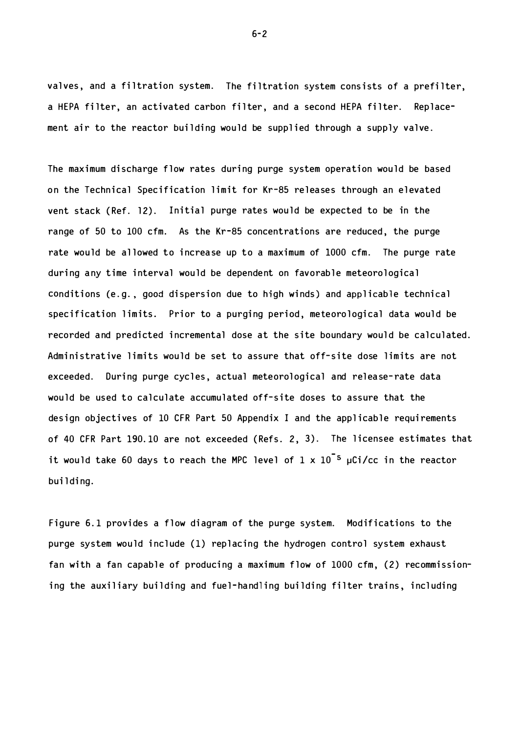valves, and a filtration system. The filtration system consists of a prefilter, a HEPA filter, an activated carbon filter, and a second HEPA filter. Replacement air to the reactor building would be supplied through a supply valve.

The maximum discharge flow rates during purge system operation would be based on the Technical Specification limit for Kr-85 releases through an elevated vent stack (Ref. 12). Initial purge rates would be expected to be in the range of 50 to 100 cfm. As the Kr-85 concentrations are reduced, the purge rate would be allowed to increase up to a maximum of 1000 cfm. The purge rate during any time interval would be dependent on favorable meteorological conditions (e.g., good dispersion due to high winds) and applicable technical specification limits. Prior to a purging period, meteorological data would be recorded and predicted incremental dose at the site boundary would be calculated. Administrative limits would be set to assure that off-site dose limits are not exceeded. During purge cycles, actual meteorological and release-rate data would be used to calculate accumulated off-site doses to assure that the design objectives of 10 CFR Part 50 Appendix I and the applicable requirements of 40 CFR Part 190.10 are not exceeded (Refs. 2, 3). The licensee estimates that it would take 60 days to reach the MPC level of $1 \times 10^{-5}$ μCi/cc in the reactor building.

Figure 6.1 provides a flow diagram of the purge system. Modifications to the purge system would include (1) replacing the hydrogen control system exhaust fan with a fan capable of producing a maximum flow of 1000 cfm, (2) recommissioning the auxiliary building and fuel-handling building filter trains, including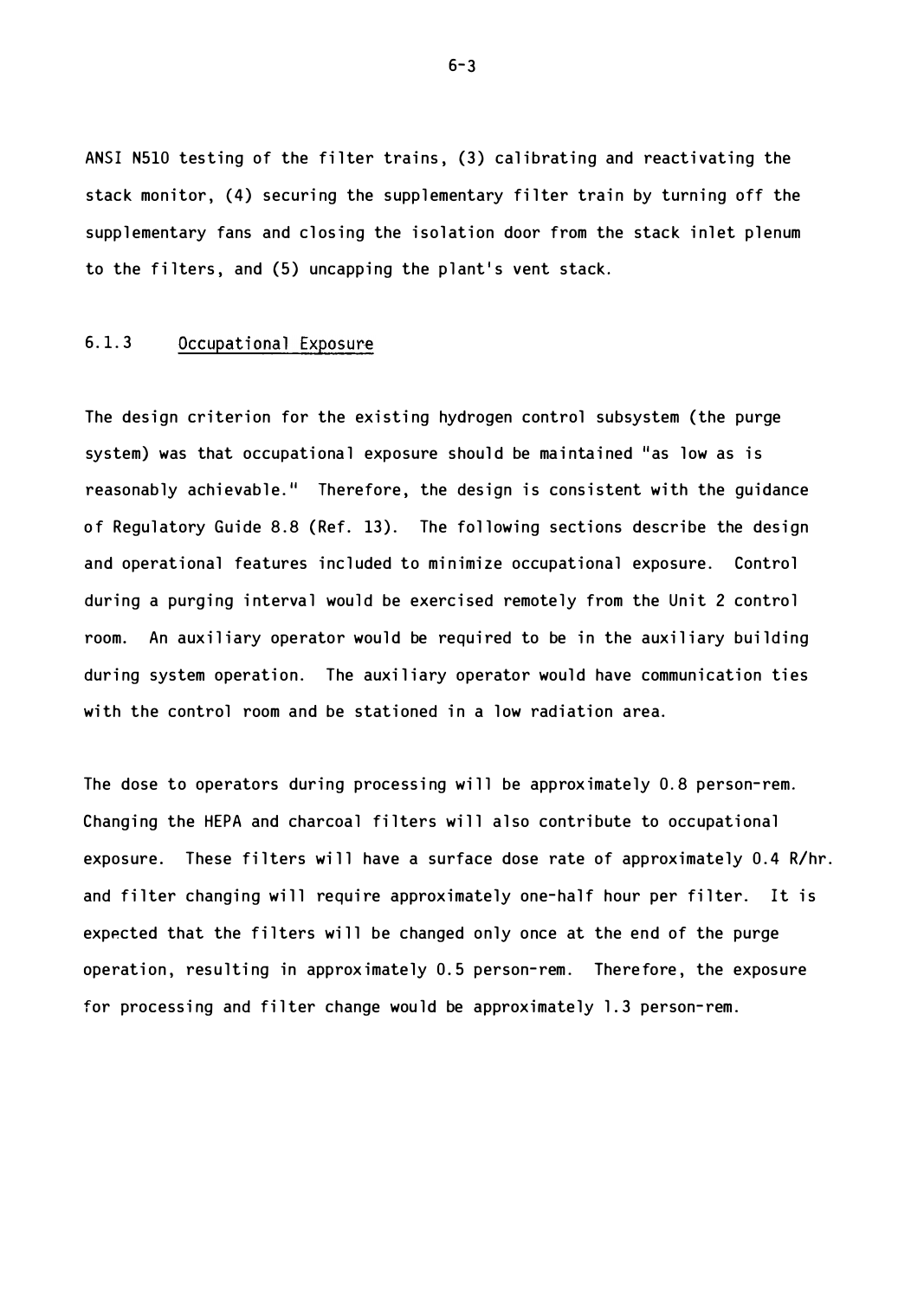ANSI N510 testing of the filter trains, (3) calibrating and reactivating the stack monitor, (4) securing the supplementary filter train by turning off the supplementary fans and closing the isolation door from the stack inlet plenum to the filters, and (5) uncapping the plant's vent stack.

### 6.1.3 Occupational Exposure

The design criterion for the existing hydrogen control subsystem (the purge system) was that occupational exposure should be maintained "as low as is reasonably achievable." Therefore, the design is consistent with the guidance of Regulatory Guide 8.8 (Ref. 13). The following sections describe the design and operational features included to minimize occupational exposure. Control during a purging interval would be exercised remotely from the Unit 2 control room. An auxiliary operator would be required to be in the auxiliary building during system operation. The auxiliary operator would have communication ties with the control room and be stationed in a low radiation area.

The dose to operators during processing will be approximately 0.8 person-rem. Changing the HEPA and charcoal filters will also contribute to occupational exposure. These filters will have a surface dose rate of approximately 0.4 R/hr. and filter changing will require approximately one-half hour per filter. It is expected that the filters will be changed only once at the end of the purge operation, resulting in approximately 0.5 person-rem. Therefore, the exposure for processing and filter change would be approximately 1.3 person-rem.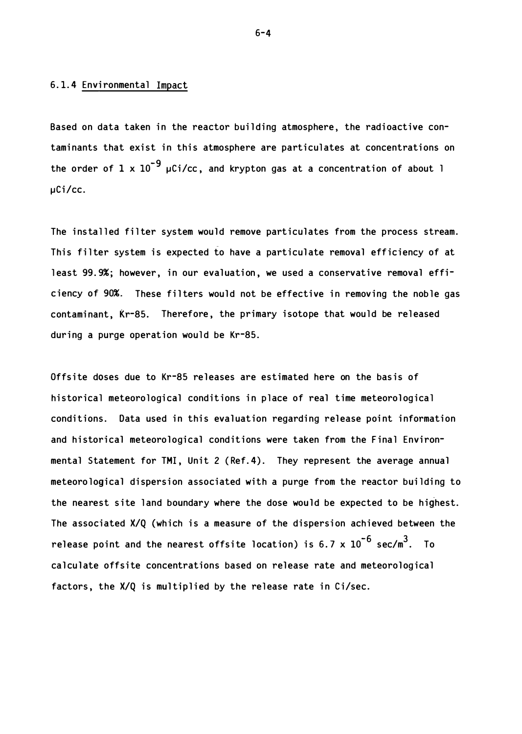### 6.1.4 Environmental Impact

Based on data taken in the reactor building atmosphere, the radioactive contaminants that exist in this atmosphere are particulates at concentrations on the order of $1 \times 10^{-9}$ μCi/cc, and krypton gas at a concentration of about 1 μCi/cc.

The installed filter system would remove particulates from the process stream. This filter system is expected to have a particulate removal efficiency of at least 99.9%; however, in our evaluation, we used a conservative removal efficiency of 90%. These filters would not be effective in removing the noble gas contaminant, Kr-85. Therefore, the primary isotope that would be released during a purge operation would be Kr-85.

Offsite doses due to Kr-85 releases are estimated here on the basis of historical meteorological conditions in place of real time meteorological conditions. Data used in this evaluation regarding release point information and historical meteorological conditions were taken from the Final Environmental Statement for TMI, Unit 2 (Ref.4). They represent the average annual meteorological dispersion associated with a purge from the reactor building to the nearest site land boundary where the dose would be expected to be highest. The associated X/Q (which is a measure of the dispersion achieved between the release point and the nearest offsite location) is $6.7 \times 10^{-6}$ sec/m$^3$. To calculate offsite concentrations based on release rate and meteorological factors, the X/Q is multiplied by the release rate in Ci/sec.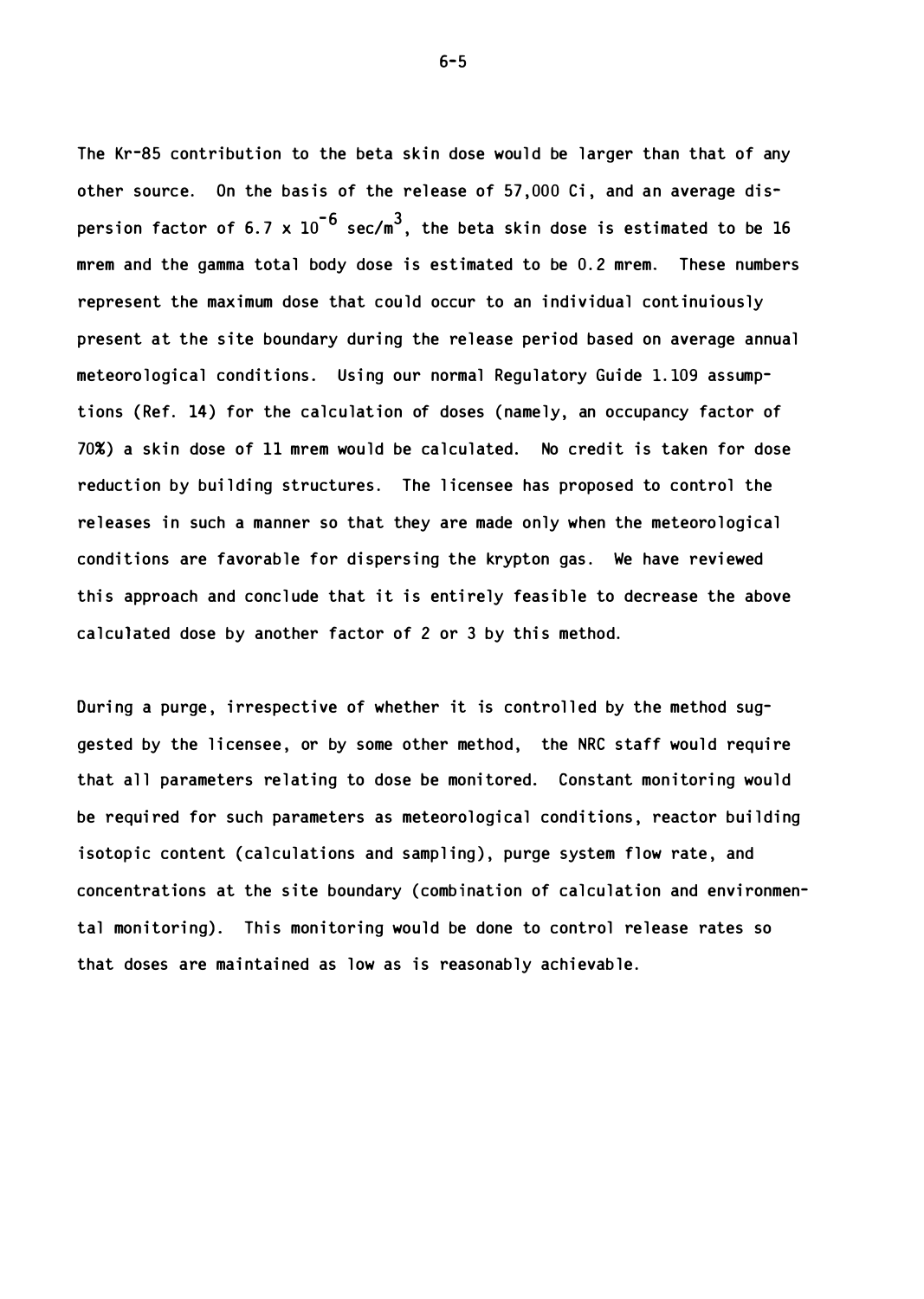The Kr-85 contribution to the beta skin dose would be larger than that of any other source. On the basis of the release of 57,000 Ci, and an average dispersion factor of $6.7 \times 10^{-6}$ sec/m$^3$, the beta skin dose is estimated to be 16 mrem and the gamma total body dose is estimated to be 0.2 mrem. These numbers represent the maximum dose that could occur to an individual continuiously present at the site boundary during the release period based on average annual meteorological conditions. Using our normal Regulatory Guide 1.109 assumptions (Ref. 14) for the calculation of doses (namely, an occupancy factor of 70%) a skin dose of 11 mrem would be calculated. No credit is taken for dose reduction by building structures. The licensee has proposed to control the releases in such a manner so that they are made only when the meteorological conditions are favorable for dispersing the krypton gas. We have reviewed this approach and conclude that it is entirely feasible to decrease the above calculated dose by another factor of 2 or 3 by this method.

During a purge, irrespective of whether it is controlled by the method suggested by the licensee, or by some other method, the NRC staff would require that all parameters relating to dose be monitored. Constant monitoring would be required for such parameters as meteorological conditions, reactor building isotopic content (calculations and sampling), purge system flow rate, and concentrations at the site boundary (combination of calculation and environmental monitoring). This monitoring would be done to control release rates so that doses are maintained as low as is reasonably achievable.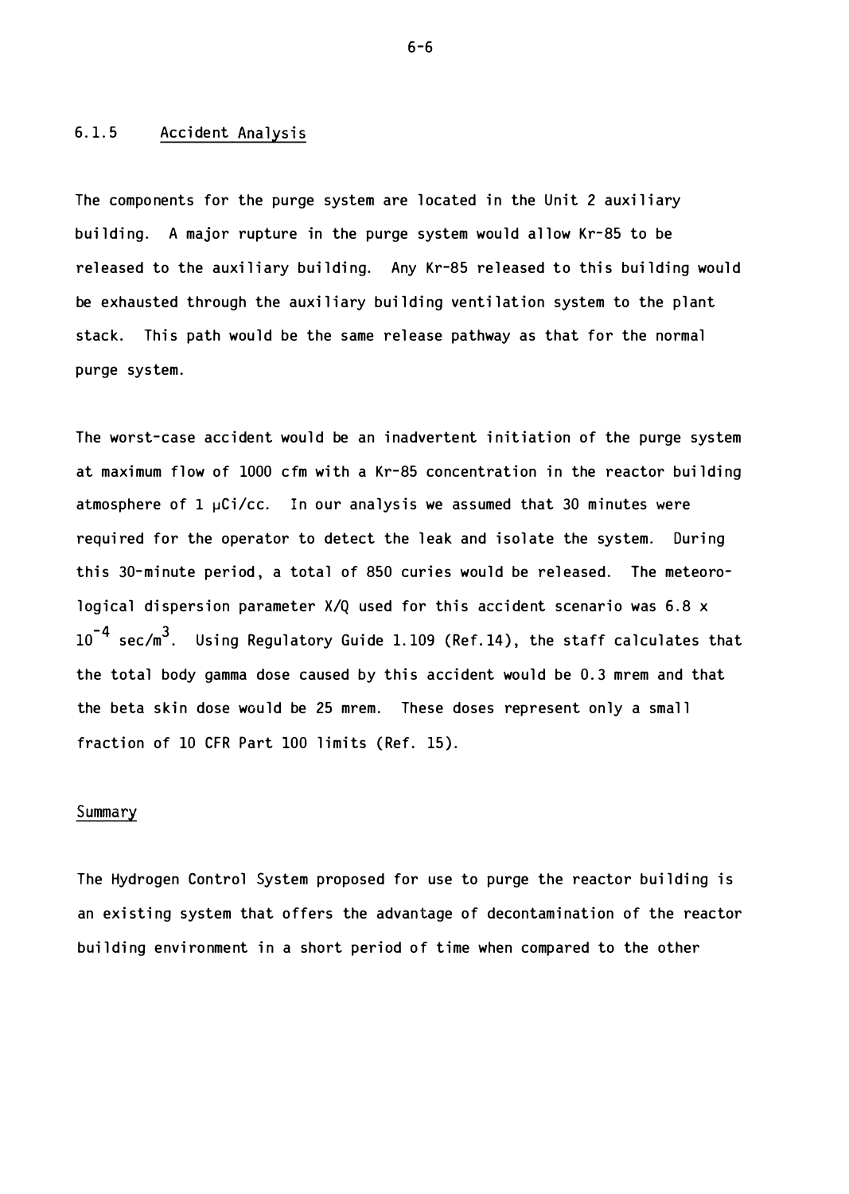### 6.1.5 Accident Analysis

The components for the purge system are located in the Unit 2 auxiliary building. A major rupture in the purge system would allow Kr-85 to be released to the auxiliary building. Any Kr-85 released to this building would be exhausted through the auxiliary building ventilation system to the plant stack. This path would be the same release pathway as that for the normal purge system.

The worst-case accident would be an inadvertent initiation of the purge system at maximum flow of 1000 cfm with a Kr-85 concentration in the reactor building atmosphere of 1 μCi/cc. In our analysis we assumed that 30 minutes were required for the operator to detect the leak and isolate the system. During this 30-minute period, a total of 850 curies would be released. The meteorological dispersion parameter X/Q used for this accident scenario was $6.8 \times 10^{-4}$ sec/m$^3$. Using Regulatory Guide 1.109 (Ref.14), the staff calculates that the total body gamma dose caused by this accident would be 0.3 mrem and that the beta skin dose would be 25 mrem. These doses represent only a small fraction of 10 CFR Part 100 limits (Ref. 15).

#### Summary

The Hydrogen Control System proposed for use to purge the reactor building is an existing system that offers the advantage of decontamination of the reactor building environment in a short period of time when compared to the other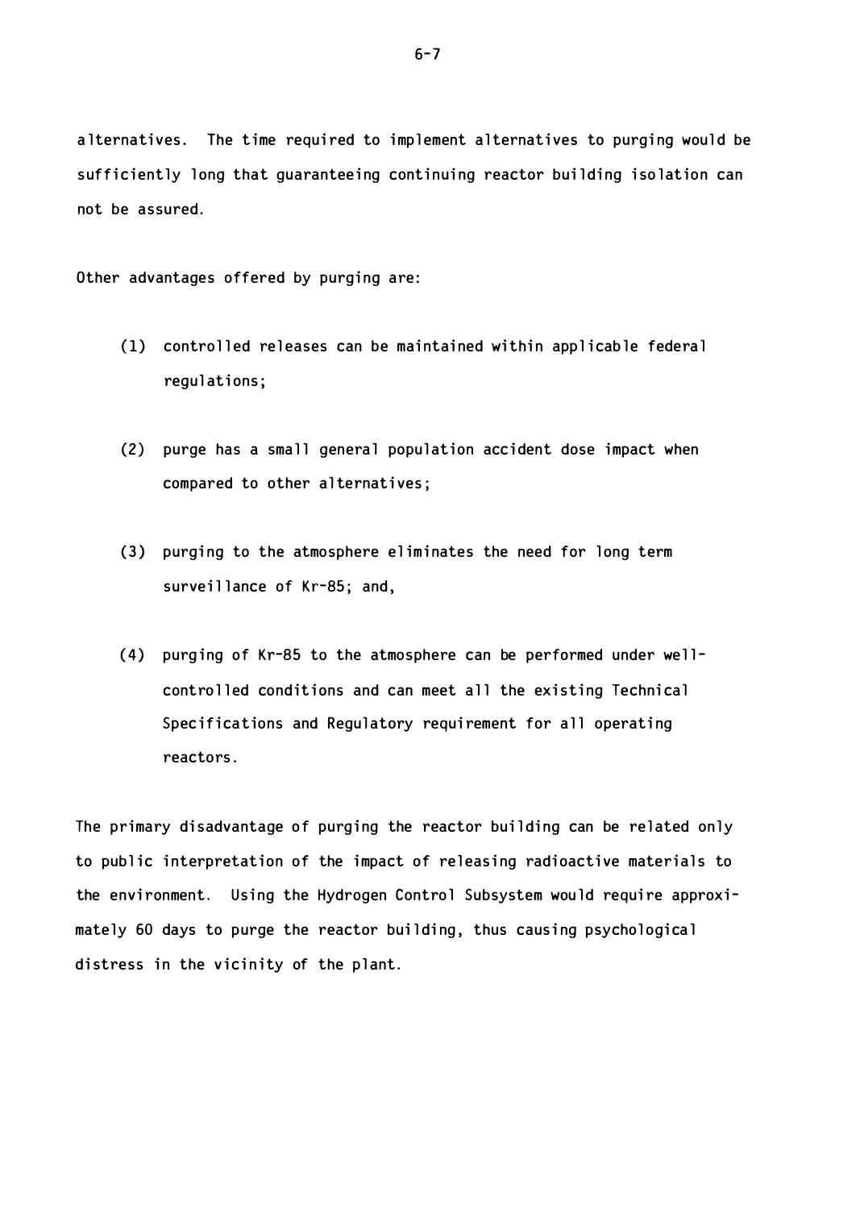alternatives. The time required to implement alternatives to purging would be sufficiently long that guaranteeing continuing reactor building isolation can not be assured.

Other advantages offered by purging are:

(1) controlled releases can be maintained within applicable federal regulations;

(2) purge has a small general population accident dose impact when compared to other alternatives;

(3) purging to the atmosphere eliminates the need for long term surveillance of Kr-85; and,

(4) purging of Kr-85 to the atmosphere can be performed under well-controlled conditions and can meet all the existing Technical Specifications and Regulatory requirement for all operating reactors.

The primary disadvantage of purging the reactor building can be related only to public interpretation of the impact of releasing radioactive materials to the environment. Using the Hydrogen Control Subsystem would require approximately 60 days to purge the reactor building, thus causing psychological distress in the vicinity of the plant.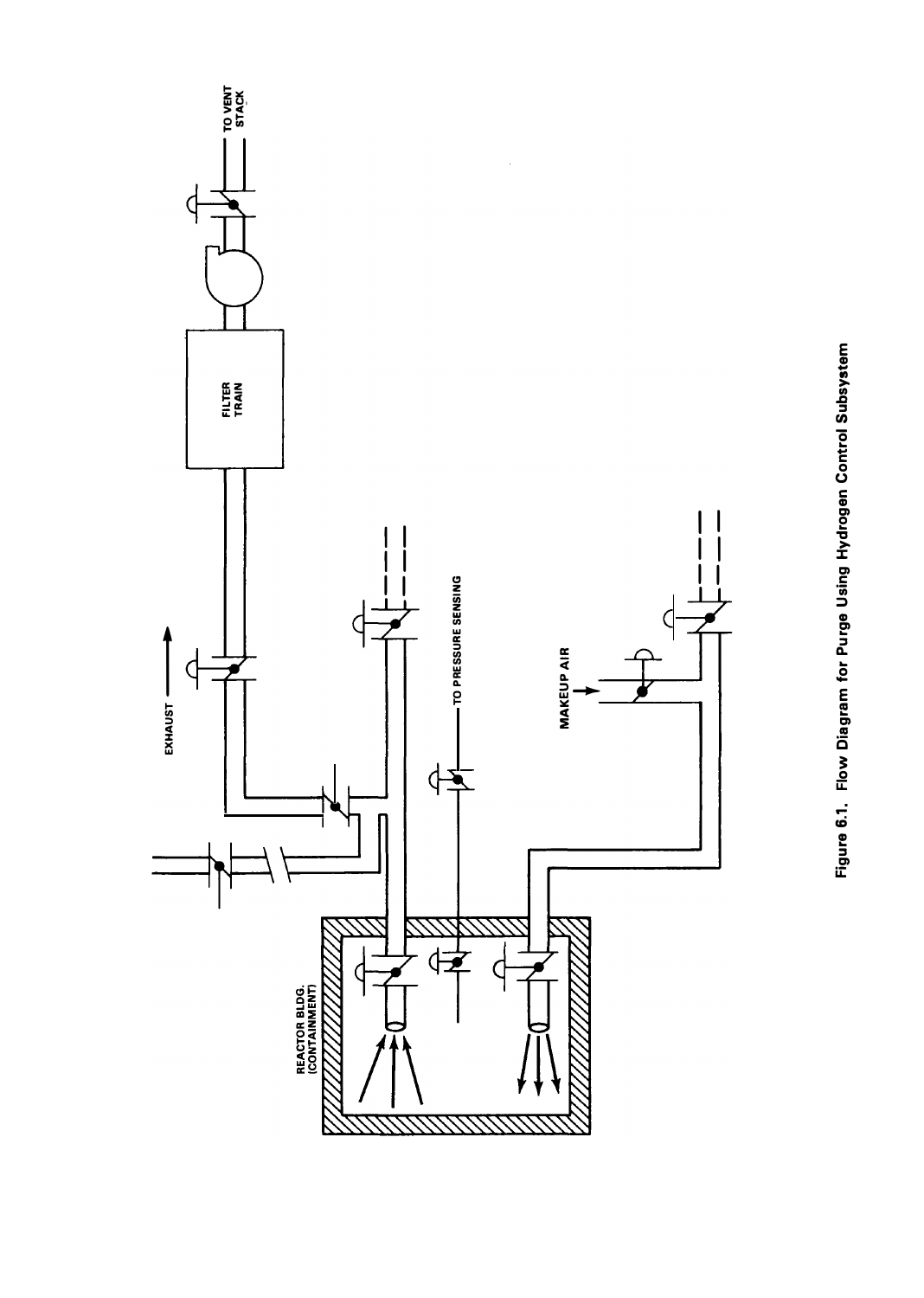Figure 6.1. Flow Diagram for Purge Using Hydrogen Control Subsystem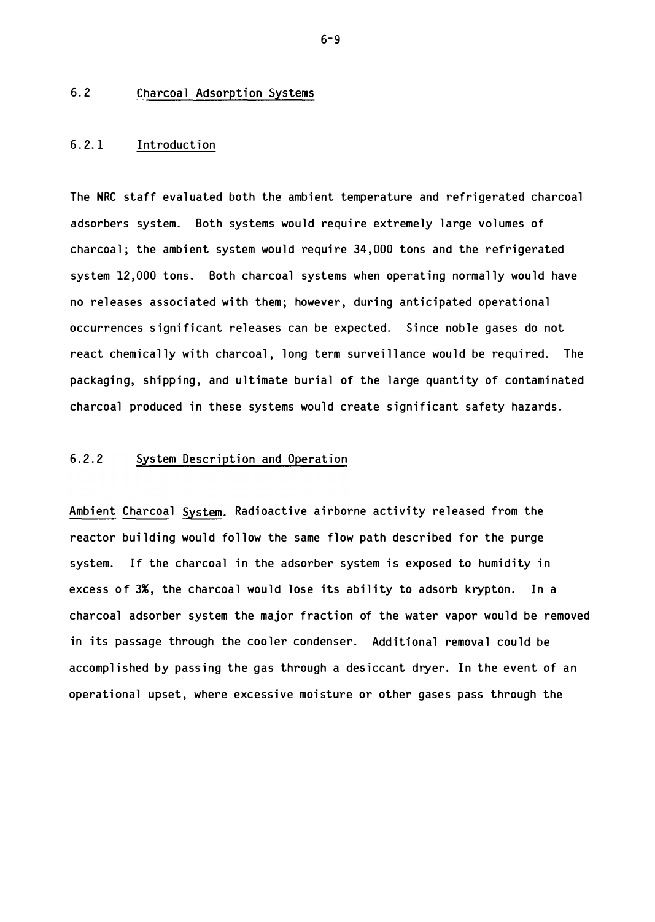## 6.2 Charcoal Adsorption Systems

### 6.2.1 Introduction

The NRC staff evaluated both the ambient temperature and refrigerated charcoal adsorbers system. Both systems would require extremely large volumes of charcoal; the ambient system would require 34,000 tons and the refrigerated system 12,000 tons. Both charcoal systems when operating normally would have no releases associated with them; however, during anticipated operational occurrences significant releases can be expected. Since noble gases do not react chemically with charcoal, long term surveillance would be required. The packaging, shipping, and ultimate burial of the large quantity of contaminated charcoal produced in these systems would create significant safety hazards.

### 6.2.2 System Description and Operation

Ambient Charcoal System. Radioactive airborne activity released from the reactor building would follow the same flow path described for the purge system. If the charcoal in the adsorber system is exposed to humidity in excess of 3%, the charcoal would lose its ability to adsorb krypton. In a charcoal adsorber system the major fraction of the water vapor would be removed in its passage through the cooler condenser. Additional removal could be accomplished by passing the gas through a desiccant dryer. In the event of an operational upset, where excessive moisture or other gases pass through the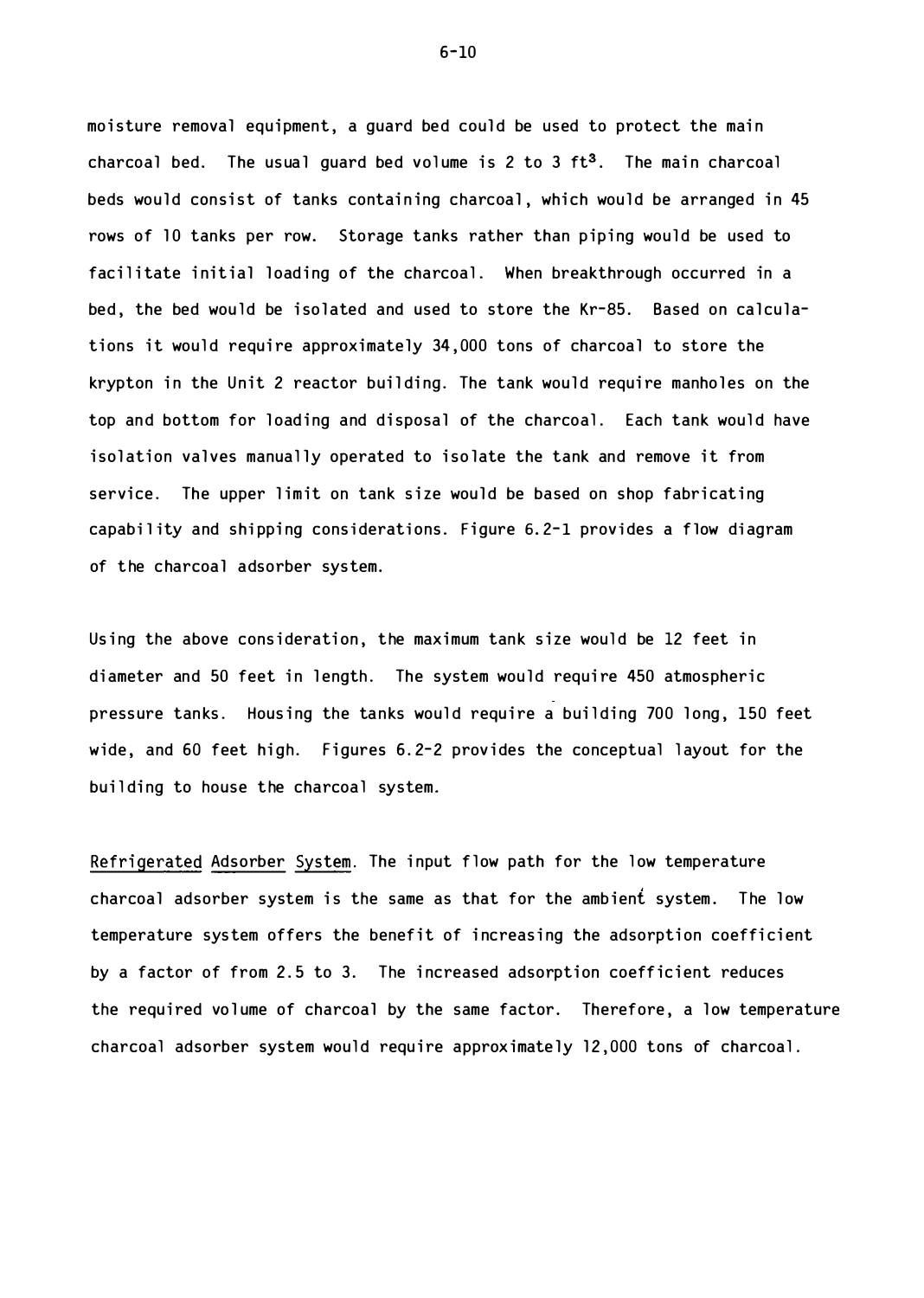moisture removal equipment, a guard bed could be used to protect the main charcoal bed. The usual guard bed volume is 2 to 3 ft$^3$. The main charcoal beds would consist of tanks containing charcoal, which would be arranged in 45 rows of 10 tanks per row. Storage tanks rather than piping would be used to facilitate initial loading of the charcoal. When breakthrough occurred in a bed, the bed would be isolated and used to store the Kr-85. Based on calculations it would require approximately 34,000 tons of charcoal to store the krypton in the Unit 2 reactor building. The tank would require manholes on the top and bottom for loading and disposal of the charcoal. Each tank would have isolation valves manually operated to isolate the tank and remove it from service. The upper limit on tank size would be based on shop fabricating capability and shipping considerations. Figure 6.2-1 provides a flow diagram of the charcoal adsorber system.

Using the above consideration, the maximum tank size would be 12 feet in diameter and 50 feet in length. The system would require 450 atmospheric pressure tanks. Housing the tanks would require a building 700 long, 150 feet wide, and 60 feet high. Figures 6.2-2 provides the conceptual layout for the building to house the charcoal system.

<u>Refrigerated Adsorber System</u>. The input flow path for the low temperature charcoal adsorber system is the same as that for the ambient system. The low temperature system offers the benefit of increasing the adsorption coefficient by a factor of from 2.5 to 3. The increased adsorption coefficient reduces the required volume of charcoal by the same factor. Therefore, a low temperature charcoal adsorber system would require approximately 12,000 tons of charcoal.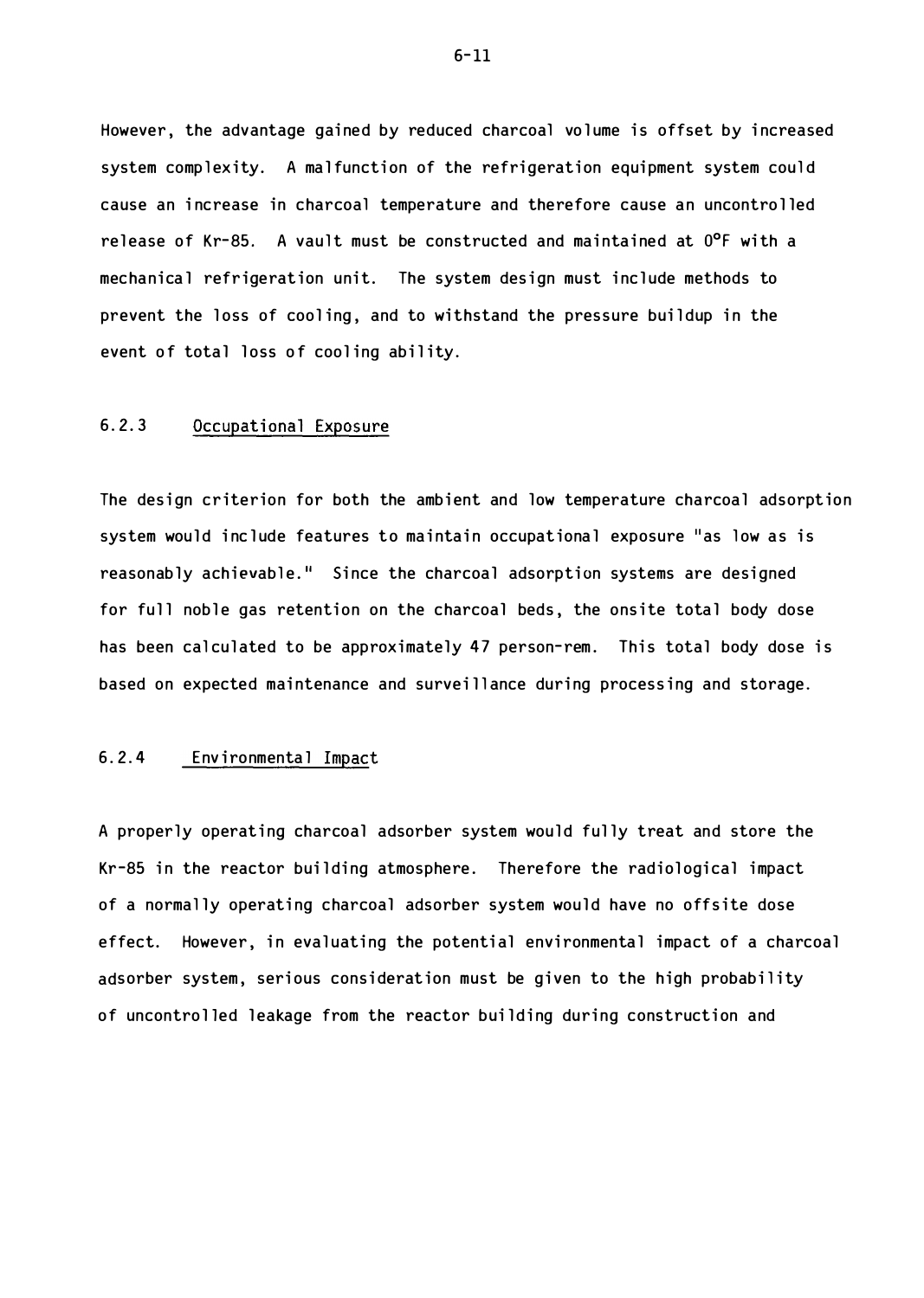However, the advantage gained by reduced charcoal volume is offset by increased system complexity. A malfunction of the refrigeration equipment system could cause an increase in charcoal temperature and therefore cause an uncontrolled release of Kr-85. A vault must be constructed and maintained at 0°F with a mechanical refrigeration unit. The system design must include methods to prevent the loss of cooling, and to withstand the pressure buildup in the event of total loss of cooling ability.

### 6.2.3 Occupational Exposure

The design criterion for both the ambient and low temperature charcoal adsorption system would include features to maintain occupational exposure "as low as is reasonably achievable." Since the charcoal adsorption systems are designed for full noble gas retention on the charcoal beds, the onsite total body dose has been calculated to be approximately 47 person-rem. This total body dose is based on expected maintenance and surveillance during processing and storage.

### 6.2.4 Environmental Impact

A properly operating charcoal adsorber system would fully treat and store the Kr-85 in the reactor building atmosphere. Therefore the radiological impact of a normally operating charcoal adsorber system would have no offsite dose effect. However, in evaluating the potential environmental impact of a charcoal adsorber system, serious consideration must be given to the high probability of uncontrolled leakage from the reactor building during construction and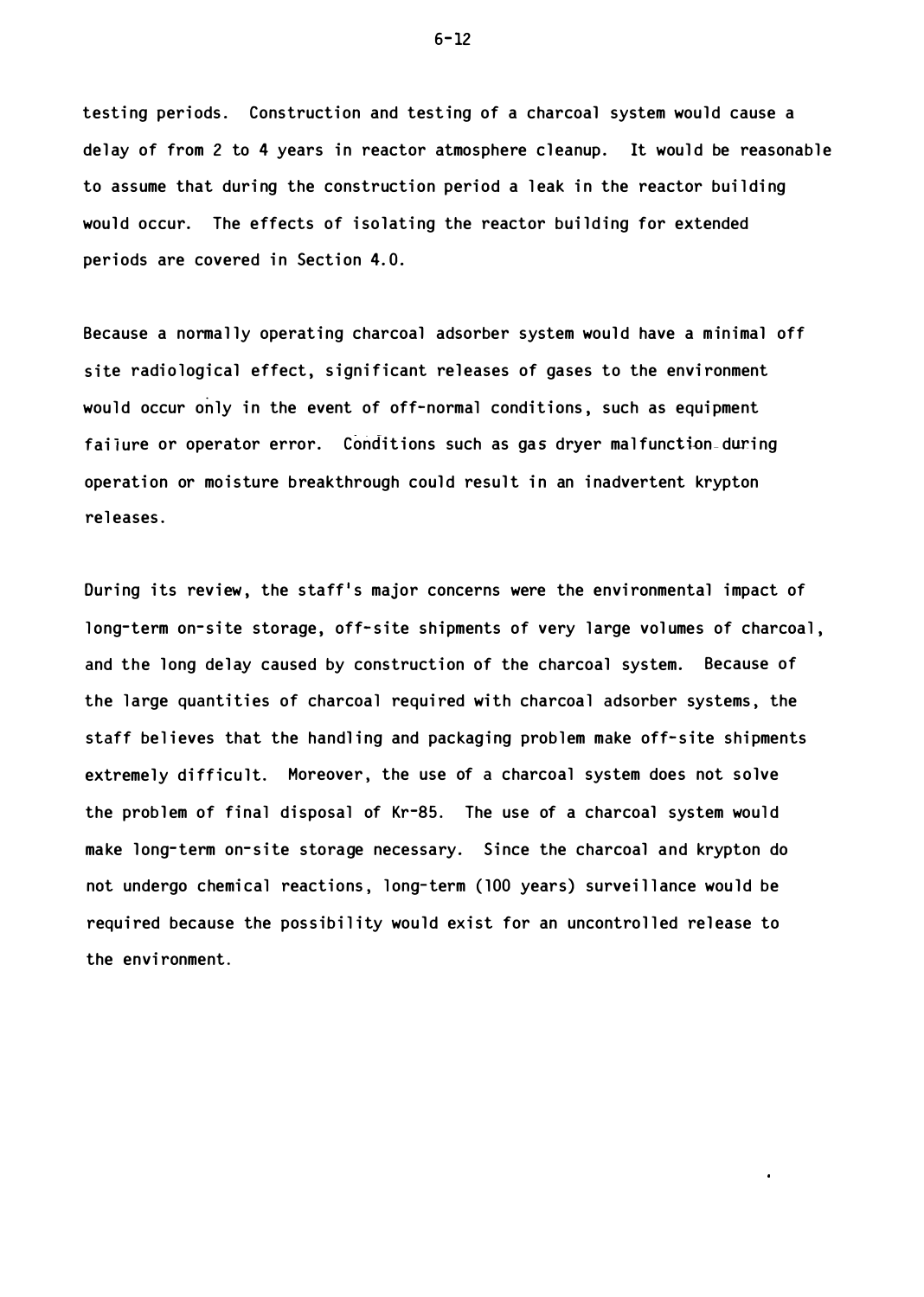testing periods. Construction and testing of a charcoal system would cause a delay of from 2 to 4 years in reactor atmosphere cleanup. It would be reasonable to assume that during the construction period a leak in the reactor building would occur. The effects of isolating the reactor building for extended periods are covered in Section 4.0.

Because a normally operating charcoal adsorber system would have a minimal off site radiological effect, significant releases of gases to the environment would occur only in the event of off-normal conditions, such as equipment failure or operator error. Conditions such as gas dryer malfunction during operation or moisture breakthrough could result in an inadvertent krypton releases.

During its review, the staff's major concerns were the environmental impact of long-term on-site storage, off-site shipments of very large volumes of charcoal, and the long delay caused by construction of the charcoal system. Because of the large quantities of charcoal required with charcoal adsorber systems, the staff believes that the handling and packaging problem make off-site shipments extremely difficult. Moreover, the use of a charcoal system does not solve the problem of final disposal of Kr-85. The use of a charcoal system would make long-term on-site storage necessary. Since the charcoal and krypton do not undergo chemical reactions, long-term (100 years) surveillance would be required because the possibility would exist for an uncontrolled release to the environment.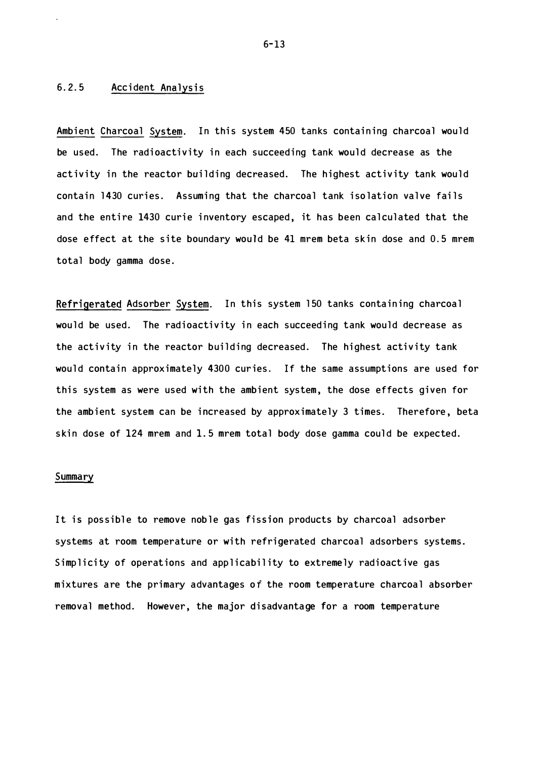### 6.2.5 Accident Analysis

Ambient Charcoal System. In this system 450 tanks containing charcoal would be used. The radioactivity in each succeeding tank would decrease as the activity in the reactor building decreased. The highest activity tank would contain 1430 curies. Assuming that the charcoal tank isolation valve fails and the entire 1430 curie inventory escaped, it has been calculated that the dose effect at the site boundary would be 41 mrem beta skin dose and 0.5 mrem total body gamma dose.

Refrigerated Adsorber System. In this system 150 tanks containing charcoal would be used. The radioactivity in each succeeding tank would decrease as the activity in the reactor building decreased. The highest activity tank would contain approximately 4300 curies. If the same assumptions are used for this system as were used with the ambient system, the dose effects given for the ambient system can be increased by approximately 3 times. Therefore, beta skin dose of 124 mrem and 1.5 mrem total body dose gamma could be expected.

#### Summary

It is possible to remove noble gas fission products by charcoal adsorber systems at room temperature or with refrigerated charcoal adsorbers systems. Simplicity of operations and applicability to extremely radioactive gas mixtures are the primary advantages of the room temperature charcoal absorber removal method. However, the major disadvantage for a room temperature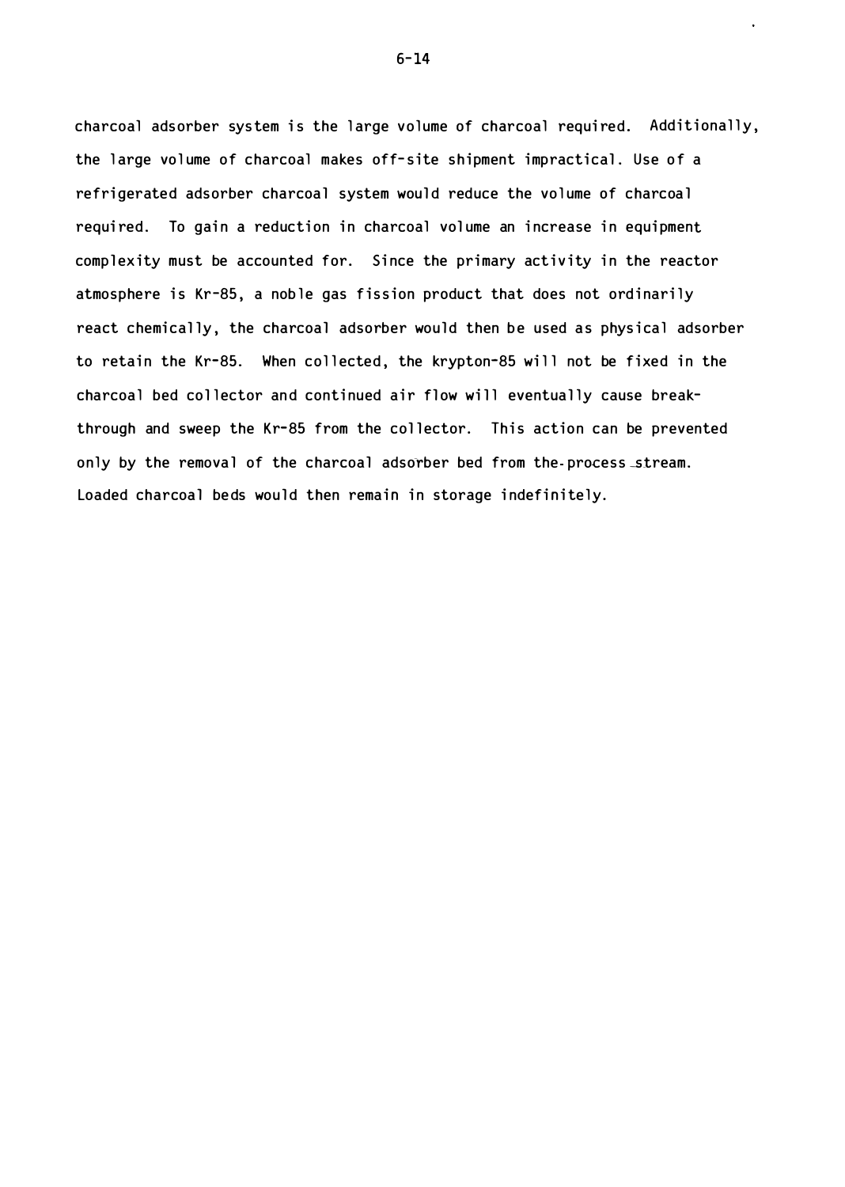charcoal adsorber system is the large volume of charcoal required. Additionally, the large volume of charcoal makes off-site shipment impractical. Use of a refrigerated adsorber charcoal system would reduce the volume of charcoal required. To gain a reduction in charcoal volume an increase in equipment complexity must be accounted for. Since the primary activity in the reactor atmosphere is Kr-85, a noble gas fission product that does not ordinarily react chemically, the charcoal adsorber would then be used as physical adsorber to retain the Kr-85. When collected, the krypton-85 will not be fixed in the charcoal bed collector and continued air flow will eventually cause breakthrough and sweep the Kr-85 from the collector. This action can be prevented only by the removal of the charcoal adsorber bed from the process stream. Loaded charcoal beds would then remain in storage indefinitely.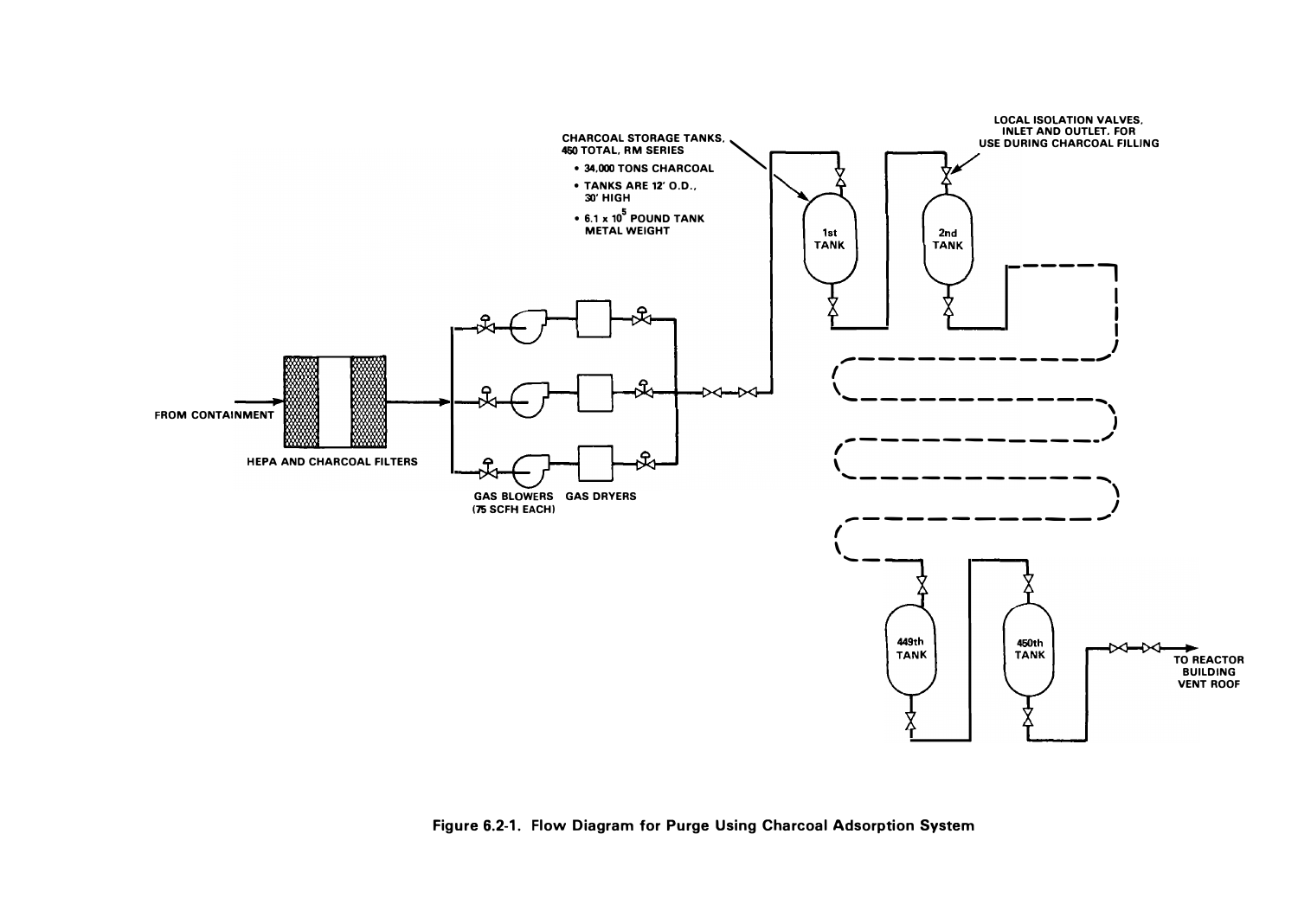CHARCOAL STORAGE TANKS, 450 TOTAL, RM SERIES

- 34,000 TONS CHARCOAL
- TANKS ARE 12' O.D., 30' HIGH
- $6.1 \times 10^5$ POUND TANK METAL WEIGHT

LOCAL ISOLATION VALVES, INLET AND OUTLET, FOR USE DURING CHARCOAL FILLING

1st TANK

2nd TANK

FROM CONTAINMENT

HEPA AND CHARCOAL FILTERS

GAS BLOWERS (75 SCFH EACH)

GAS DRYERS

449th TANK

450th TANK

TO REACTOR BUILDING VENT ROOF

**Figure 6.2-1. Flow Diagram for Purge Using Charcoal Adsorption System**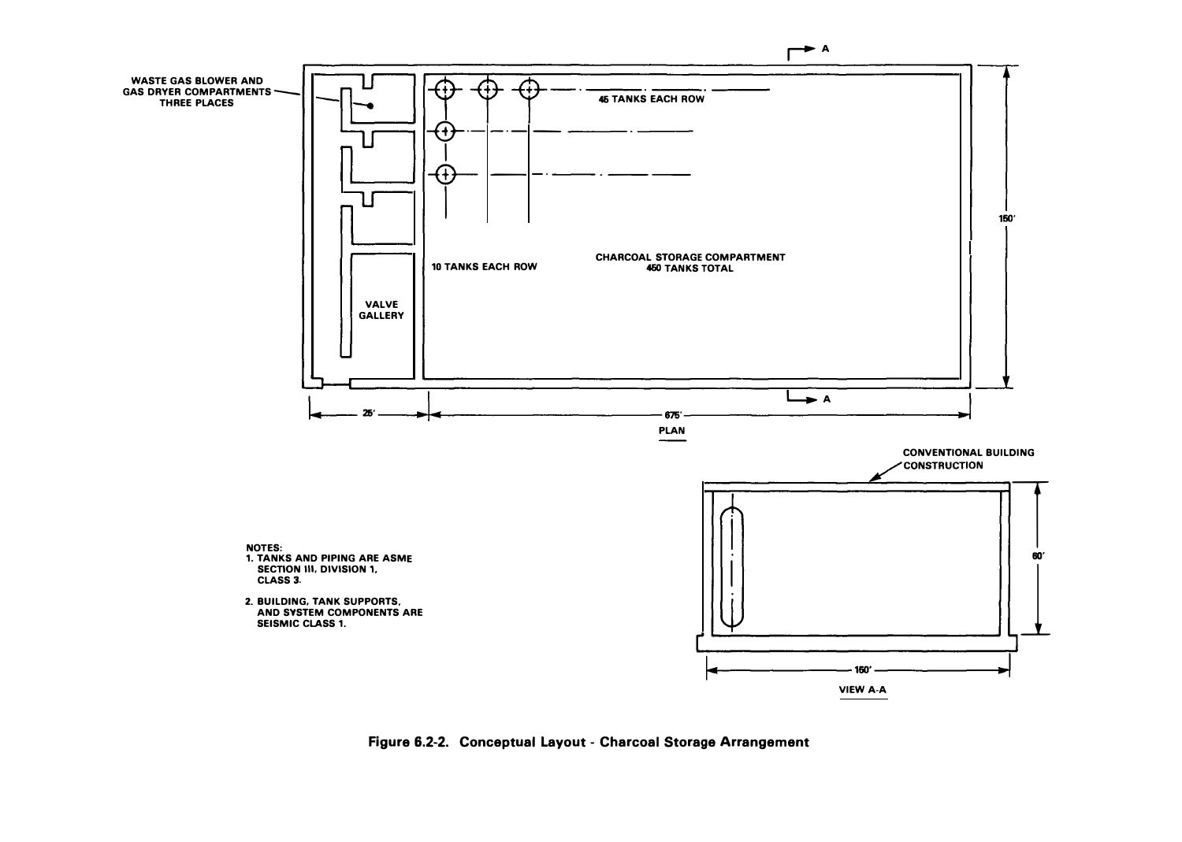WASTE GAS BLOWER AND GAS DRYER COMPARTMENTS THREE PLACES

45 TANKS EACH ROW

10 TANKS EACH ROW

CHARCOAL STORAGE COMPARTMENT
450 TANKS TOTAL

VALVE GALLERY

150′

25′

675′

PLAN

CONVENTIONAL BUILDING CONSTRUCTION

60′

150′

VIEW A-A

NOTES:

1. TANKS AND PIPING ARE ASME SECTION III, DIVISION 1, CLASS 3.
2. BUILDING, TANK SUPPORTS, AND SYSTEM COMPONENTS ARE SEISMIC CLASS 1.

**Figure 6.2-2. Conceptual Layout - Charcoal Storage Arrangement**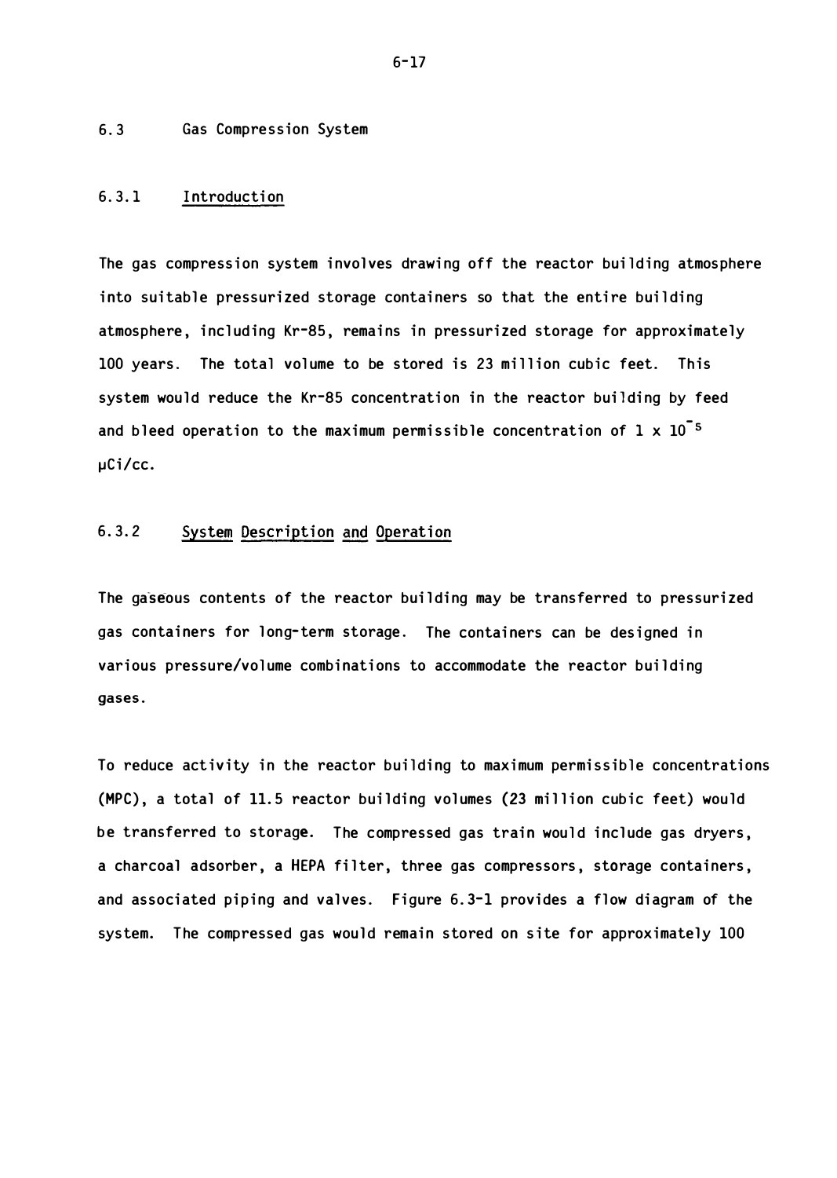## 6.3 Gas Compression System

### 6.3.1 Introduction

The gas compression system involves drawing off the reactor building atmosphere into suitable pressurized storage containers so that the entire building atmosphere, including Kr-85, remains in pressurized storage for approximately 100 years. The total volume to be stored is 23 million cubic feet. This system would reduce the Kr-85 concentration in the reactor building by feed and bleed operation to the maximum permissible concentration of $1 \times 10^{-5}$ μCi/cc.

### 6.3.2 System Description and Operation

The gaseous contents of the reactor building may be transferred to pressurized gas containers for long-term storage. The containers can be designed in various pressure/volume combinations to accommodate the reactor building gases.

To reduce activity in the reactor building to maximum permissible concentrations (MPC), a total of 11.5 reactor building volumes (23 million cubic feet) would be transferred to storage. The compressed gas train would include gas dryers, a charcoal adsorber, a HEPA filter, three gas compressors, storage containers, and associated piping and valves. Figure 6.3-1 provides a flow diagram of the system. The compressed gas would remain stored on site for approximately 100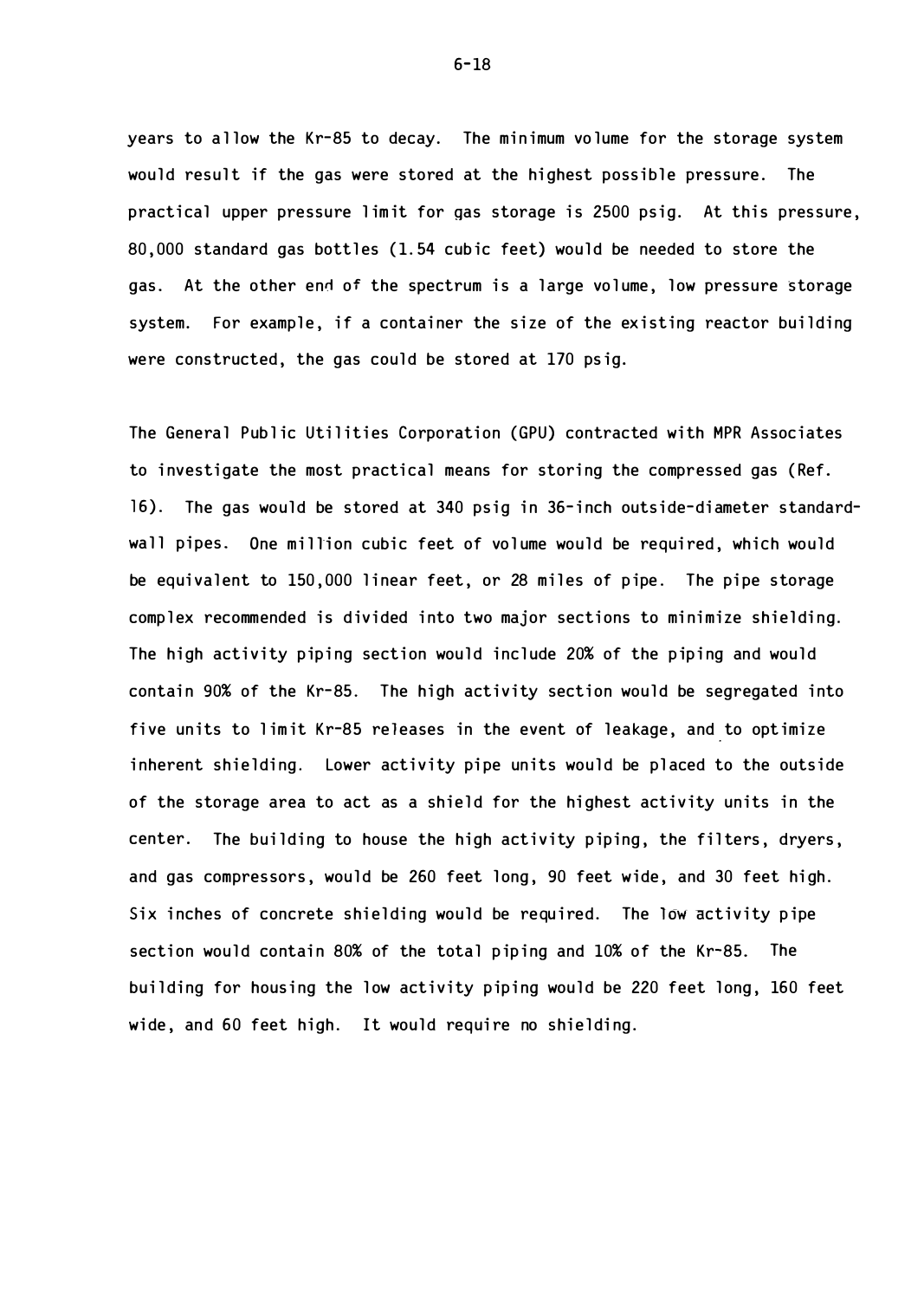years to allow the Kr-85 to decay. The minimum volume for the storage system would result if the gas were stored at the highest possible pressure. The practical upper pressure limit for gas storage is 2500 psig. At this pressure, 80,000 standard gas bottles (1.54 cubic feet) would be needed to store the gas. At the other end of the spectrum is a large volume, low pressure storage system. For example, if a container the size of the existing reactor building were constructed, the gas could be stored at 170 psig.

The General Public Utilities Corporation (GPU) contracted with MPR Associates to investigate the most practical means for storing the compressed gas (Ref. 16). The gas would be stored at 340 psig in 36-inch outside-diameter standard-wall pipes. One million cubic feet of volume would be required, which would be equivalent to 150,000 linear feet, or 28 miles of pipe. The pipe storage complex recommended is divided into two major sections to minimize shielding. The high activity piping section would include 20% of the piping and would contain 90% of the Kr-85. The high activity section would be segregated into five units to limit Kr-85 releases in the event of leakage, and to optimize inherent shielding. Lower activity pipe units would be placed to the outside of the storage area to act as a shield for the highest activity units in the center. The building to house the high activity piping, the filters, dryers, and gas compressors, would be 260 feet long, 90 feet wide, and 30 feet high. Six inches of concrete shielding would be required. The low activity pipe section would contain 80% of the total piping and 10% of the Kr-85. The building for housing the low activity piping would be 220 feet long, 160 feet wide, and 60 feet high. It would require no shielding.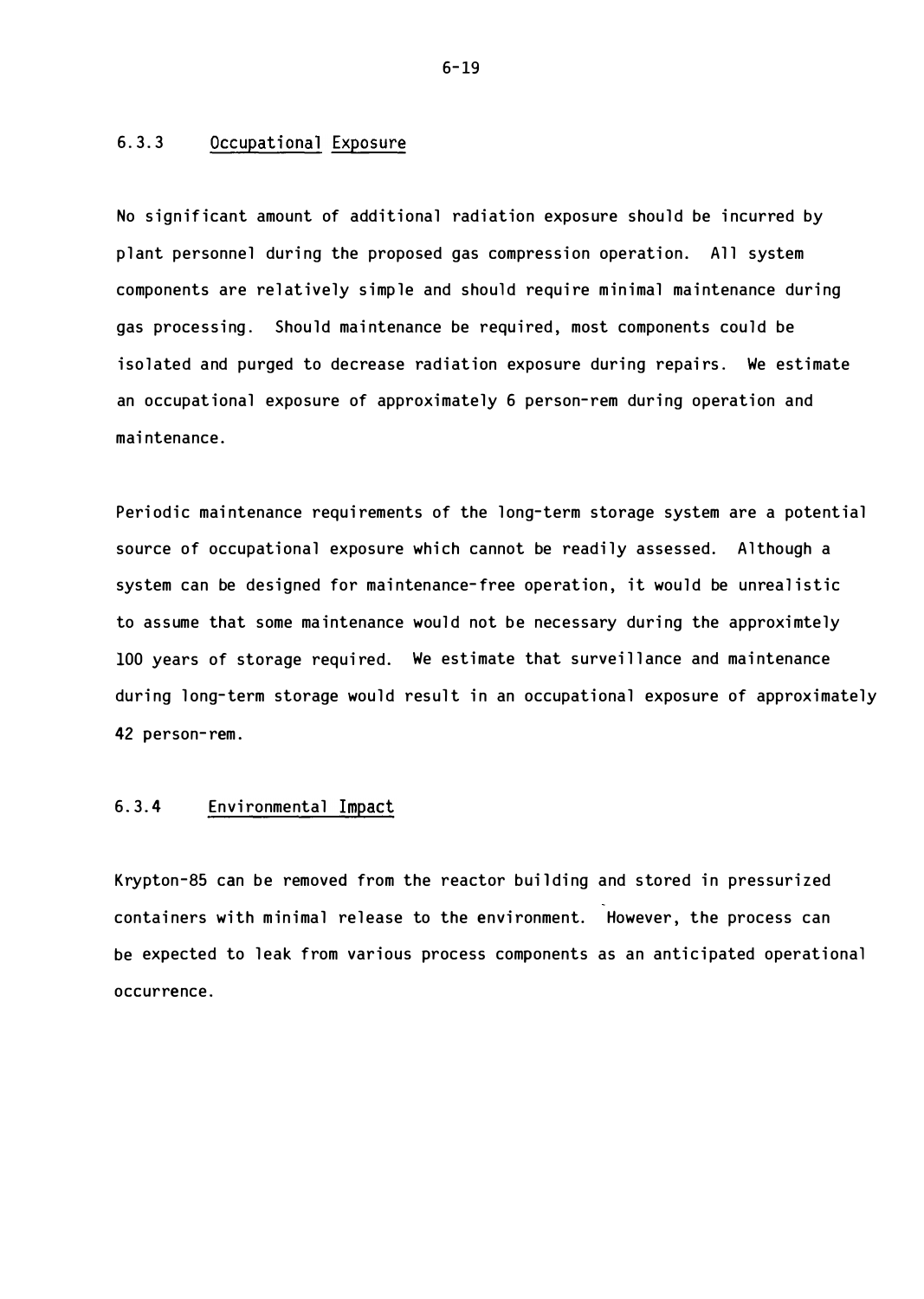### 6.3.3 Occupational Exposure

No significant amount of additional radiation exposure should be incurred by plant personnel during the proposed gas compression operation. All system components are relatively simple and should require minimal maintenance during gas processing. Should maintenance be required, most components could be isolated and purged to decrease radiation exposure during repairs. We estimate an occupational exposure of approximately 6 person-rem during operation and maintenance.

Periodic maintenance requirements of the long-term storage system are a potential source of occupational exposure which cannot be readily assessed. Although a system can be designed for maintenance-free operation, it would be unrealistic to assume that some maintenance would not be necessary during the approximtely 100 years of storage required. We estimate that surveillance and maintenance during long-term storage would result in an occupational exposure of approximately 42 person-rem.

### 6.3.4 Environmental Impact

Krypton-85 can be removed from the reactor building and stored in pressurized containers with minimal release to the environment. However, the process can be expected to leak from various process components as an anticipated operational occurrence.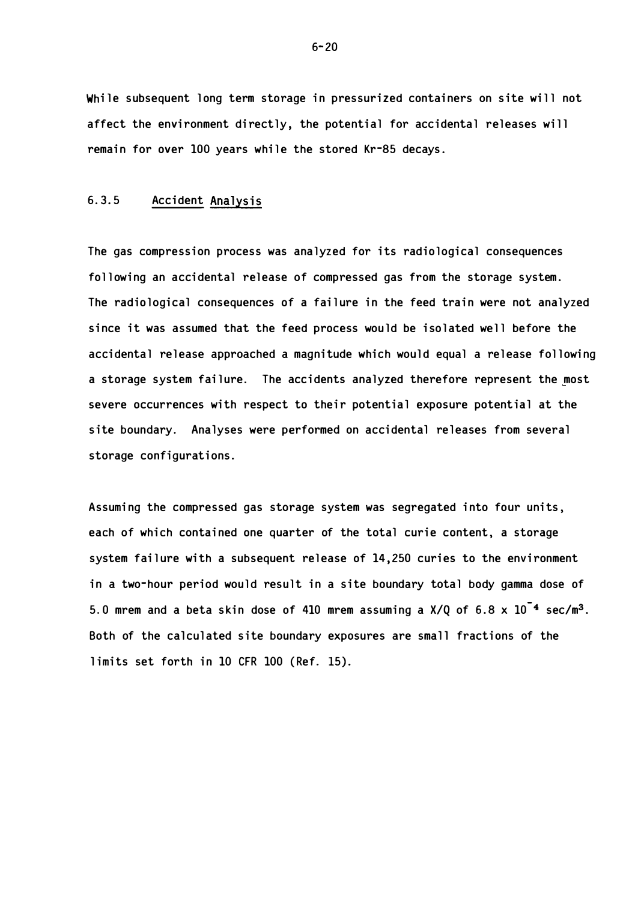While subsequent long term storage in pressurized containers on site will not affect the environment directly, the potential for accidental releases will remain for over 100 years while the stored Kr-85 decays.

### 6.3.5 Accident Analysis

The gas compression process was analyzed for its radiological consequences following an accidental release of compressed gas from the storage system. The radiological consequences of a failure in the feed train were not analyzed since it was assumed that the feed process would be isolated well before the accidental release approached a magnitude which would equal a release following a storage system failure. The accidents analyzed therefore represent the most severe occurrences with respect to their potential exposure potential at the site boundary. Analyses were performed on accidental releases from several storage configurations.

Assuming the compressed gas storage system was segregated into four units, each of which contained one quarter of the total curie content, a storage system failure with a subsequent release of 14,250 curies to the environment in a two-hour period would result in a site boundary total body gamma dose of 5.0 mrem and a beta skin dose of 410 mrem assuming a X/Q of $6.8 \times 10^{-4}$ sec/m$^3$. Both of the calculated site boundary exposures are small fractions of the limits set forth in 10 CFR 100 (Ref. 15).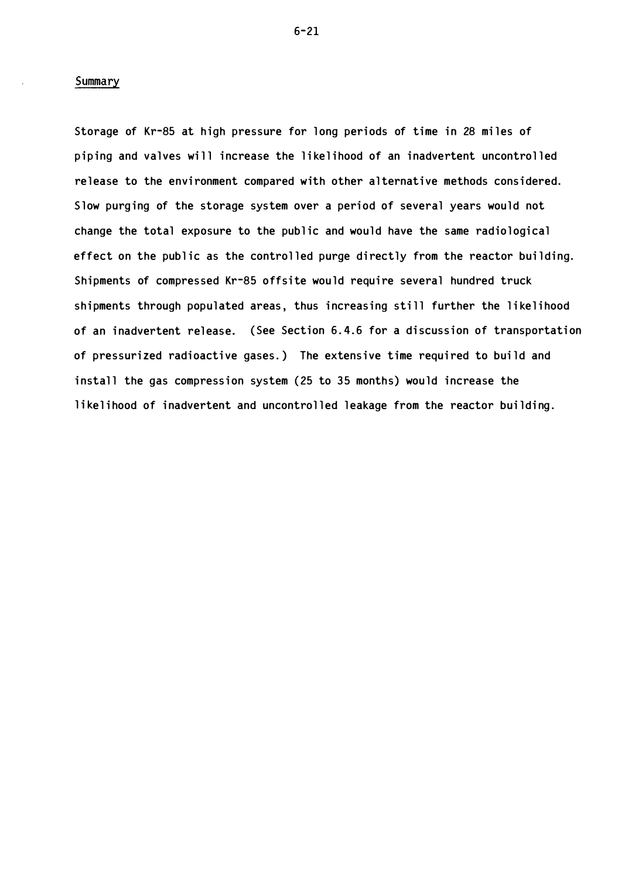## Summary

Storage of Kr-85 at high pressure for long periods of time in 28 miles of piping and valves will increase the likelihood of an inadvertent uncontrolled release to the environment compared with other alternative methods considered. Slow purging of the storage system over a period of several years would not change the total exposure to the public and would have the same radiological effect on the public as the controlled purge directly from the reactor building. Shipments of compressed Kr-85 offsite would require several hundred truck shipments through populated areas, thus increasing still further the likelihood of an inadvertent release. (See Section 6.4.6 for a discussion of transportation of pressurized radioactive gases.) The extensive time required to build and install the gas compression system (25 to 35 months) would increase the likelihood of inadvertent and uncontrolled leakage from the reactor building.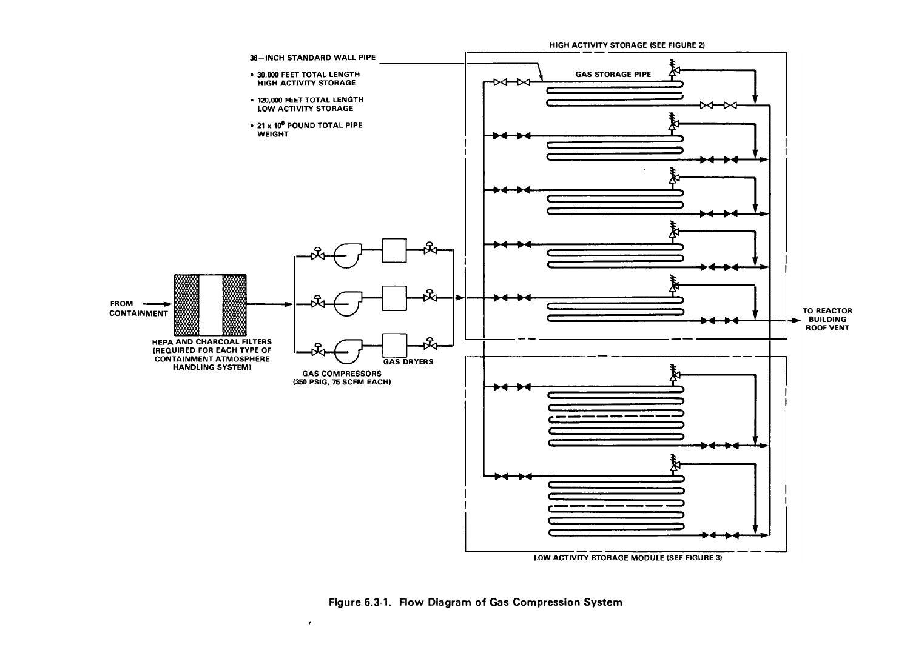36–INCH STANDARD WALL PIPE

- 30,000 FEET TOTAL LENGTH HIGH ACTIVITY STORAGE
- 120,000 FEET TOTAL LENGTH LOW ACTIVITY STORAGE
- 21 x $10^6$ POUND TOTAL PIPE WEIGHT

HIGH ACTIVITY STORAGE (SEE FIGURE 2)

GAS STORAGE PIPE

FROM CONTAINMENT

HEPA AND CHARCOAL FILTERS (REQUIRED FOR EACH TYPE OF CONTAINMENT ATMOSPHERE HANDLING SYSTEM)

GAS COMPRESSORS (350 PSIG, 75 SCFM EACH)

GAS DRYERS

TO REACTOR BUILDING ROOF VENT

LOW ACTIVITY STORAGE MODULE (SEE FIGURE 3)

**Figure 6.3-1. Flow Diagram of Gas Compression System**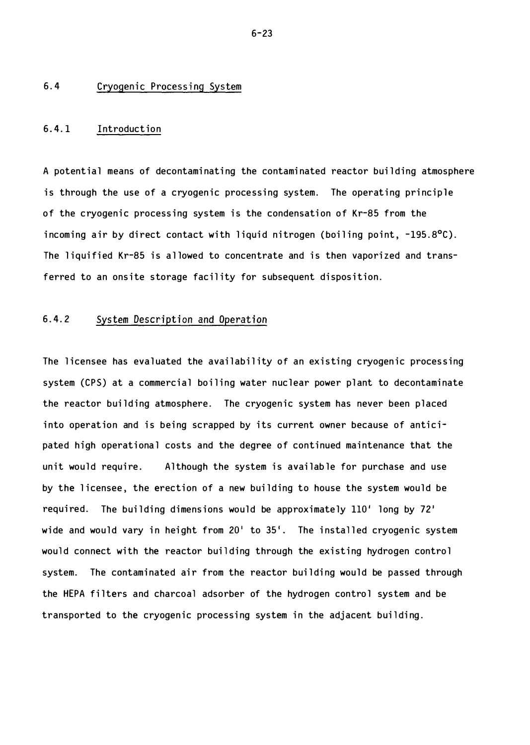## 6.4 Cryogenic Processing System

### 6.4.1 Introduction

A potential means of decontaminating the contaminated reactor building atmosphere is through the use of a cryogenic processing system. The operating principle of the cryogenic processing system is the condensation of Kr-85 from the incoming air by direct contact with liquid nitrogen (boiling point, -195.8°C). The liquified Kr-85 is allowed to concentrate and is then vaporized and transferred to an onsite storage facility for subsequent disposition.

### 6.4.2 System Description and Operation

The licensee has evaluated the availability of an existing cryogenic processing system (CPS) at a commercial boiling water nuclear power plant to decontaminate the reactor building atmosphere. The cryogenic system has never been placed into operation and is being scrapped by its current owner because of anticipated high operational costs and the degree of continued maintenance that the unit would require. Although the system is available for purchase and use by the licensee, the erection of a new building to house the system would be required. The building dimensions would be approximately 110' long by 72' wide and would vary in height from 20' to 35'. The installed cryogenic system would connect with the reactor building through the existing hydrogen control system. The contaminated air from the reactor building would be passed through the HEPA filters and charcoal adsorber of the hydrogen control system and be transported to the cryogenic processing system in the adjacent building.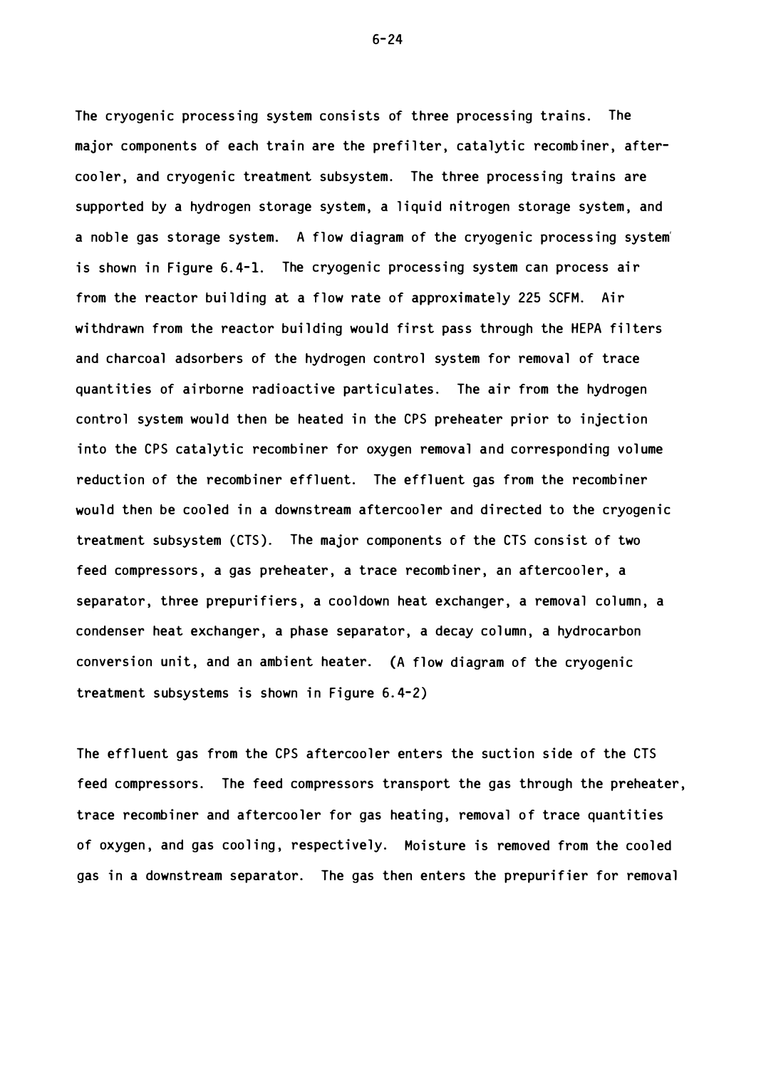The cryogenic processing system consists of three processing trains. The major components of each train are the prefilter, catalytic recombiner, aftercooler, and cryogenic treatment subsystem. The three processing trains are supported by a hydrogen storage system, a liquid nitrogen storage system, and a noble gas storage system. A flow diagram of the cryogenic processing system is shown in Figure 6.4-1. The cryogenic processing system can process air from the reactor building at a flow rate of approximately 225 SCFM. Air withdrawn from the reactor building would first pass through the HEPA filters and charcoal adsorbers of the hydrogen control system for removal of trace quantities of airborne radioactive particulates. The air from the hydrogen control system would then be heated in the CPS preheater prior to injection into the CPS catalytic recombiner for oxygen removal and corresponding volume reduction of the recombiner effluent. The effluent gas from the recombiner would then be cooled in a downstream aftercooler and directed to the cryogenic treatment subsystem (CTS). The major components of the CTS consist of two feed compressors, a gas preheater, a trace recombiner, an aftercooler, a separator, three prepurifiers, a cooldown heat exchanger, a removal column, a condenser heat exchanger, a phase separator, a decay column, a hydrocarbon conversion unit, and an ambient heater. (A flow diagram of the cryogenic treatment subsystems is shown in Figure 6.4-2)

The effluent gas from the CPS aftercooler enters the suction side of the CTS feed compressors. The feed compressors transport the gas through the preheater, trace recombiner and aftercooler for gas heating, removal of trace quantities of oxygen, and gas cooling, respectively. Moisture is removed from the cooled gas in a downstream separator. The gas then enters the prepurifier for removal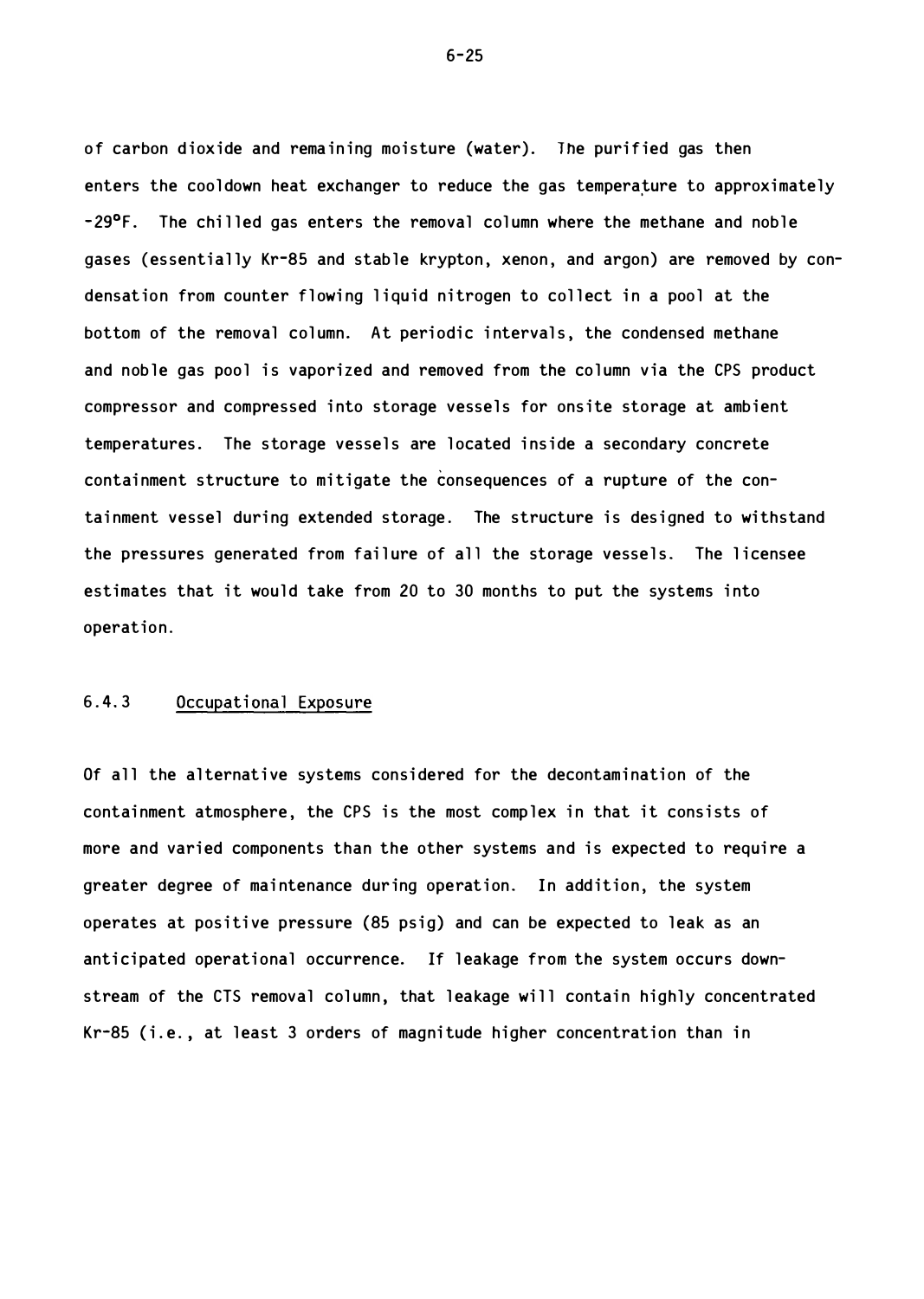of carbon dioxide and remaining moisture (water). The purified gas then enters the cooldown heat exchanger to reduce the gas temperature to approximately -29°F. The chilled gas enters the removal column where the methane and noble gases (essentially Kr-85 and stable krypton, xenon, and argon) are removed by condensation from counter flowing liquid nitrogen to collect in a pool at the bottom of the removal column. At periodic intervals, the condensed methane and noble gas pool is vaporized and removed from the column via the CPS product compressor and compressed into storage vessels for onsite storage at ambient temperatures. The storage vessels are located inside a secondary concrete containment structure to mitigate the consequences of a rupture of the containment vessel during extended storage. The structure is designed to withstand the pressures generated from failure of all the storage vessels. The licensee estimates that it would take from 20 to 30 months to put the systems into operation.

### 6.4.3 Occupational Exposure

Of all the alternative systems considered for the decontamination of the containment atmosphere, the CPS is the most complex in that it consists of more and varied components than the other systems and is expected to require a greater degree of maintenance during operation. In addition, the system operates at positive pressure (85 psig) and can be expected to leak as an anticipated operational occurrence. If leakage from the system occurs downstream of the CTS removal column, that leakage will contain highly concentrated Kr-85 (i.e., at least 3 orders of magnitude higher concentration than in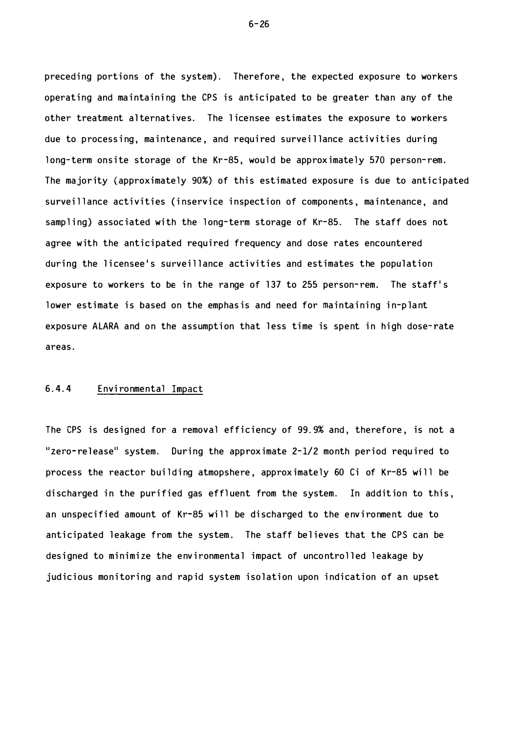preceding portions of the system). Therefore, the expected exposure to workers operating and maintaining the CPS is anticipated to be greater than any of the other treatment alternatives. The licensee estimates the exposure to workers due to processing, maintenance, and required surveillance activities during long-term onsite storage of the Kr-85, would be approximately 570 person-rem. The majority (approximately 90%) of this estimated exposure is due to anticipated surveillance activities (inservice inspection of components, maintenance, and sampling) associated with the long-term storage of Kr-85. The staff does not agree with the anticipated required frequency and dose rates encountered during the licensee's surveillance activities and estimates the population exposure to workers to be in the range of 137 to 255 person-rem. The staff's lower estimate is based on the emphasis and need for maintaining in-plant exposure ALARA and on the assumption that less time is spent in high dose-rate areas.

### 6.4.4 Environmental Impact

The CPS is designed for a removal efficiency of 99.9% and, therefore, is not a "zero-release" system. During the approximate 2-1/2 month period required to process the reactor building atmopshere, approximately 60 Ci of Kr-85 will be discharged in the purified gas effluent from the system. In addition to this, an unspecified amount of Kr-85 will be discharged to the environment due to anticipated leakage from the system. The staff believes that the CPS can be designed to minimize the environmental impact of uncontrolled leakage by judicious monitoring and rapid system isolation upon indication of an upset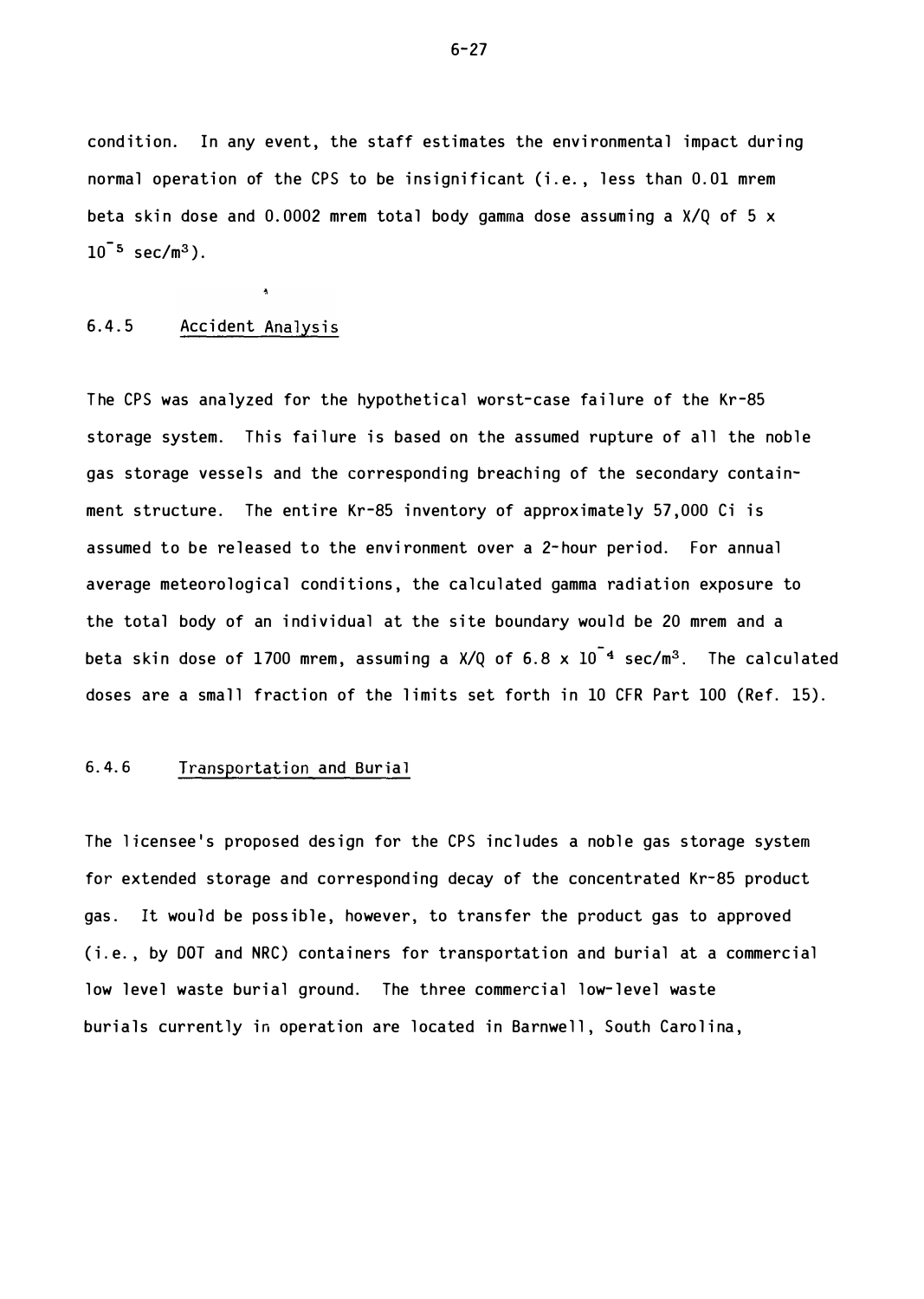condition. In any event, the staff estimates the environmental impact during normal operation of the CPS to be insignificant (i.e., less than 0.01 mrem beta skin dose and 0.0002 mrem total body gamma dose assuming a X/Q of $5 \times 10^{-5}$ sec/m$^3$).

### 6.4.5 Accident Analysis

The CPS was analyzed for the hypothetical worst-case failure of the Kr-85 storage system. This failure is based on the assumed rupture of all the noble gas storage vessels and the corresponding breaching of the secondary containment structure. The entire Kr-85 inventory of approximately 57,000 Ci is assumed to be released to the environment over a 2-hour period. For annual average meteorological conditions, the calculated gamma radiation exposure to the total body of an individual at the site boundary would be 20 mrem and a beta skin dose of 1700 mrem, assuming a X/Q of $6.8 \times 10^{-4}$ sec/m$^3$. The calculated doses are a small fraction of the limits set forth in 10 CFR Part 100 (Ref. 15).

### 6.4.6 Transportation and Burial

The licensee's proposed design for the CPS includes a noble gas storage system for extended storage and corresponding decay of the concentrated Kr-85 product gas. It would be possible, however, to transfer the product gas to approved (i.e., by DOT and NRC) containers for transportation and burial at a commercial low level waste burial ground. The three commercial low-level waste burials currently in operation are located in Barnwell, South Carolina,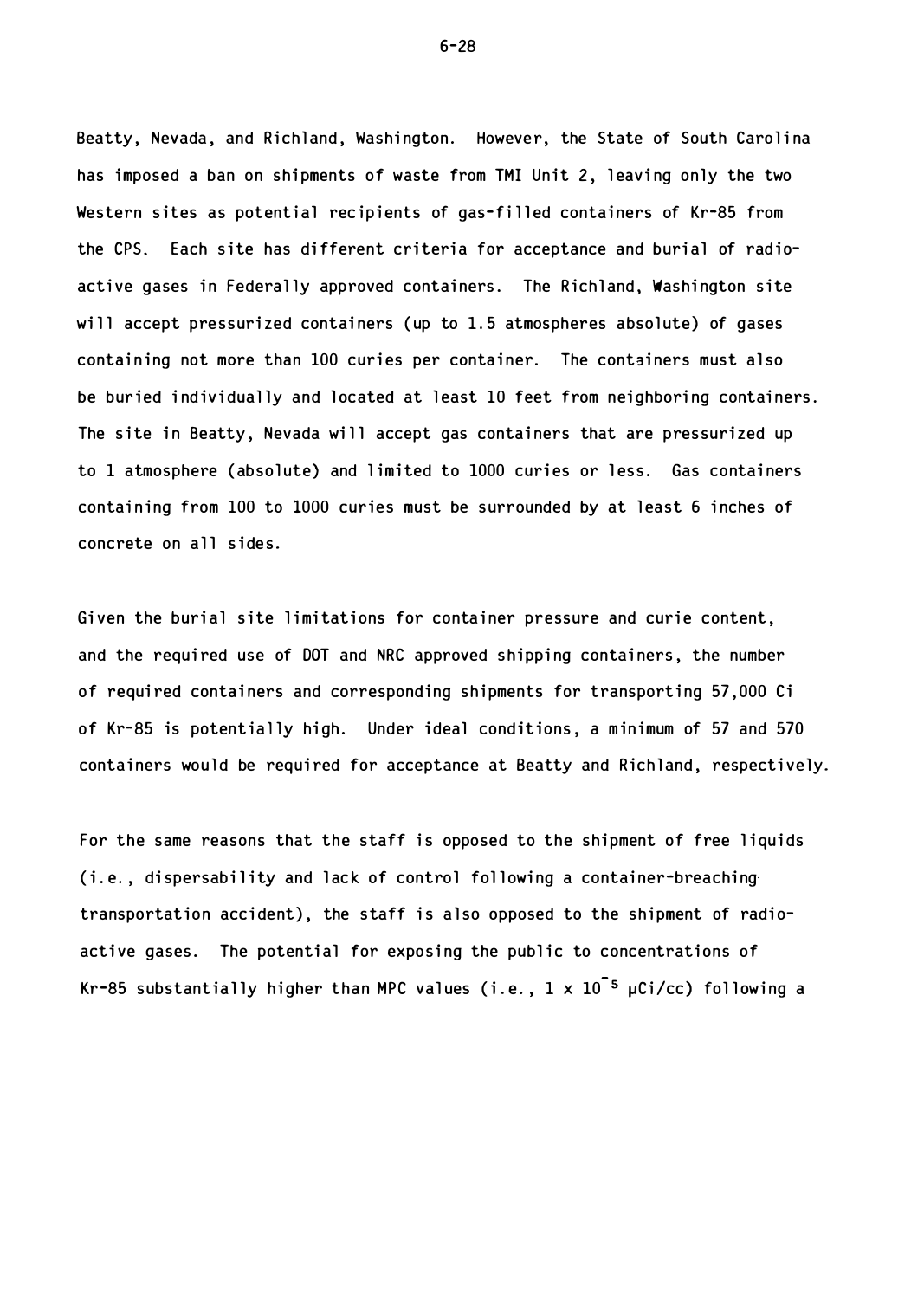Beatty, Nevada, and Richland, Washington. However, the State of South Carolina has imposed a ban on shipments of waste from TMI Unit 2, leaving only the two Western sites as potential recipients of gas-filled containers of Kr-85 from the CPS. Each site has different criteria for acceptance and burial of radioactive gases in Federally approved containers. The Richland, Washington site will accept pressurized containers (up to 1.5 atmospheres absolute) of gases containing not more than 100 curies per container. The containers must also be buried individually and located at least 10 feet from neighboring containers. The site in Beatty, Nevada will accept gas containers that are pressurized up to 1 atmosphere (absolute) and limited to 1000 curies or less. Gas containers containing from 100 to 1000 curies must be surrounded by at least 6 inches of concrete on all sides.

Given the burial site limitations for container pressure and curie content, and the required use of DOT and NRC approved shipping containers, the number of required containers and corresponding shipments for transporting 57,000 Ci of Kr-85 is potentially high. Under ideal conditions, a minimum of 57 and 570 containers would be required for acceptance at Beatty and Richland, respectively.

For the same reasons that the staff is opposed to the shipment of free liquids (i.e., dispersability and lack of control following a container-breaching transportation accident), the staff is also opposed to the shipment of radioactive gases. The potential for exposing the public to concentrations of Kr-85 substantially higher than MPC values (i.e., $1 \times 10^{-5}$ μCi/cc) following a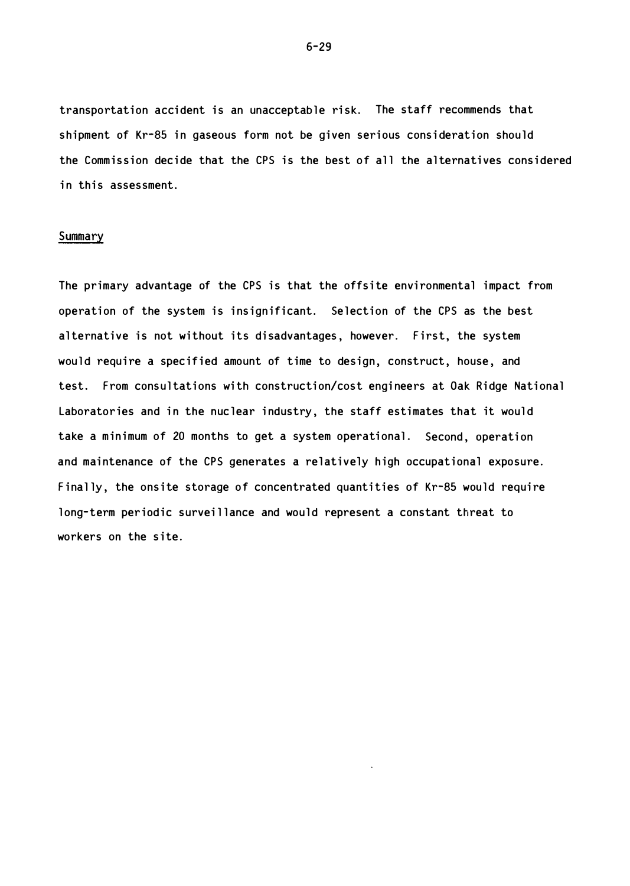transportation accident is an unacceptable risk. The staff recommends that shipment of Kr-85 in gaseous form not be given serious consideration should the Commission decide that the CPS is the best of all the alternatives considered in this assessment.

## Summary

The primary advantage of the CPS is that the offsite environmental impact from operation of the system is insignificant. Selection of the CPS as the best alternative is not without its disadvantages, however. First, the system would require a specified amount of time to design, construct, house, and test. From consultations with construction/cost engineers at Oak Ridge National Laboratories and in the nuclear industry, the staff estimates that it would take a minimum of 20 months to get a system operational. Second, operation and maintenance of the CPS generates a relatively high occupational exposure. Finally, the onsite storage of concentrated quantities of Kr-85 would require long-term periodic surveillance and would represent a constant threat to workers on the site.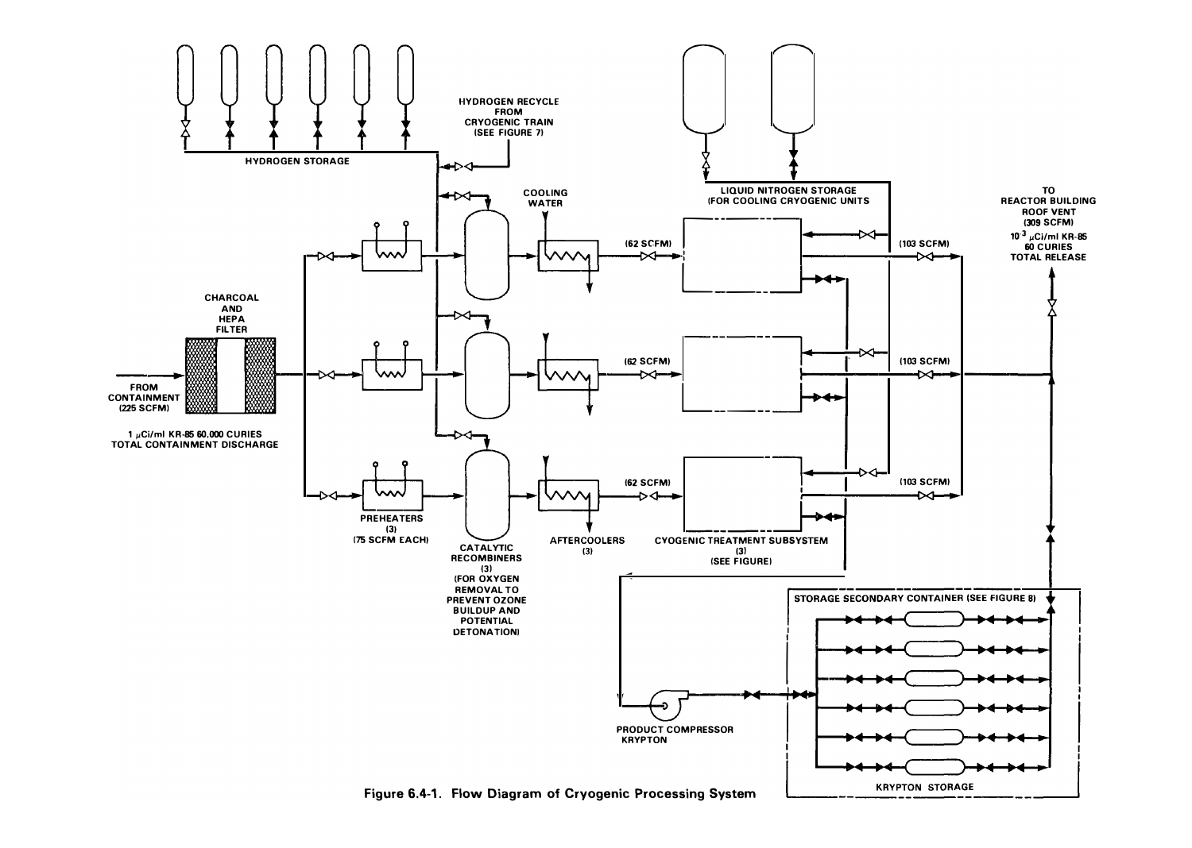HYDROGEN STORAGE

HYDROGEN RECYCLE FROM CRYOGENIC TRAIN (SEE FIGURE 7)

LIQUID NITROGEN STORAGE (FOR COOLING CRYOGENIC UNITS)

COOLING WATER

TO REACTOR BUILDING ROOF VENT (309 SCFM) $10^{-3}$ μCi/ml KR-85 60 CURIES TOTAL RELEASE

CHARCOAL AND HEPA FILTER

FROM CONTAINMENT (225 SCFM)

1 μCi/ml KR-85 60,000 CURIES TOTAL CONTAINMENT DISCHARGE

(62 SCFM)

(62 SCFM)

(62 SCFM)

(103 SCFM)

(103 SCFM)

(103 SCFM)

PREHEATERS (3) (75 SCFM EACH)

CATALYTIC RECOMBINERS (3) (FOR OXYGEN REMOVAL TO PREVENT OZONE BUILDUP AND POTENTIAL DETONATION)

AFTERCOOLERS (3)

CYOGENIC TREATMENT SUBSYSTEM (3) (SEE FIGURE)

STORAGE SECONDARY CONTAINER (SEE FIGURE 8)

PRODUCT COMPRESSOR KRYPTON

KRYPTON STORAGE

**Figure 6.4-1. Flow Diagram of Cryogenic Processing System**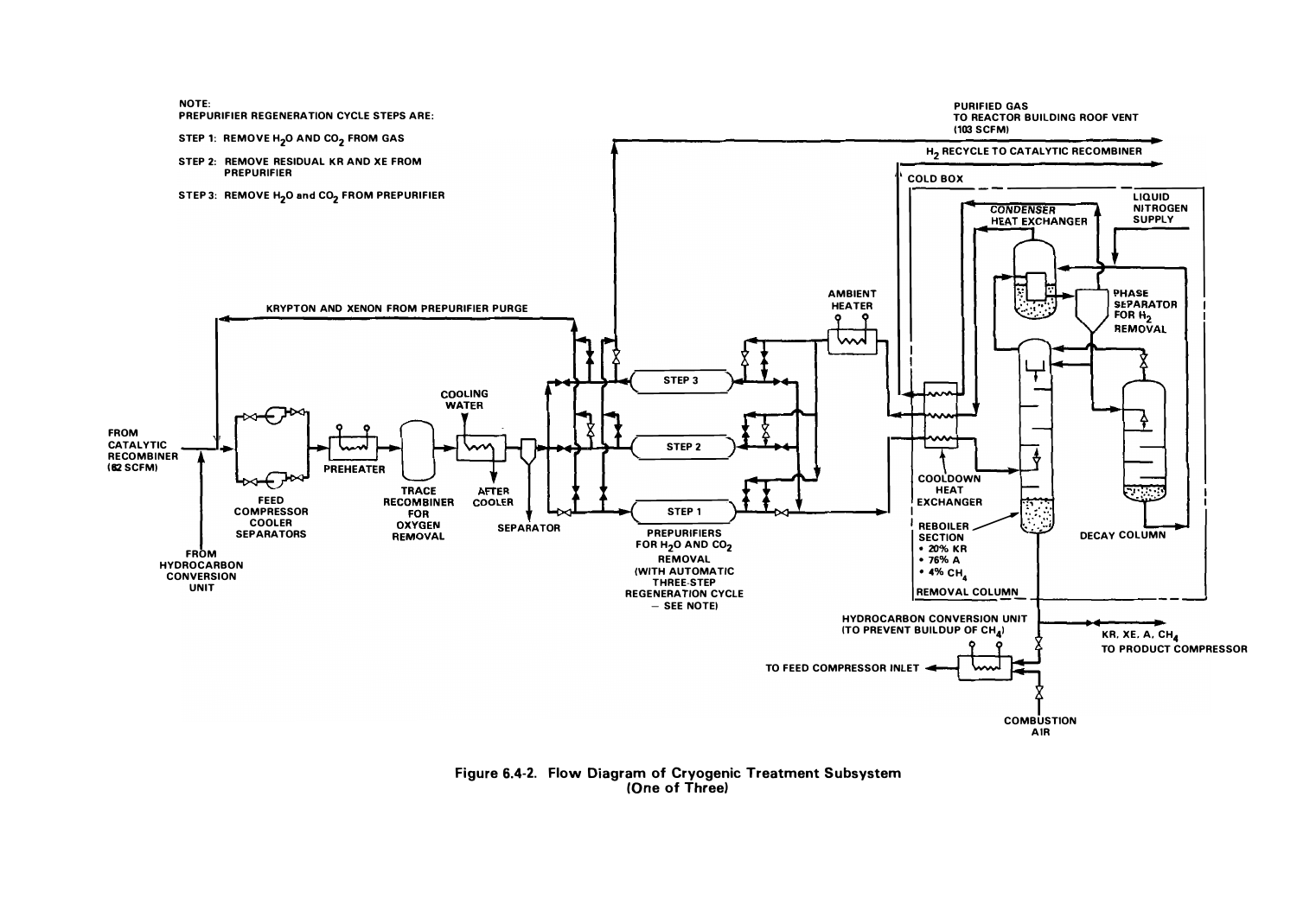NOTE:
PREPURIFIER REGENERATION CYCLE STEPS ARE:

STEP 1: REMOVE $H_2O$ AND $CO_2$ FROM GAS

STEP 2: REMOVE RESIDUAL KR AND XE FROM PREPURIFIER

STEP 3: REMOVE $H_2O$ and $CO_2$ FROM PREPURIFIER

PURIFIED GAS TO REACTOR BUILDING ROOF VENT (103 SCFM)

$H_2$ RECYCLE TO CATALYTIC RECOMBINER

COLD BOX

LIQUID NITROGEN SUPPLY

CONDENSER HEAT EXCHANGER

PHASE SEPARATOR FOR $H_2$ REMOVAL

KRYPTON AND XENON FROM PREPURIFIER PURGE

AMBIENT HEATER

FROM CATALYTIC RECOMBINER (82 SCFM)

COOLING WATER

STEP 3

STEP 2

STEP 1

FEED COMPRESSOR COOLER SEPARATORS

PREHEATER

TRACE RECOMBINER FOR OXYGEN REMOVAL

AFTER COOLER

SEPARATOR

PREPURIFIERS FOR $H_2O$ AND $CO_2$ REMOVAL (WITH AUTOMATIC THREE-STEP REGENERATION CYCLE — SEE NOTE)

COOLDOWN HEAT EXCHANGER

REBOILER SECTION
- 20% KR
- 76% A
- 4% $CH_4$

REMOVAL COLUMN

DECAY COLUMN

FROM HYDROCARBON CONVERSION UNIT

HYDROCARBON CONVERSION UNIT (TO PREVENT BUILDUP OF $CH_4$)

KR, XE, A, $CH_4$ TO PRODUCT COMPRESSOR

TO FEED COMPRESSOR INLET

COMBUSTION AIR

**Figure 6.4-2. Flow Diagram of Cryogenic Treatment Subsystem (One of Three)**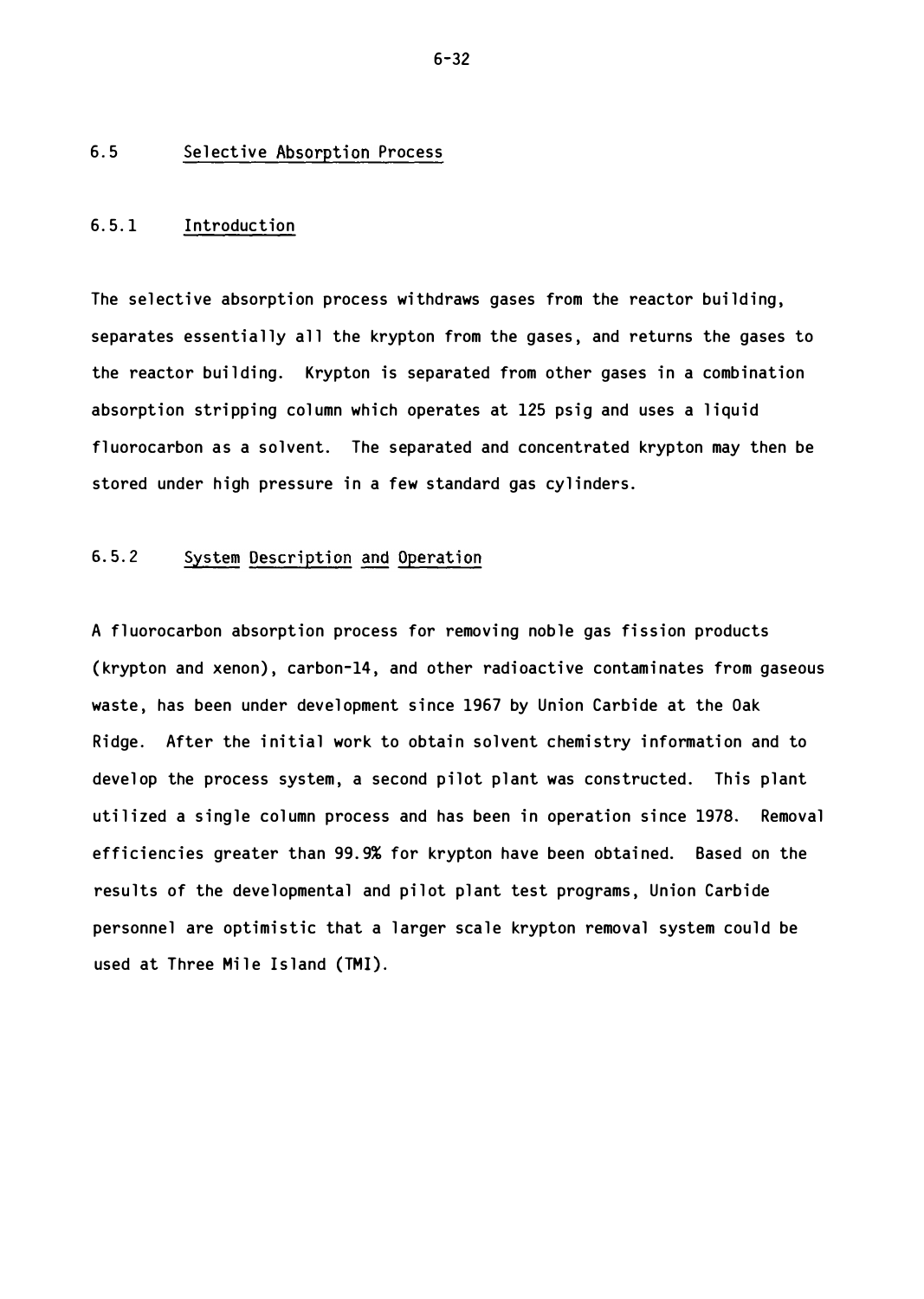## 6.5 Selective Absorption Process

### 6.5.1 Introduction

The selective absorption process withdraws gases from the reactor building, separates essentially all the krypton from the gases, and returns the gases to the reactor building. Krypton is separated from other gases in a combination absorption stripping column which operates at 125 psig and uses a liquid fluorocarbon as a solvent. The separated and concentrated krypton may then be stored under high pressure in a few standard gas cylinders.

### 6.5.2 System Description and Operation

A fluorocarbon absorption process for removing noble gas fission products (krypton and xenon), carbon-14, and other radioactive contaminates from gaseous waste, has been under development since 1967 by Union Carbide at the Oak Ridge. After the initial work to obtain solvent chemistry information and to develop the process system, a second pilot plant was constructed. This plant utilized a single column process and has been in operation since 1978. Removal efficiencies greater than 99.9% for krypton have been obtained. Based on the results of the developmental and pilot plant test programs, Union Carbide personnel are optimistic that a larger scale krypton removal system could be used at Three Mile Island (TMI).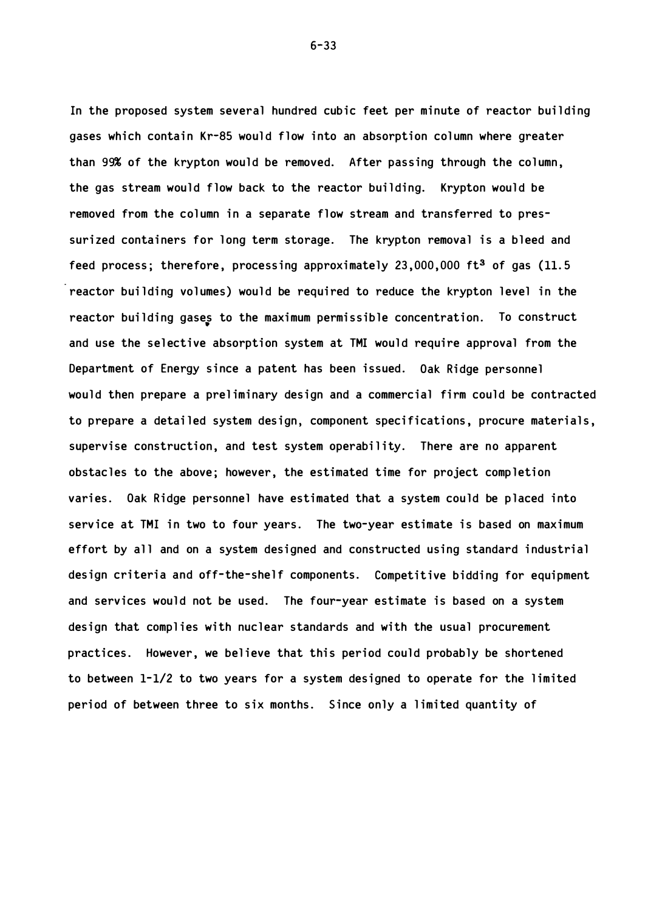In the proposed system several hundred cubic feet per minute of reactor building gases which contain Kr-85 would flow into an absorption column where greater than 99% of the krypton would be removed. After passing through the column, the gas stream would flow back to the reactor building. Krypton would be removed from the column in a separate flow stream and transferred to pressurized containers for long term storage. The krypton removal is a bleed and feed process; therefore, processing approximately 23,000,000 $ft^3$ of gas (11.5 reactor building volumes) would be required to reduce the krypton level in the reactor building gases to the maximum permissible concentration. To construct and use the selective absorption system at TMI would require approval from the Department of Energy since a patent has been issued. Oak Ridge personnel would then prepare a preliminary design and a commercial firm could be contracted to prepare a detailed system design, component specifications, procure materials, supervise construction, and test system operability. There are no apparent obstacles to the above; however, the estimated time for project completion varies. Oak Ridge personnel have estimated that a system could be placed into service at TMI in two to four years. The two-year estimate is based on maximum effort by all and on a system designed and constructed using standard industrial design criteria and off-the-shelf components. Competitive bidding for equipment and services would not be used. The four-year estimate is based on a system design that complies with nuclear standards and with the usual procurement practices. However, we believe that this period could probably be shortened to between 1-1/2 to two years for a system designed to operate for the limited period of between three to six months. Since only a limited quantity of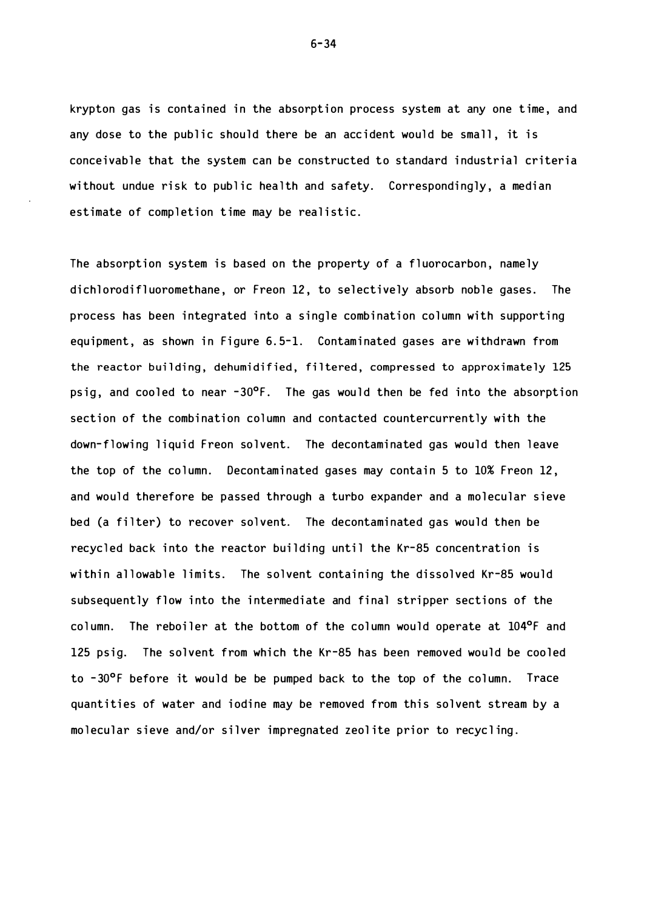krypton gas is contained in the absorption process system at any one time, and any dose to the public should there be an accident would be small, it is conceivable that the system can be constructed to standard industrial criteria without undue risk to public health and safety. Correspondingly, a median estimate of completion time may be realistic.

The absorption system is based on the property of a fluorocarbon, namely dichlorodifluoromethane, or Freon 12, to selectively absorb noble gases. The process has been integrated into a single combination column with supporting equipment, as shown in Figure 6.5-1. Contaminated gases are withdrawn from the reactor building, dehumidified, filtered, compressed to approximately 125 psig, and cooled to near -30°F. The gas would then be fed into the absorption section of the combination column and contacted countercurrently with the down-flowing liquid Freon solvent. The decontaminated gas would then leave the top of the column. Decontaminated gases may contain 5 to 10% Freon 12, and would therefore be passed through a turbo expander and a molecular sieve bed (a filter) to recover solvent. The decontaminated gas would then be recycled back into the reactor building until the Kr-85 concentration is within allowable limits. The solvent containing the dissolved Kr-85 would subsequently flow into the intermediate and final stripper sections of the column. The reboiler at the bottom of the column would operate at 104°F and 125 psig. The solvent from which the Kr-85 has been removed would be cooled to -30°F before it would be be pumped back to the top of the column. Trace quantities of water and iodine may be removed from this solvent stream by a molecular sieve and/or silver impregnated zeolite prior to recycling.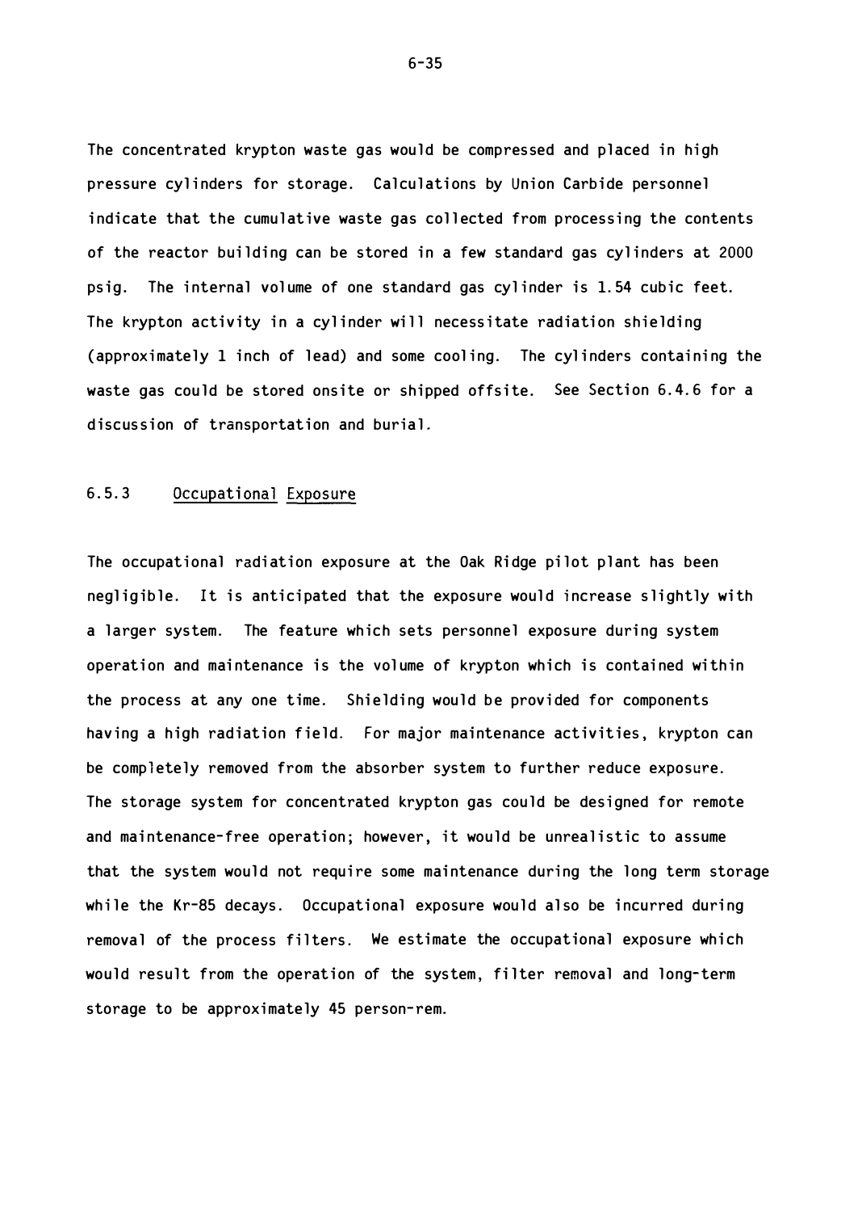The concentrated krypton waste gas would be compressed and placed in high pressure cylinders for storage. Calculations by Union Carbide personnel indicate that the cumulative waste gas collected from processing the contents of the reactor building can be stored in a few standard gas cylinders at 2000 psig. The internal volume of one standard gas cylinder is 1.54 cubic feet. The krypton activity in a cylinder will necessitate radiation shielding (approximately 1 inch of lead) and some cooling. The cylinders containing the waste gas could be stored onsite or shipped offsite. See Section 6.4.6 for a discussion of transportation and burial.

### 6.5.3 Occupational Exposure

The occupational radiation exposure at the Oak Ridge pilot plant has been negligible. It is anticipated that the exposure would increase slightly with a larger system. The feature which sets personnel exposure during system operation and maintenance is the volume of krypton which is contained within the process at any one time. Shielding would be provided for components having a high radiation field. For major maintenance activities, krypton can be completely removed from the absorber system to further reduce exposure. The storage system for concentrated krypton gas could be designed for remote and maintenance-free operation; however, it would be unrealistic to assume that the system would not require some maintenance during the long term storage while the Kr-85 decays. Occupational exposure would also be incurred during removal of the process filters. We estimate the occupational exposure which would result from the operation of the system, filter removal and long-term storage to be approximately 45 person-rem.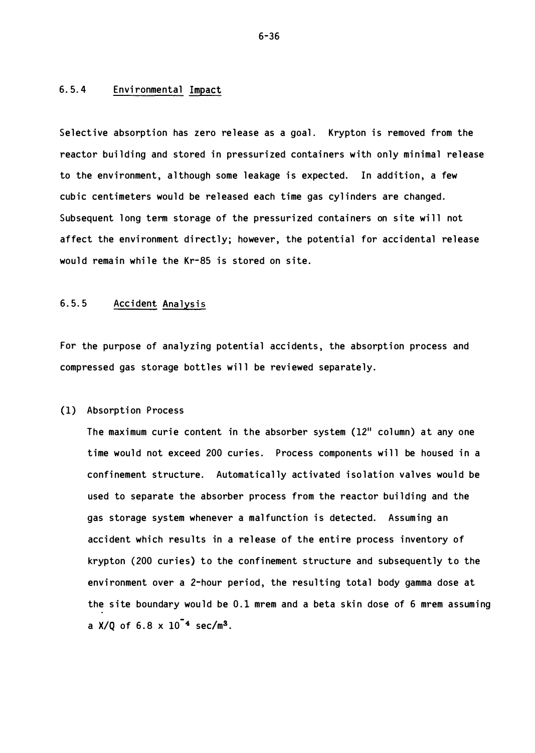### 6.5.4 Environmental Impact

Selective absorption has zero release as a goal. Krypton is removed from the reactor building and stored in pressurized containers with only minimal release to the environment, although some leakage is expected. In addition, a few cubic centimeters would be released each time gas cylinders are changed. Subsequent long term storage of the pressurized containers on site will not affect the environment directly; however, the potential for accidental release would remain while the Kr-85 is stored on site.

### 6.5.5 Accident Analysis

For the purpose of analyzing potential accidents, the absorption process and compressed gas storage bottles will be reviewed separately.

(1) Absorption Process

The maximum curie content in the absorber system (12" column) at any one time would not exceed 200 curies. Process components will be housed in a confinement structure. Automatically activated isolation valves would be used to separate the absorber process from the reactor building and the gas storage system whenever a malfunction is detected. Assuming an accident which results in a release of the entire process inventory of krypton (200 curies) to the confinement structure and subsequently to the environment over a 2-hour period, the resulting total body gamma dose at the site boundary would be 0.1 mrem and a beta skin dose of 6 mrem assuming a X/Q of $6.8 \times 10^{-4}$ sec/m$^3$.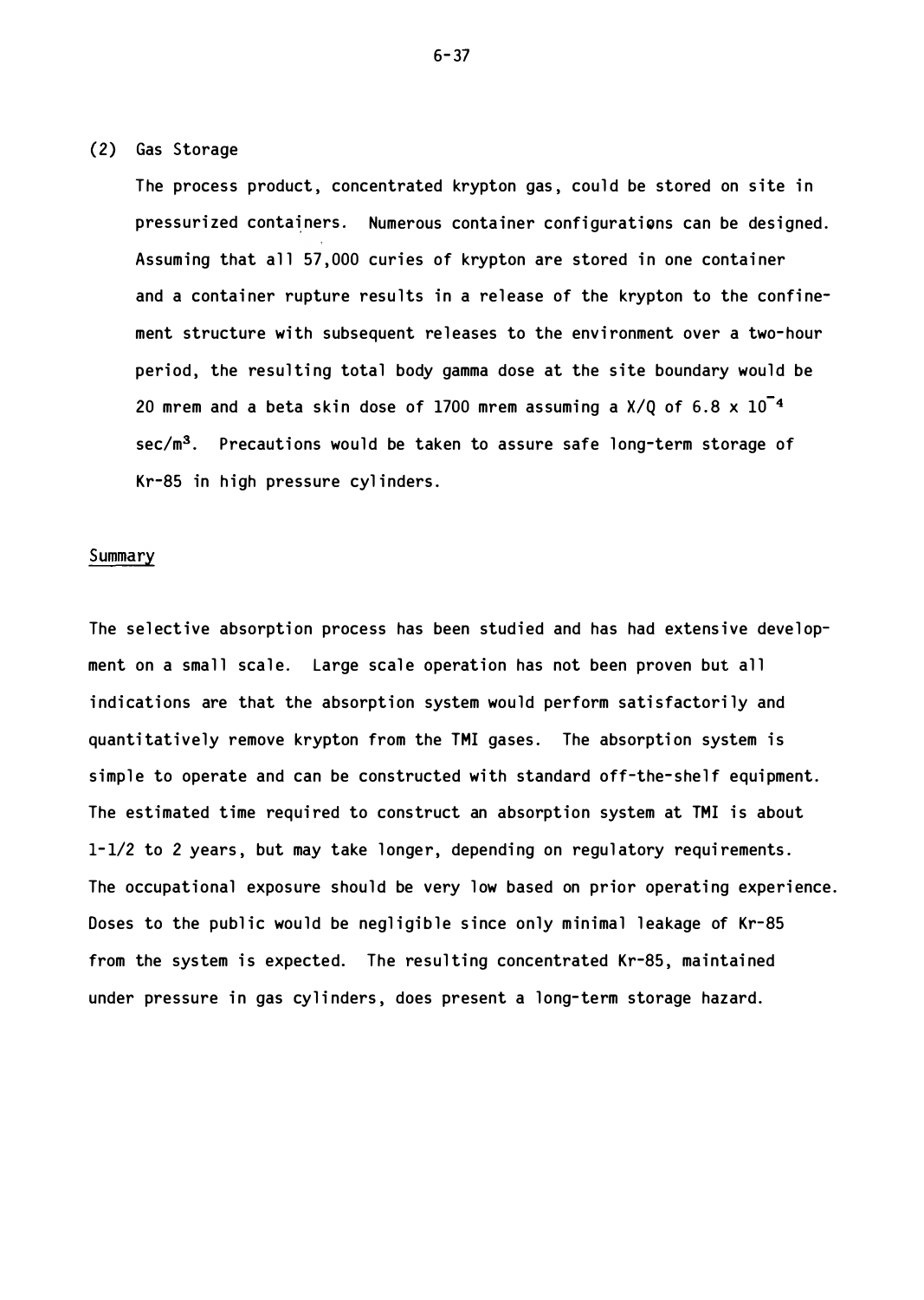(2) Gas Storage

The process product, concentrated krypton gas, could be stored on site in pressurized containers. Numerous container configurations can be designed. Assuming that all 57,000 curies of krypton are stored in one container and a container rupture results in a release of the krypton to the confinement structure with subsequent releases to the environment over a two-hour period, the resulting total body gamma dose at the site boundary would be 20 mrem and a beta skin dose of 1700 mrem assuming a X/Q of $6.8 \times 10^{-4}$ $sec/m^3$. Precautions would be taken to assure safe long-term storage of Kr-85 in high pressure cylinders.

## Summary

The selective absorption process has been studied and has had extensive development on a small scale. Large scale operation has not been proven but all indications are that the absorption system would perform satisfactorily and quantitatively remove krypton from the TMI gases. The absorption system is simple to operate and can be constructed with standard off-the-shelf equipment. The estimated time required to construct an absorption system at TMI is about 1-1/2 to 2 years, but may take longer, depending on regulatory requirements. The occupational exposure should be very low based on prior operating experience. Doses to the public would be negligible since only minimal leakage of Kr-85 from the system is expected. The resulting concentrated Kr-85, maintained under pressure in gas cylinders, does present a long-term storage hazard.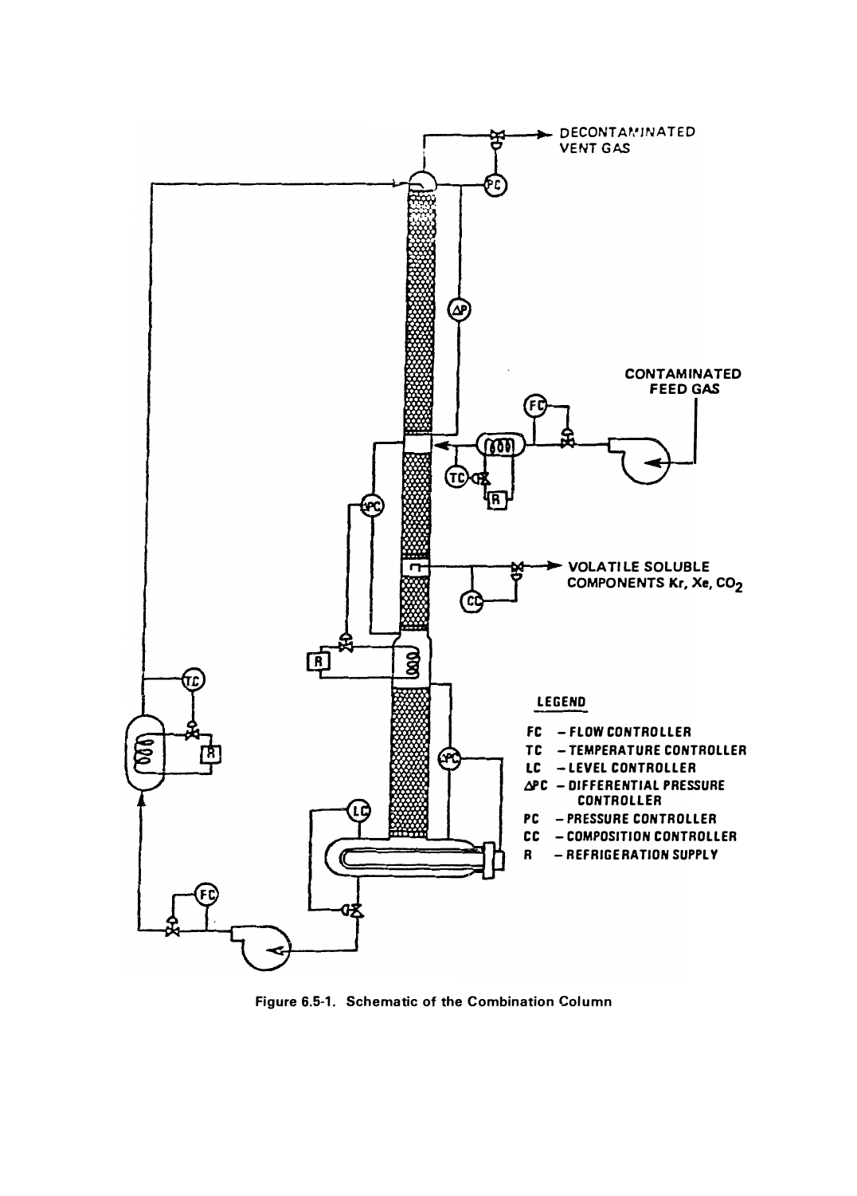DECONTAMINATED VENT GAS

CONTAMINATED FEED GAS

VOLATILE SOLUBLE COMPONENTS Kr, Xe, $CO_2$

LEGEND

FC – FLOW CONTROLLER
TC – TEMPERATURE CONTROLLER
LC – LEVEL CONTROLLER
ΔPC – DIFFERENTIAL PRESSURE CONTROLLER
PC – PRESSURE CONTROLLER
CC – COMPOSITION CONTROLLER
R – REFRIGERATION SUPPLY

**Figure 6.5-1. Schematic of the Combination Column**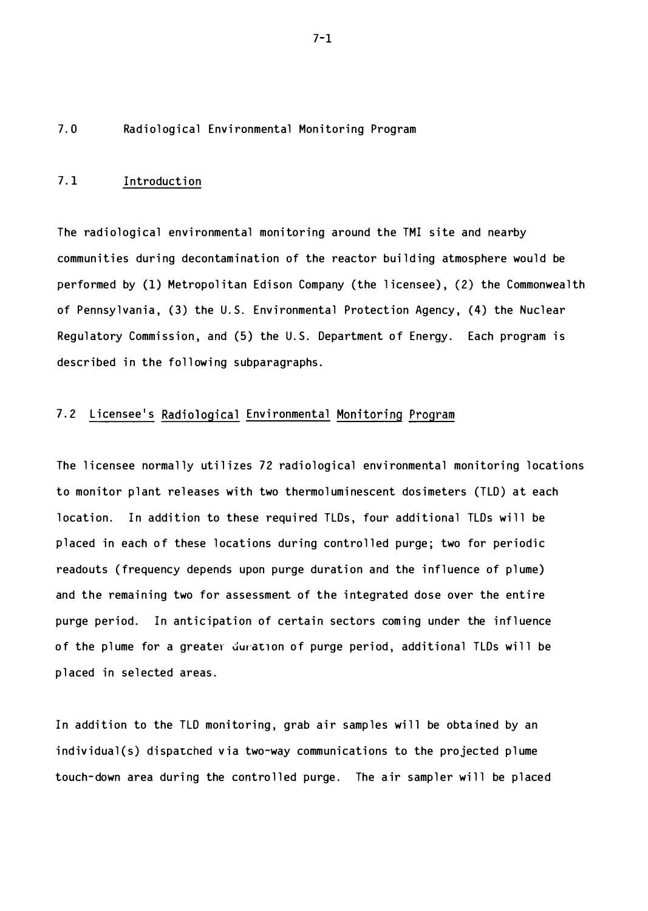## 7.0 Radiological Environmental Monitoring Program

### 7.1 Introduction

The radiological environmental monitoring around the TMI site and nearby communities during decontamination of the reactor building atmosphere would be performed by (1) Metropolitan Edison Company (the licensee), (2) the Commonwealth of Pennsylvania, (3) the U.S. Environmental Protection Agency, (4) the Nuclear Regulatory Commission, and (5) the U.S. Department of Energy. Each program is described in the following subparagraphs.

### 7.2 Licensee's Radiological Environmental Monitoring Program

The licensee normally utilizes 72 radiological environmental monitoring locations to monitor plant releases with two thermoluminescent dosimeters (TLD) at each location. In addition to these required TLDs, four additional TLDs will be placed in each of these locations during controlled purge; two for periodic readouts (frequency depends upon purge duration and the influence of plume) and the remaining two for assessment of the integrated dose over the entire purge period. In anticipation of certain sectors coming under the influence of the plume for a greater duration of purge period, additional TLDs will be placed in selected areas.

In addition to the TLD monitoring, grab air samples will be obtained by an individual(s) dispatched via two-way communications to the projected plume touch-down area during the controlled purge. The air sampler will be placed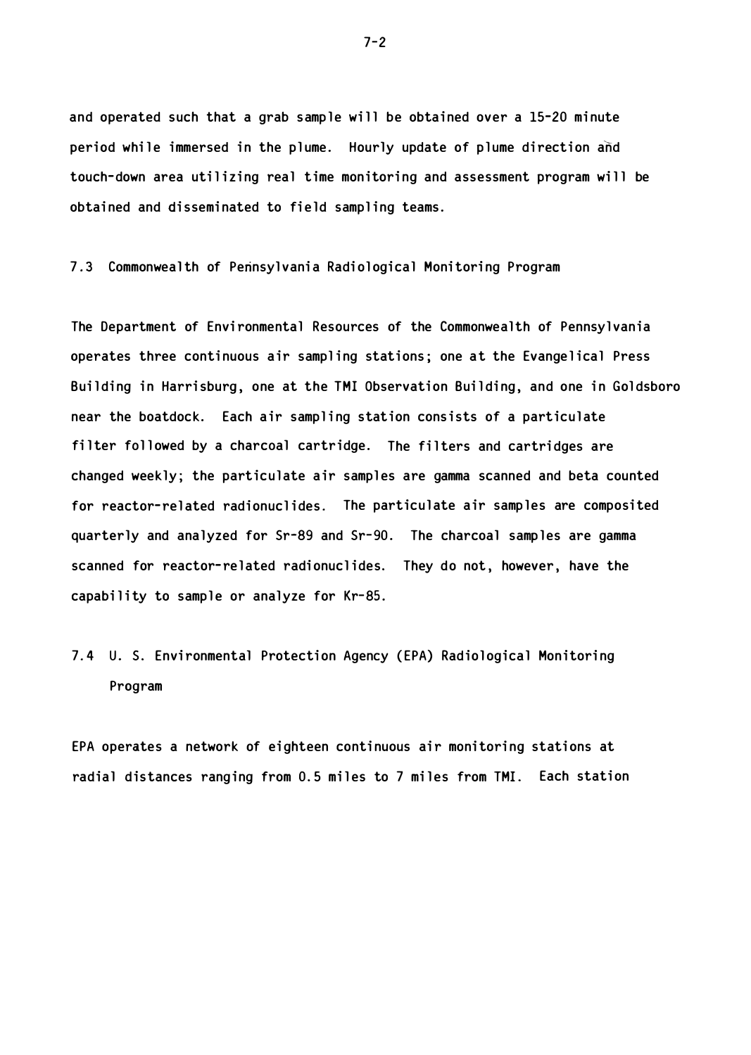and operated such that a grab sample will be obtained over a 15-20 minute period while immersed in the plume. Hourly update of plume direction and touch-down area utilizing real time monitoring and assessment program will be obtained and disseminated to field sampling teams.

## 7.3 Commonwealth of Pennsylvania Radiological Monitoring Program

The Department of Environmental Resources of the Commonwealth of Pennsylvania operates three continuous air sampling stations; one at the Evangelical Press Building in Harrisburg, one at the TMI Observation Building, and one in Goldsboro near the boatdock. Each air sampling station consists of a particulate filter followed by a charcoal cartridge. The filters and cartridges are changed weekly; the particulate air samples are gamma scanned and beta counted for reactor-related radionuclides. The particulate air samples are composited quarterly and analyzed for Sr-89 and Sr-90. The charcoal samples are gamma scanned for reactor-related radionuclides. They do not, however, have the capability to sample or analyze for Kr-85.

## 7.4 U. S. Environmental Protection Agency (EPA) Radiological Monitoring Program

EPA operates a network of eighteen continuous air monitoring stations at radial distances ranging from 0.5 miles to 7 miles from TMI. Each station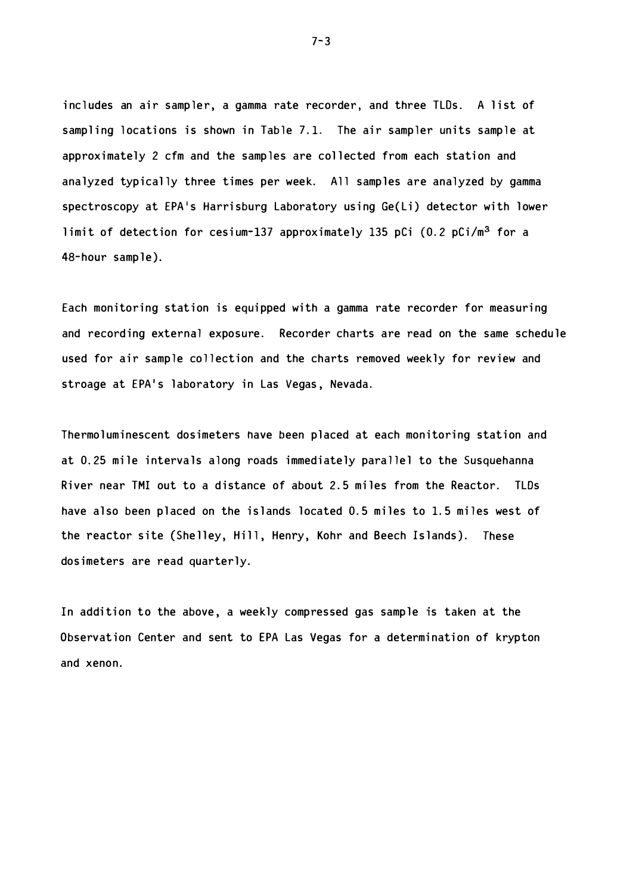includes an air sampler, a gamma rate recorder, and three TLDs. A list of sampling locations is shown in Table 7.1. The air sampler units sample at approximately 2 cfm and the samples are collected from each station and analyzed typically three times per week. All samples are analyzed by gamma spectroscopy at EPA's Harrisburg Laboratory using Ge(Li) detector with lower limit of detection for cesium-137 approximately 135 pCi (0.2 pCi/$m^3$ for a 48-hour sample).

Each monitoring station is equipped with a gamma rate recorder for measuring and recording external exposure. Recorder charts are read on the same schedule used for air sample collection and the charts removed weekly for review and stroage at EPA's laboratory in Las Vegas, Nevada.

Thermoluminescent dosimeters have been placed at each monitoring station and at 0.25 mile intervals along roads immediately parallel to the Susquehanna River near TMI out to a distance of about 2.5 miles from the Reactor. TLDs have also been placed on the islands located 0.5 miles to 1.5 miles west of the reactor site (Shelley, Hill, Henry, Kohr and Beech Islands). These dosimeters are read quarterly.

In addition to the above, a weekly compressed gas sample is taken at the Observation Center and sent to EPA Las Vegas for a determination of krypton and xenon.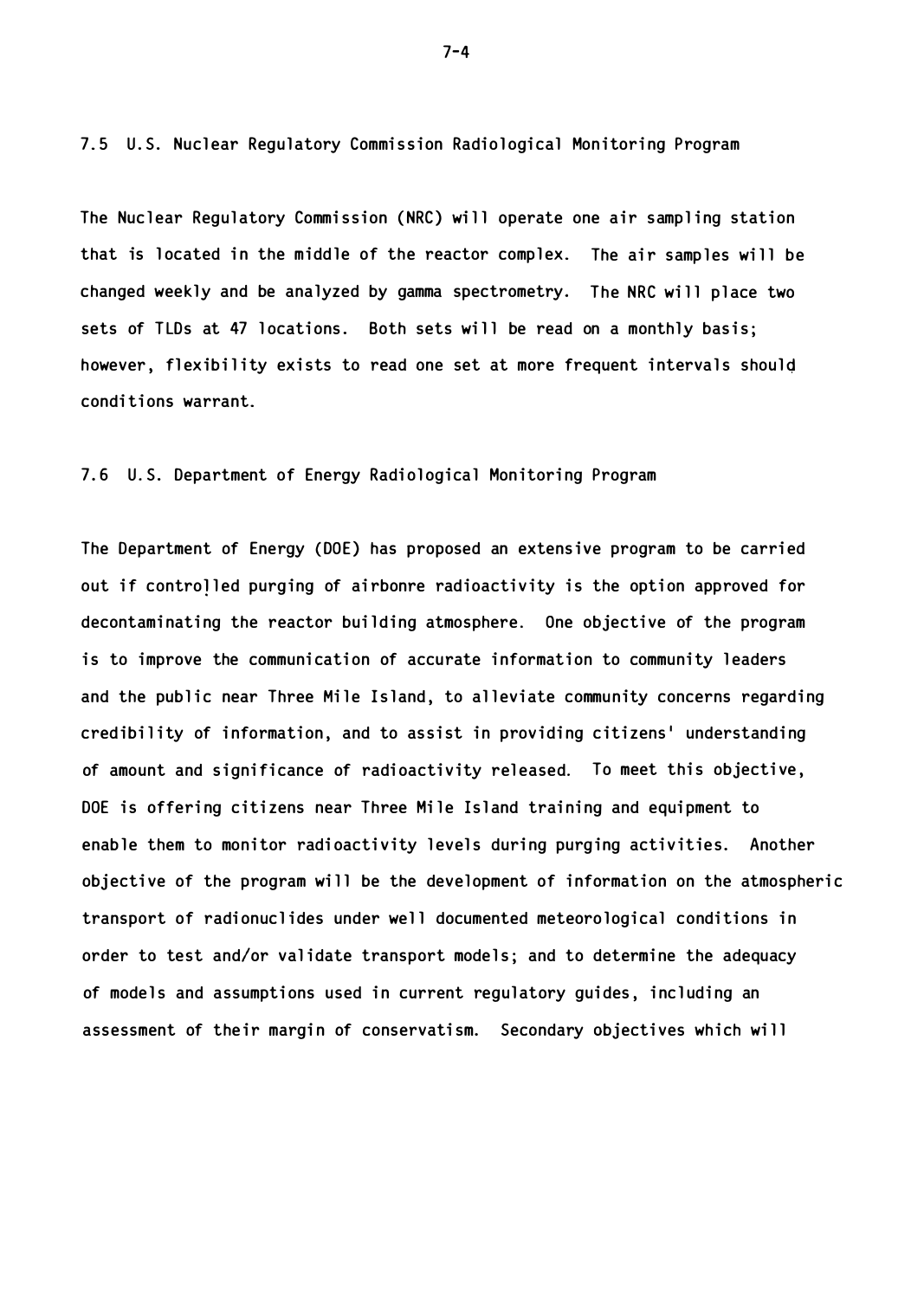## 7.5 U.S. Nuclear Regulatory Commission Radiological Monitoring Program

The Nuclear Regulatory Commission (NRC) will operate one air sampling station that is located in the middle of the reactor complex. The air samples will be changed weekly and be analyzed by gamma spectrometry. The NRC will place two sets of TLDs at 47 locations. Both sets will be read on a monthly basis; however, flexibility exists to read one set at more frequent intervals should conditions warrant.

## 7.6 U.S. Department of Energy Radiological Monitoring Program

The Department of Energy (DOE) has proposed an extensive program to be carried out if controlled purging of airbonre radioactivity is the option approved for decontaminating the reactor building atmosphere. One objective of the program is to improve the communication of accurate information to community leaders and the public near Three Mile Island, to alleviate community concerns regarding credibility of information, and to assist in providing citizens' understanding of amount and significance of radioactivity released. To meet this objective, DOE is offering citizens near Three Mile Island training and equipment to enable them to monitor radioactivity levels during purging activities. Another objective of the program will be the development of information on the atmospheric transport of radionuclides under well documented meteorological conditions in order to test and/or validate transport models; and to determine the adequacy of models and assumptions used in current regulatory guides, including an assessment of their margin of conservatism. Secondary objectives which will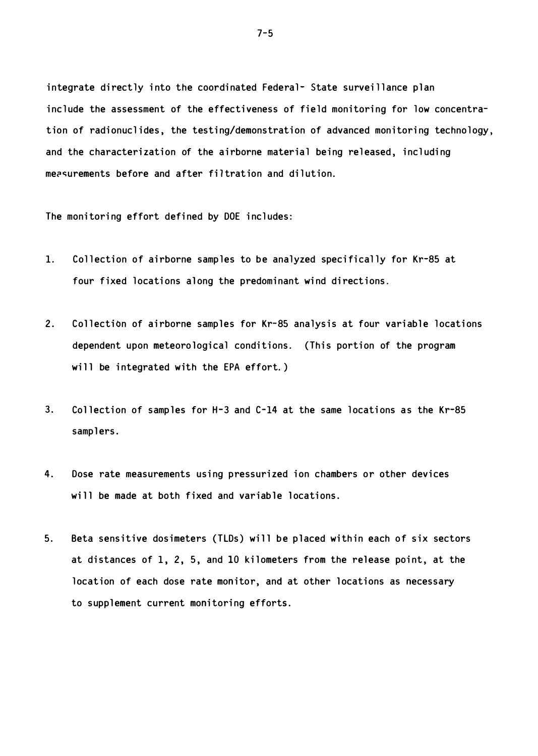integrate directly into the coordinated Federal- State surveillance plan include the assessment of the effectiveness of field monitoring for low concentration of radionuclides, the testing/demonstration of advanced monitoring technology, and the characterization of the airborne material being released, including measurements before and after filtration and dilution.

The monitoring effort defined by DOE includes:

1. Collection of airborne samples to be analyzed specifically for Kr-85 at four fixed locations along the predominant wind directions.

2. Collection of airborne samples for Kr-85 analysis at four variable locations dependent upon meteorological conditions. (This portion of the program will be integrated with the EPA effort.)

3. Collection of samples for H-3 and C-14 at the same locations as the Kr-85 samplers.

4. Dose rate measurements using pressurized ion chambers or other devices will be made at both fixed and variable locations.

5. Beta sensitive dosimeters (TLDs) will be placed within each of six sectors at distances of 1, 2, 5, and 10 kilometers from the release point, at the location of each dose rate monitor, and at other locations as necessary to supplement current monitoring efforts.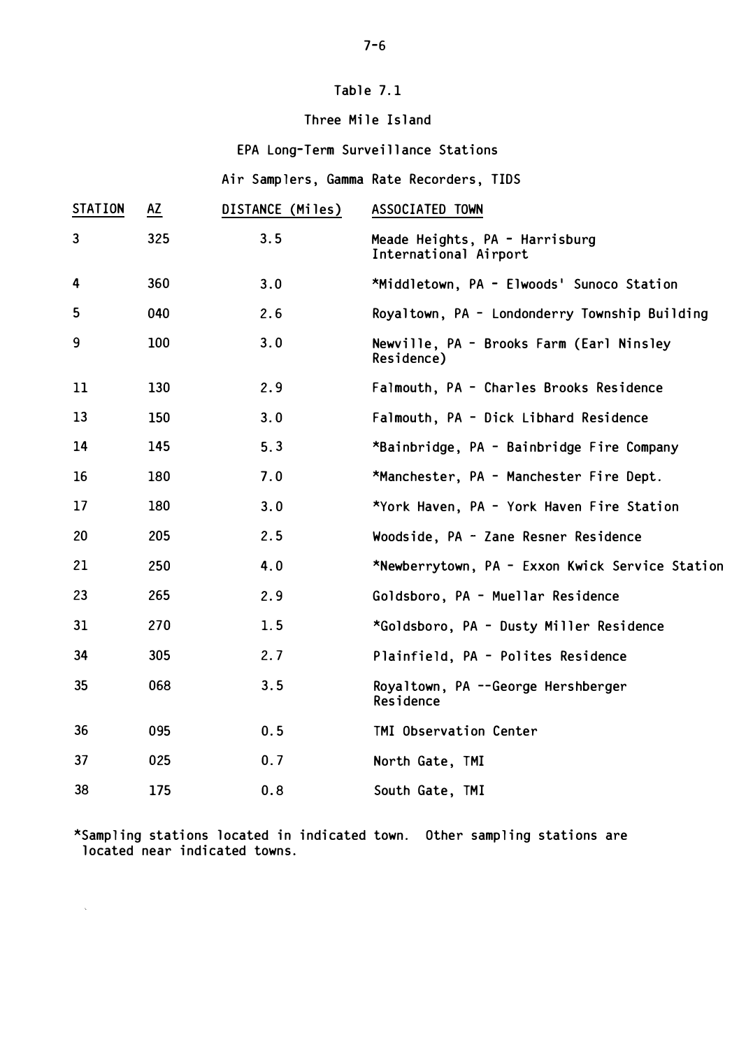# Table 7.1

## Three Mile Island

## EPA Long-Term Surveillance Stations

## Air Samplers, Gamma Rate Recorders, TIDS

| STATION | AZ | DISTANCE (Miles) | ASSOCIATED TOWN |
|---|---|---|---|
| 3 | 325 | 3.5 | Meade Heights, PA - Harrisburg International Airport |
| 4 | 360 | 3.0 | *Middletown, PA - Elwoods' Sunoco Station |
| 5 | 040 | 2.6 | Royaltown, PA - Londonderry Township Building |
| 9 | 100 | 3.0 | Newville, PA - Brooks Farm (Earl Ninsley Residence) |
| 11 | 130 | 2.9 | Falmouth, PA - Charles Brooks Residence |
| 13 | 150 | 3.0 | Falmouth, PA - Dick Libhard Residence |
| 14 | 145 | 5.3 | *Bainbridge, PA - Bainbridge Fire Company |
| 16 | 180 | 7.0 | *Manchester, PA - Manchester Fire Dept. |
| 17 | 180 | 3.0 | *York Haven, PA - York Haven Fire Station |
| 20 | 205 | 2.5 | Woodside, PA - Zane Resner Residence |
| 21 | 250 | 4.0 | *Newberrytown, PA - Exxon Kwick Service Station |
| 23 | 265 | 2.9 | Goldsboro, PA - Muellar Residence |
| 31 | 270 | 1.5 | *Goldsboro, PA - Dusty Miller Residence |
| 34 | 305 | 2.7 | Plainfield, PA - Polites Residence |
| 35 | 068 | 3.5 | Royaltown, PA --George Hershberger Residence |
| 36 | 095 | 0.5 | TMI Observation Center |
| 37 | 025 | 0.7 | North Gate, TMI |
| 38 | 175 | 0.8 | South Gate, TMI |

*Sampling stations located in indicated town. Other sampling stations are located near indicated towns.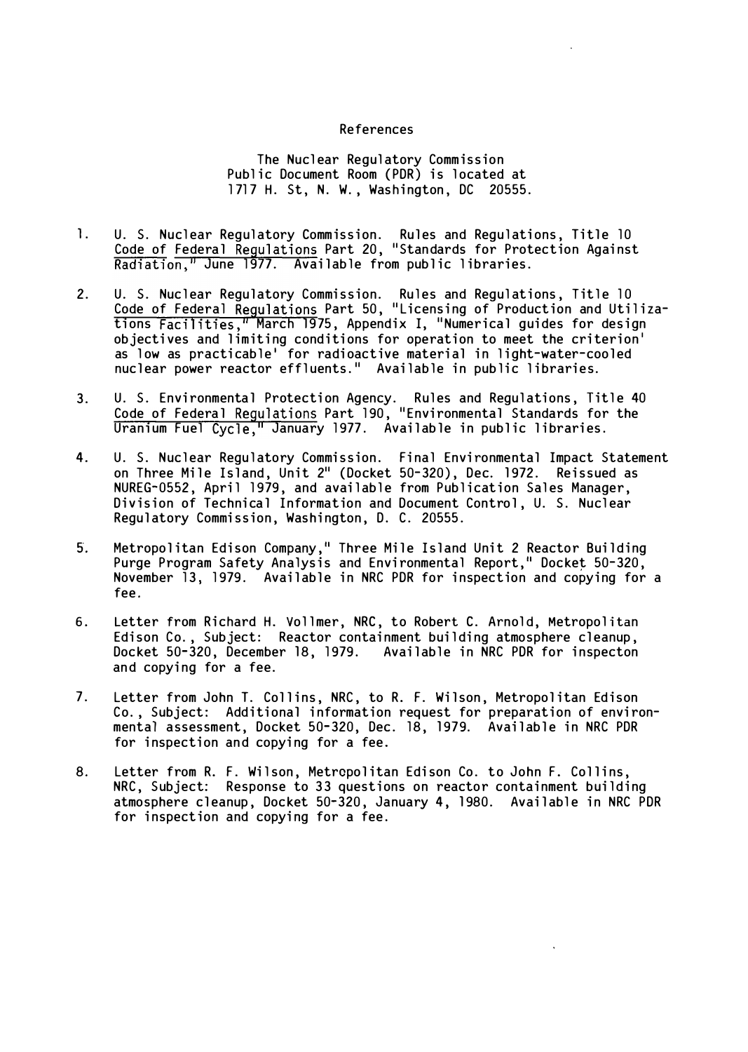# References

The Nuclear Regulatory Commission
Public Document Room (PDR) is located at
1717 H. St, N. W., Washington, DC 20555.

1. U. S. Nuclear Regulatory Commission. Rules and Regulations, Title 10 Code of Federal Regulations Part 20, "Standards for Protection Against Radiation," June 1977. Available from public libraries.

2. U. S. Nuclear Regulatory Commission. Rules and Regulations, Title 10 Code of Federal Regulations Part 50, "Licensing of Production and Utilizations Facilities," March 1975, Appendix I, "Numerical guides for design objectives and limiting conditions for operation to meet the criterion' as low as practicable' for radioactive material in light-water-cooled nuclear power reactor effluents." Available in public libraries.

3. U. S. Environmental Protection Agency. Rules and Regulations, Title 40 Code of Federal Regulations Part 190, "Environmental Standards for the Uranium Fuel Cycle," January 1977. Available in public libraries.

4. U. S. Nuclear Regulatory Commission. Final Environmental Impact Statement on Three Mile Island, Unit 2" (Docket 50-320), Dec. 1972. Reissued as NUREG-0552, April 1979, and available from Publication Sales Manager, Division of Technical Information and Document Control, U. S. Nuclear Regulatory Commission, Washington, D. C. 20555.

5. Metropolitan Edison Company," Three Mile Island Unit 2 Reactor Building Purge Program Safety Analysis and Environmental Report," Docket 50-320, November 13, 1979. Available in NRC PDR for inspection and copying for a fee.

6. Letter from Richard H. Vollmer, NRC, to Robert C. Arnold, Metropolitan Edison Co., Subject: Reactor containment building atmosphere cleanup, Docket 50-320, December 18, 1979. Available in NRC PDR for inspecton and copying for a fee.

7. Letter from John T. Collins, NRC, to R. F. Wilson, Metropolitan Edison Co., Subject: Additional information request for preparation of environmental assessment, Docket 50-320, Dec. 18, 1979. Available in NRC PDR for inspection and copying for a fee.

8. Letter from R. F. Wilson, Metropolitan Edison Co. to John F. Collins, NRC, Subject: Response to 33 questions on reactor containment building atmosphere cleanup, Docket 50-320, January 4, 1980. Available in NRC PDR for inspection and copying for a fee.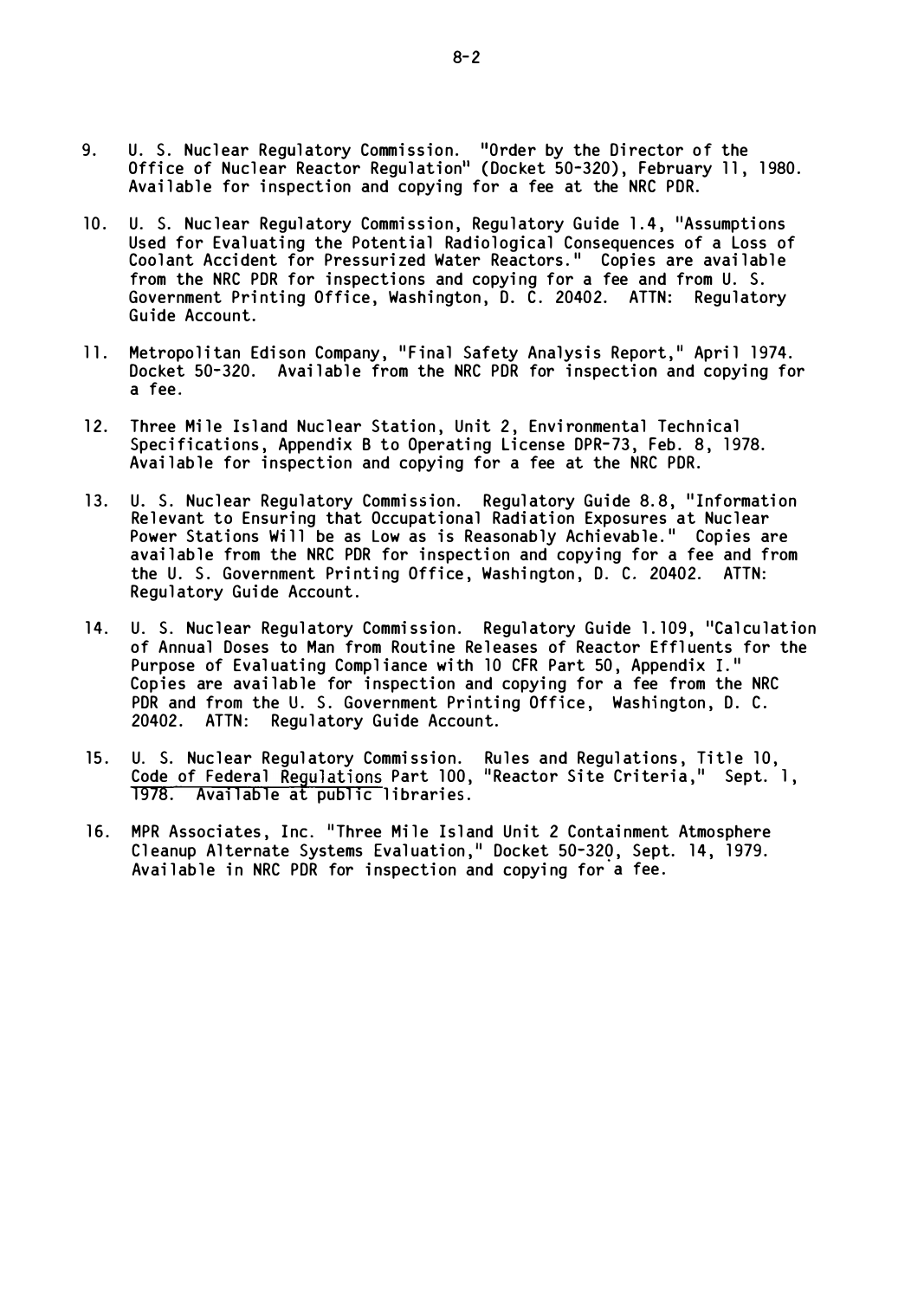9. U. S. Nuclear Regulatory Commission. "Order by the Director of the Office of Nuclear Reactor Regulation" (Docket 50-320), February 11, 1980. Available for inspection and copying for a fee at the NRC PDR.

10. U. S. Nuclear Regulatory Commission, Regulatory Guide 1.4, "Assumptions Used for Evaluating the Potential Radiological Consequences of a Loss of Coolant Accident for Pressurized Water Reactors." Copies are available from the NRC PDR for inspections and copying for a fee and from U. S. Government Printing Office, Washington, D. C. 20402. ATTN: Regulatory Guide Account.

11. Metropolitan Edison Company, "Final Safety Analysis Report," April 1974. Docket 50-320. Available from the NRC PDR for inspection and copying for a fee.

12. Three Mile Island Nuclear Station, Unit 2, Environmental Technical Specifications, Appendix B to Operating License DPR-73, Feb. 8, 1978. Available for inspection and copying for a fee at the NRC PDR.

13. U. S. Nuclear Regulatory Commission. Regulatory Guide 8.8, "Information Relevant to Ensuring that Occupational Radiation Exposures at Nuclear Power Stations Will be as Low as is Reasonably Achievable." Copies are available from the NRC PDR for inspection and copying for a fee and from the U. S. Government Printing Office, Washington, D. C. 20402. ATTN: Regulatory Guide Account.

14. U. S. Nuclear Regulatory Commission. Regulatory Guide 1.109, "Calculation of Annual Doses to Man from Routine Releases of Reactor Effluents for the Purpose of Evaluating Compliance with 10 CFR Part 50, Appendix I." Copies are available for inspection and copying for a fee from the NRC PDR and from the U. S. Government Printing Office, Washington, D. C. 20402. ATTN: Regulatory Guide Account.

15. U. S. Nuclear Regulatory Commission. Rules and Regulations, Title 10, Code of Federal Regulations Part 100, "Reactor Site Criteria," Sept. 1, 1978. Available at public libraries.

16. MPR Associates, Inc. "Three Mile Island Unit 2 Containment Atmosphere Cleanup Alternate Systems Evaluation," Docket 50-320, Sept. 14, 1979. Available in NRC PDR for inspection and copying for a fee.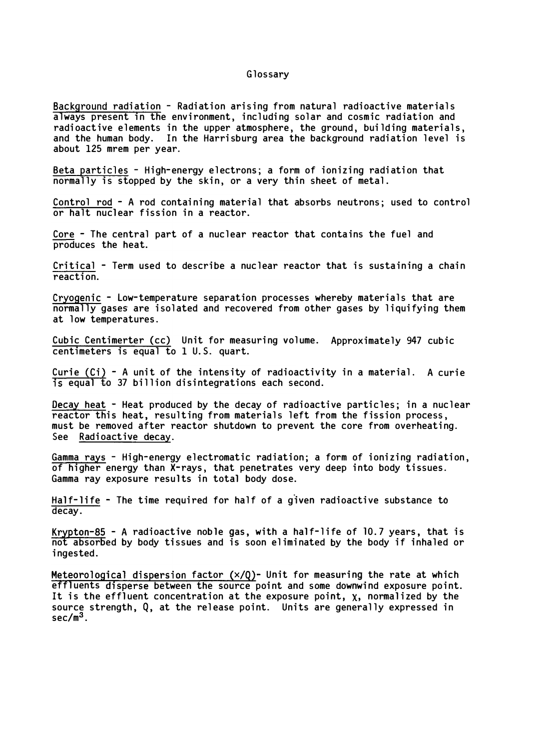# Glossary

Background radiation - Radiation arising from natural radioactive materials always present in the environment, including solar and cosmic radiation and radioactive elements in the upper atmosphere, the ground, building materials, and the human body. In the Harrisburg area the background radiation level is about 125 mrem per year.

Beta particles - High-energy electrons; a form of ionizing radiation that normally is stopped by the skin, or a very thin sheet of metal.

Control rod - A rod containing material that absorbs neutrons; used to control or halt nuclear fission in a reactor.

Core - The central part of a nuclear reactor that contains the fuel and produces the heat.

Critical - Term used to describe a nuclear reactor that is sustaining a chain reaction.

Cryogenic - Low-temperature separation processes whereby materials that are normally gases are isolated and recovered from other gases by liquifying them at low temperatures.

Cubic Centimerter (cc) Unit for measuring volume. Approximately 947 cubic centimeters is equal to 1 U.S. quart.

Curie (Ci) - A unit of the intensity of radioactivity in a material. A curie is equal to 37 billion disintegrations each second.

Decay heat - Heat produced by the decay of radioactive particles; in a nuclear reactor this heat, resulting from materials left from the fission process, must be removed after reactor shutdown to prevent the core from overheating. See Radioactive decay.

Gamma rays - High-energy electromatic radiation; a form of ionizing radiation, of higher energy than X-rays, that penetrates very deep into body tissues. Gamma ray exposure results in total body dose.

Half-life - The time required for half of a given radioactive substance to decay.

Krypton-85 - A radioactive noble gas, with a half-life of 10.7 years, that is not absorbed by body tissues and is soon eliminated by the body if inhaled or ingested.

Meteorological dispersion factor ($\chi/Q$)- Unit for measuring the rate at which effluents disperse between the source point and some downwind exposure point. It is the effluent concentration at the exposure point, $\chi$, normalized by the source strength, $Q$, at the release point. Units are generally expressed in $sec/m^3$.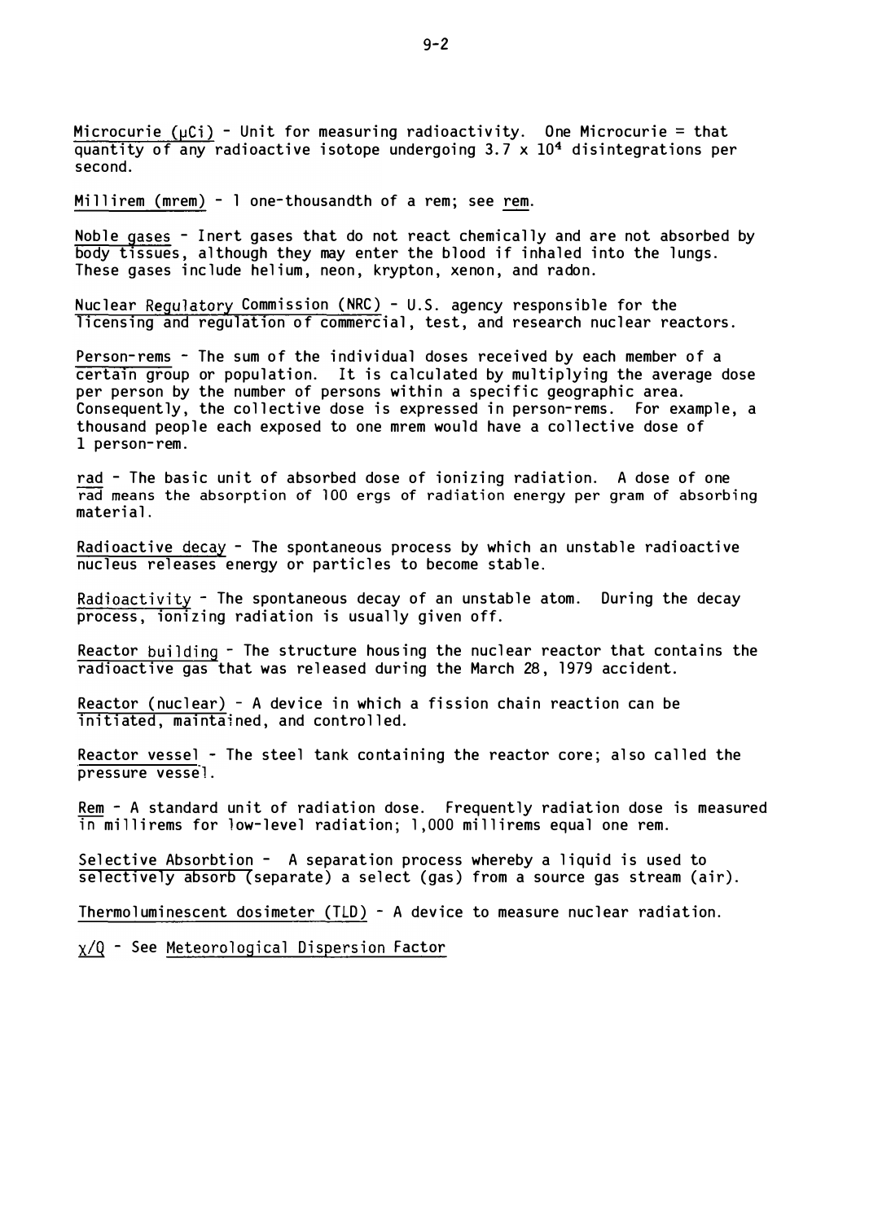Microcurie (μCi) - Unit for measuring radioactivity. One Microcurie = that quantity of any radioactive isotope undergoing $3.7 \times 10^4$ disintegrations per second.

Millirem (mrem) - 1 one-thousandth of a rem; see rem.

Noble gases - Inert gases that do not react chemically and are not absorbed by body tissues, although they may enter the blood if inhaled into the lungs. These gases include helium, neon, krypton, xenon, and radon.

Nuclear Regulatory Commission (NRC) - U.S. agency responsible for the licensing and regulation of commercial, test, and research nuclear reactors.

Person-rems - The sum of the individual doses received by each member of a certain group or population. It is calculated by multiplying the average dose per person by the number of persons within a specific geographic area. Consequently, the collective dose is expressed in person-rems. For example, a thousand people each exposed to one mrem would have a collective dose of 1 person-rem.

rad - The basic unit of absorbed dose of ionizing radiation. A dose of one rad means the absorption of 100 ergs of radiation energy per gram of absorbing material.

Radioactive decay - The spontaneous process by which an unstable radioactive nucleus releases energy or particles to become stable.

Radioactivity - The spontaneous decay of an unstable atom. During the decay process, ionizing radiation is usually given off.

Reactor building - The structure housing the nuclear reactor that contains the radioactive gas that was released during the March 28, 1979 accident.

Reactor (nuclear) - A device in which a fission chain reaction can be initiated, maintained, and controlled.

Reactor vessel - The steel tank containing the reactor core; also called the pressure vessel.

Rem - A standard unit of radiation dose. Frequently radiation dose is measured in millirems for low-level radiation; 1,000 millirems equal one rem.

Selective Absorbtion - A separation process whereby a liquid is used to selectively absorb (separate) a select (gas) from a source gas stream (air).

Thermoluminescent dosimeter (TLD) - A device to measure nuclear radiation.

$\chi/Q$ - See Meteorological Dispersion Factor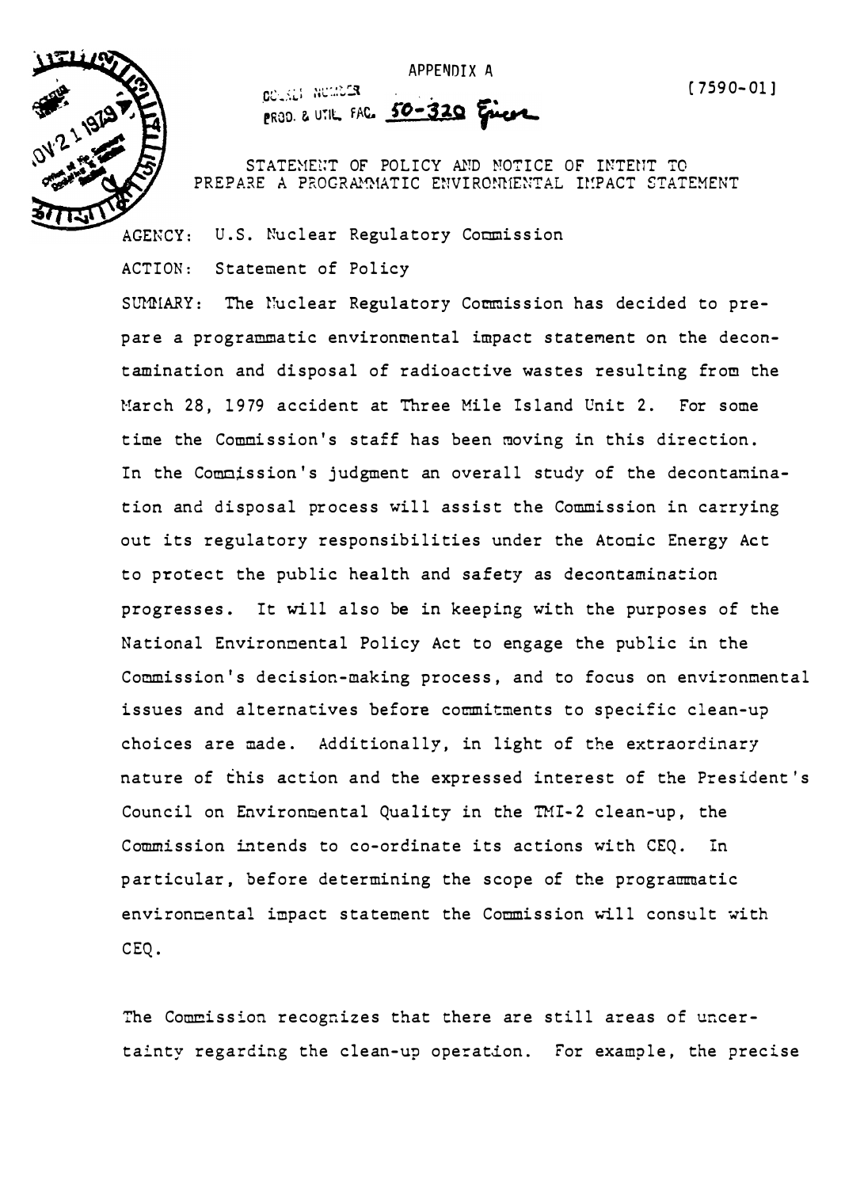APPENDIX A

DOCKET NUMBER
PROD. & UTIL. FAC. 50-320

[7590-01]

STATEMENT OF POLICY AND NOTICE OF INTENT TO PREPARE A PROGRAMMATIC ENVIRONMENTAL IMPACT STATEMENT

AGENCY: U.S. Nuclear Regulatory Commission

ACTION: Statement of Policy

SUMMARY: The Nuclear Regulatory Commission has decided to prepare a programmatic environmental impact statement on the decontamination and disposal of radioactive wastes resulting from the March 28, 1979 accident at Three Mile Island Unit 2. For some time the Commission's staff has been moving in this direction. In the Commission's judgment an overall study of the decontamination and disposal process will assist the Commission in carrying out its regulatory responsibilities under the Atomic Energy Act to protect the public health and safety as decontamination progresses. It will also be in keeping with the purposes of the National Environmental Policy Act to engage the public in the Commission's decision-making process, and to focus on environmental issues and alternatives before commitments to specific clean-up choices are made. Additionally, in light of the extraordinary nature of this action and the expressed interest of the President's Council on Environmental Quality in the TMI-2 clean-up, the Commission intends to co-ordinate its actions with CEQ. In particular, before determining the scope of the programmatic environmental impact statement the Commission will consult with CEQ.

The Commission recognizes that there are still areas of uncertainty regarding the clean-up operation. For example, the precise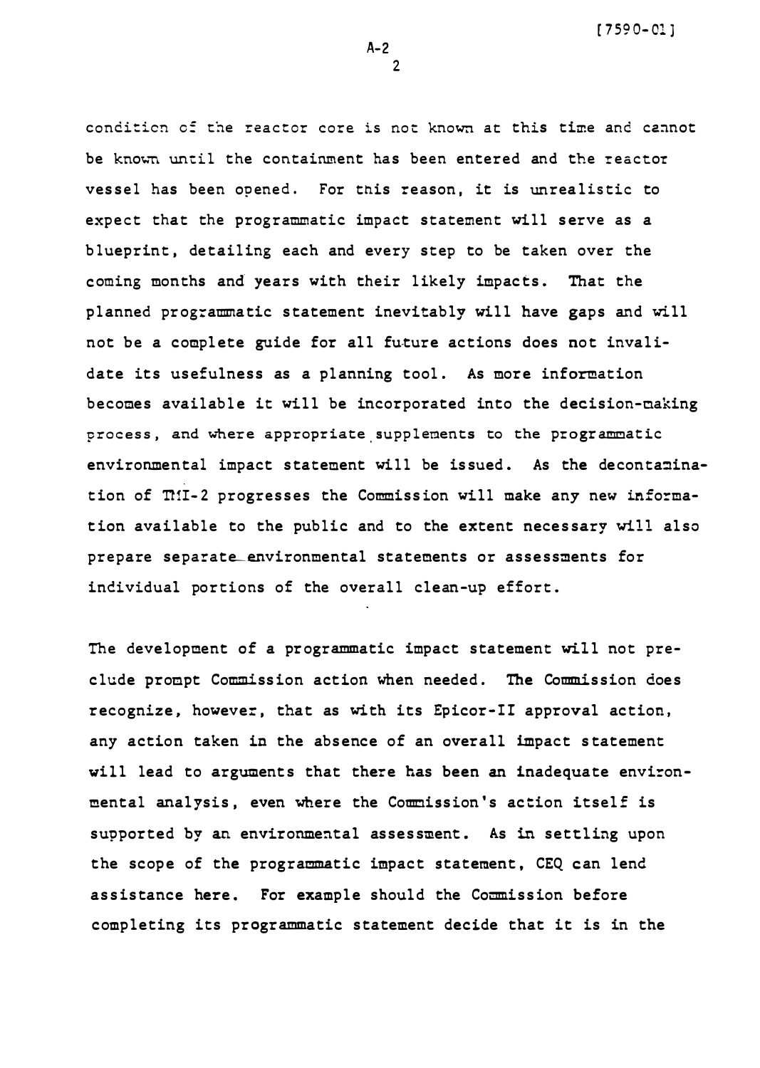condition of the reactor core is not known at this time and cannot be known until the containment has been entered and the reactor vessel has been opened. For this reason, it is unrealistic to expect that the programmatic impact statement will serve as a blueprint, detailing each and every step to be taken over the coming months and years with their likely impacts. That the planned programmatic statement inevitably will have gaps and will not be a complete guide for all future actions does not invalidate its usefulness as a planning tool. As more information becomes available it will be incorporated into the decision-making process, and where appropriate supplements to the programmatic environmental impact statement will be issued. As the decontamination of TMI-2 progresses the Commission will make any new information available to the public and to the extent necessary will also prepare separate environmental statements or assessments for individual portions of the overall clean-up effort.

The development of a programmatic impact statement will not preclude prompt Commission action when needed. The Commission does recognize, however, that as with its Epicor-II approval action, any action taken in the absence of an overall impact statement will lead to arguments that there has been an inadequate environmental analysis, even where the Commission's action itself is supported by an environmental assessment. As in settling upon the scope of the programmatic impact statement, CEQ can lend assistance here. For example should the Commission before completing its programmatic statement decide that it is in the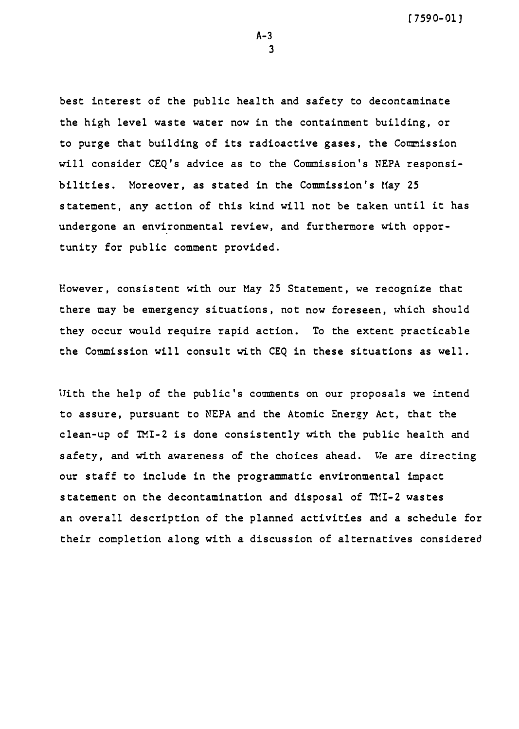best interest of the public health and safety to decontaminate the high level waste water now in the containment building, or to purge that building of its radioactive gases, the Commission will consider CEQ's advice as to the Commission's NEPA responsibilities. Moreover, as stated in the Commission's May 25 statement, any action of this kind will not be taken until it has undergone an environmental review, and furthermore with opportunity for public comment provided.

However, consistent with our May 25 Statement, we recognize that there may be emergency situations, not now foreseen, which should they occur would require rapid action. To the extent practicable the Commission will consult with CEQ in these situations as well.

With the help of the public's comments on our proposals we intend to assure, pursuant to NEPA and the Atomic Energy Act, that the clean-up of TMI-2 is done consistently with the public health and safety, and with awareness of the choices ahead. We are directing our staff to include in the programmatic environmental impact statement on the decontamination and disposal of TMI-2 wastes an overall description of the planned activities and a schedule for their completion along with a discussion of alternatives considered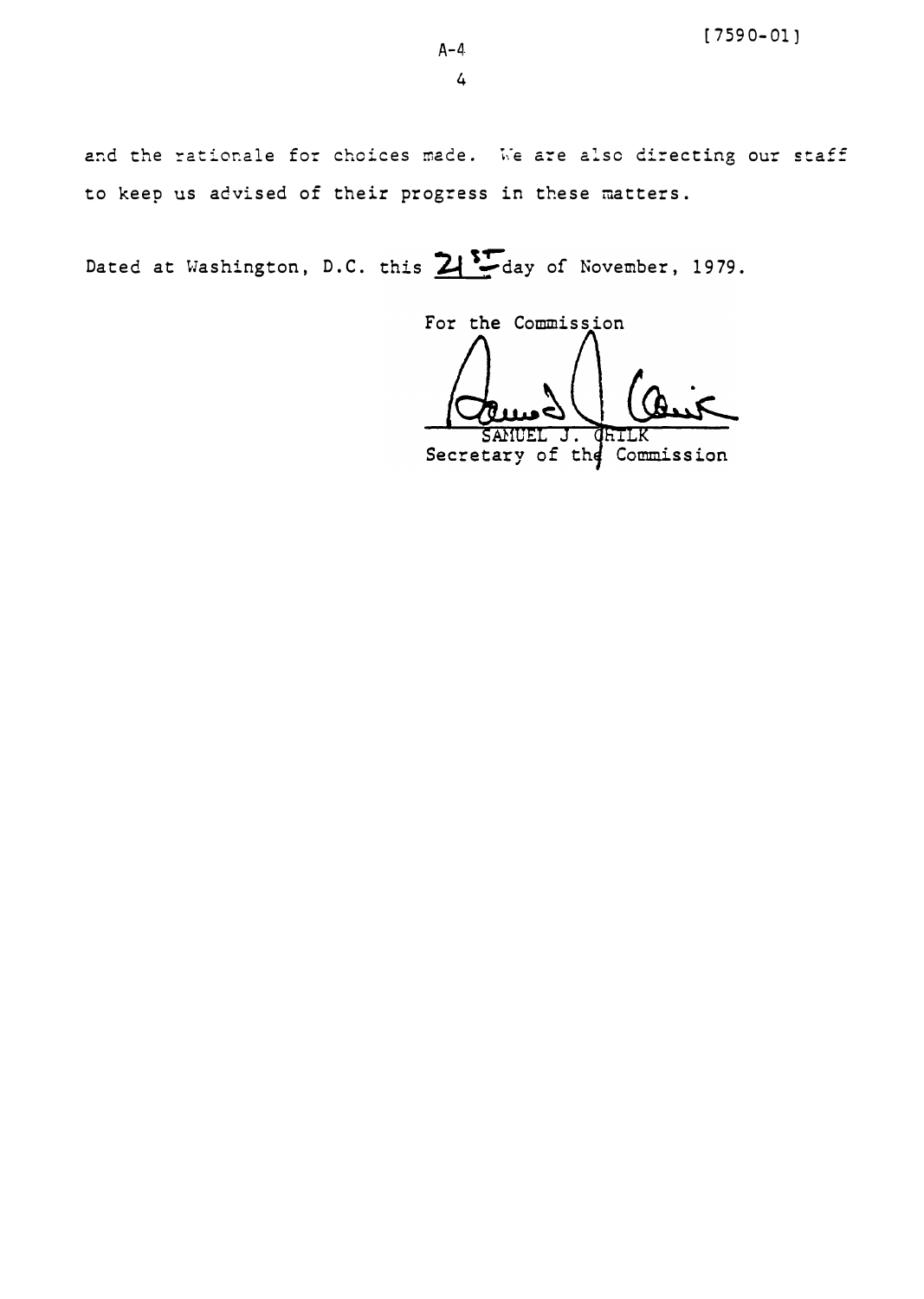and the rationale for choices made. We are also directing our staff to keep us advised of their progress in these matters.

Dated at Washington, D.C. this 21st day of November, 1979.

For the Commission

SAMUEL J. CHILK
Secretary of the Commission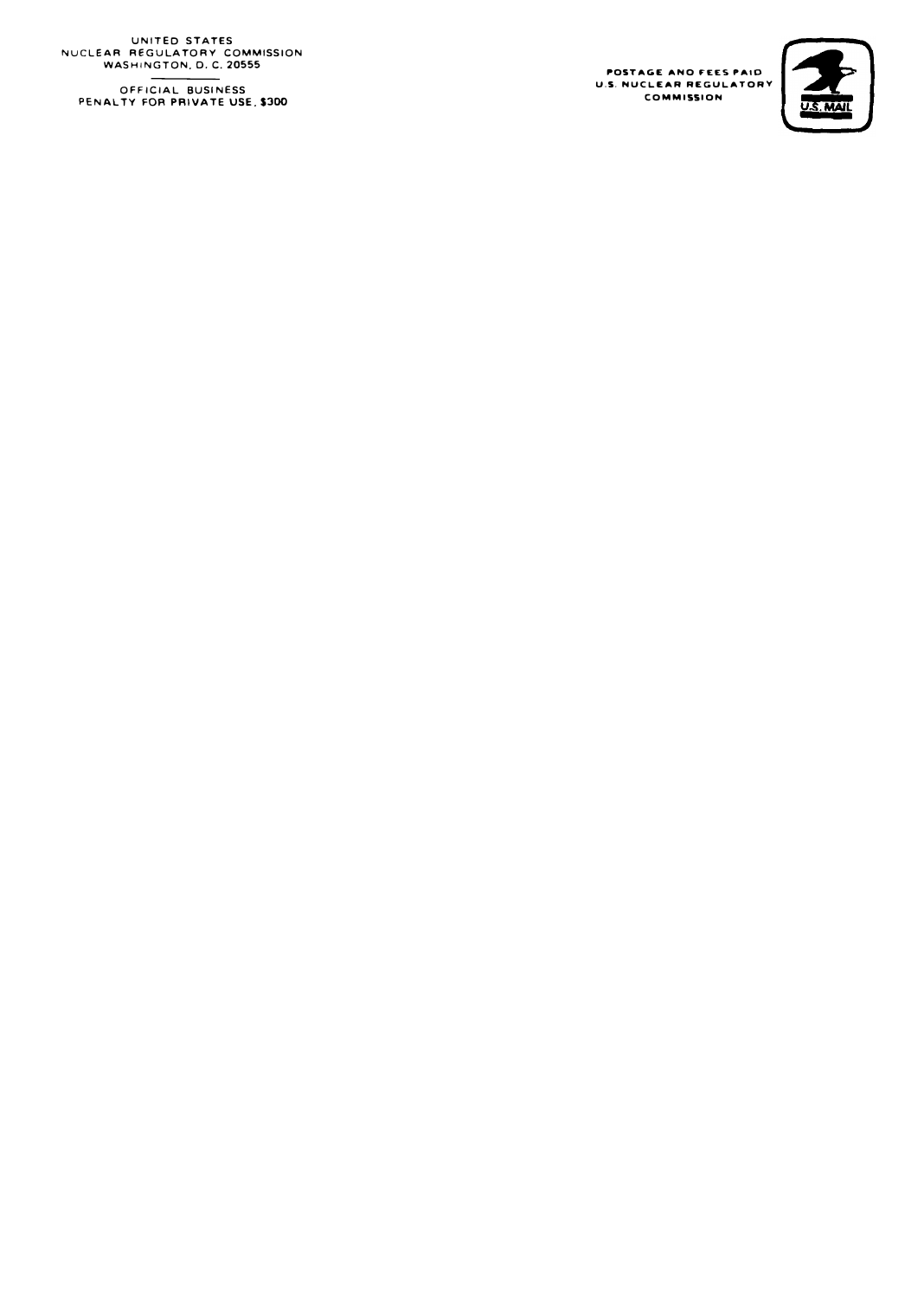UNITED STATES
NUCLEAR REGULATORY COMMISSION
WASHINGTON, D. C. 20555

OFFICIAL BUSINESS
PENALTY FOR PRIVATE USE, $300

POSTAGE AND FEES PAID
U.S. NUCLEAR REGULATORY
COMMISSION

U.S. MAIL